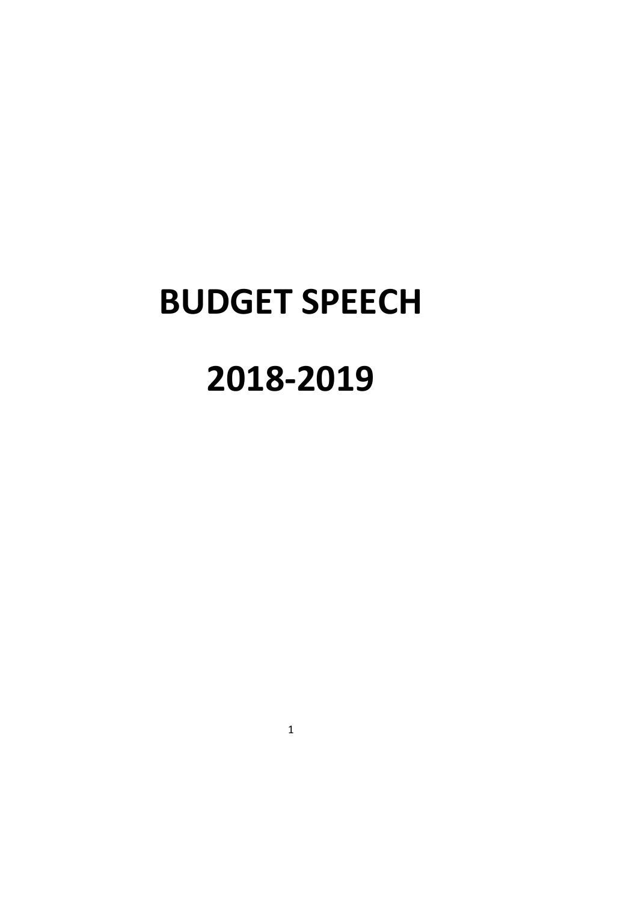# BUDGET SPEECH

# 2018-2019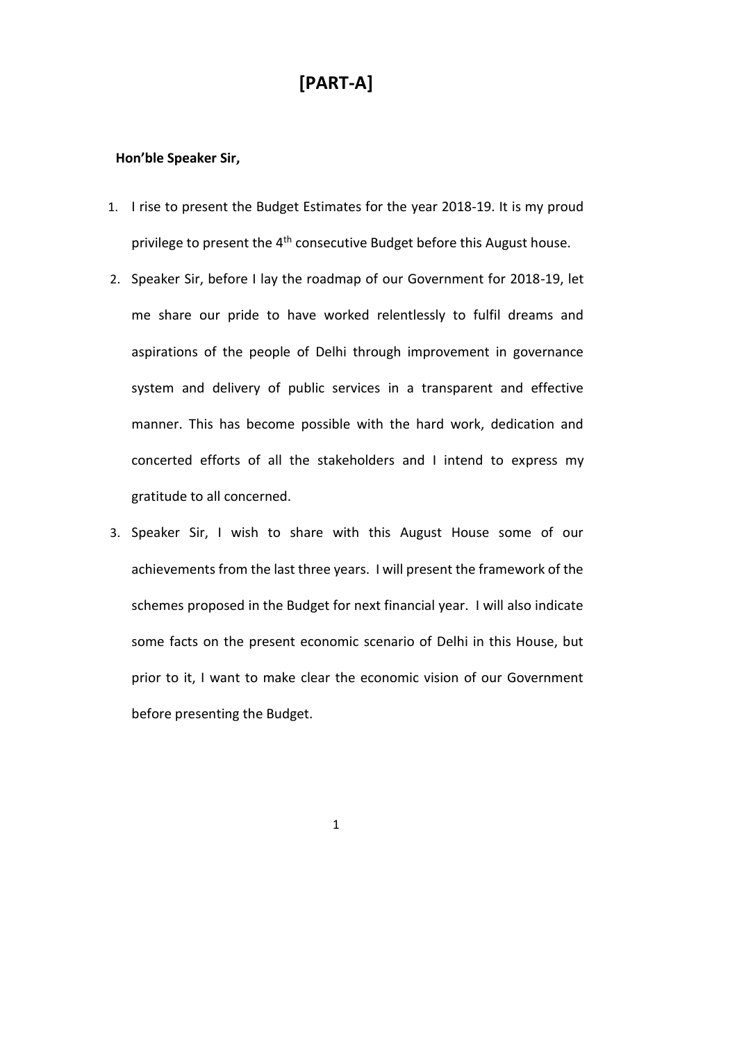# [PART-A]

**Hon'ble Speaker Sir,**

1. I rise to present the Budget Estimates for the year 2018-19. It is my proud privilege to present the 4th consecutive Budget before this August house.

2. Speaker Sir, before I lay the roadmap of our Government for 2018-19, let me share our pride to have worked relentlessly to fulfil dreams and aspirations of the people of Delhi through improvement in governance system and delivery of public services in a transparent and effective manner. This has become possible with the hard work, dedication and concerted efforts of all the stakeholders and I intend to express my gratitude to all concerned.

3. Speaker Sir, I wish to share with this August House some of our achievements from the last three years. I will present the framework of the schemes proposed in the Budget for next financial year. I will also indicate some facts on the present economic scenario of Delhi in this House, but prior to it, I want to make clear the economic vision of our Government before presenting the Budget.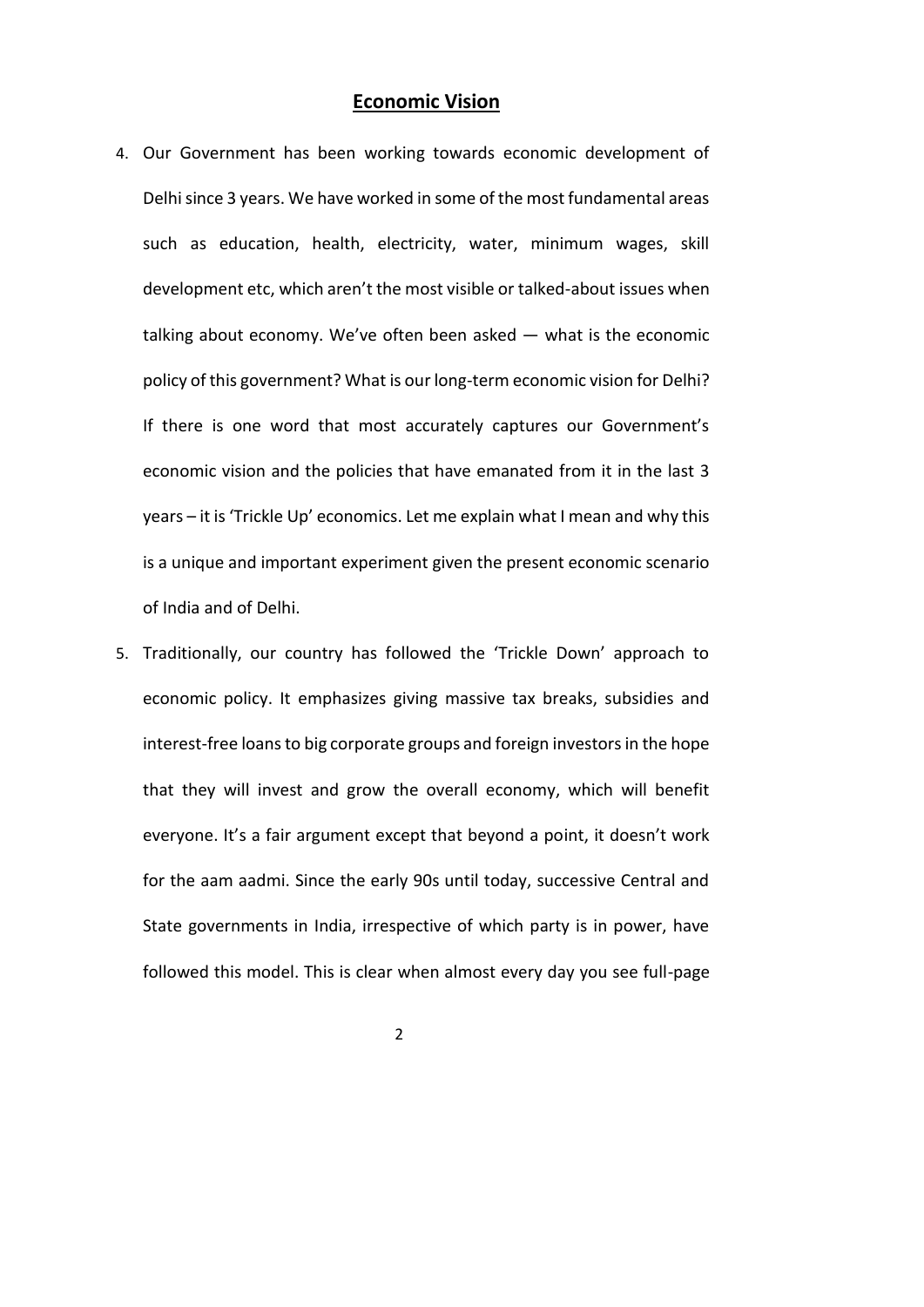## Economic Vision

4. Our Government has been working towards economic development of Delhi since 3 years. We have worked in some of the most fundamental areas such as education, health, electricity, water, minimum wages, skill development etc, which aren't the most visible or talked-about issues when talking about economy. We've often been asked — what is the economic policy of this government? What is our long-term economic vision for Delhi? If there is one word that most accurately captures our Government's economic vision and the policies that have emanated from it in the last 3 years – it is 'Trickle Up' economics. Let me explain what I mean and why this is a unique and important experiment given the present economic scenario of India and of Delhi.

5. Traditionally, our country has followed the 'Trickle Down' approach to economic policy. It emphasizes giving massive tax breaks, subsidies and interest-free loans to big corporate groups and foreign investors in the hope that they will invest and grow the overall economy, which will benefit everyone. It's a fair argument except that beyond a point, it doesn't work for the aam aadmi. Since the early 90s until today, successive Central and State governments in India, irrespective of which party is in power, have followed this model. This is clear when almost every day you see full-page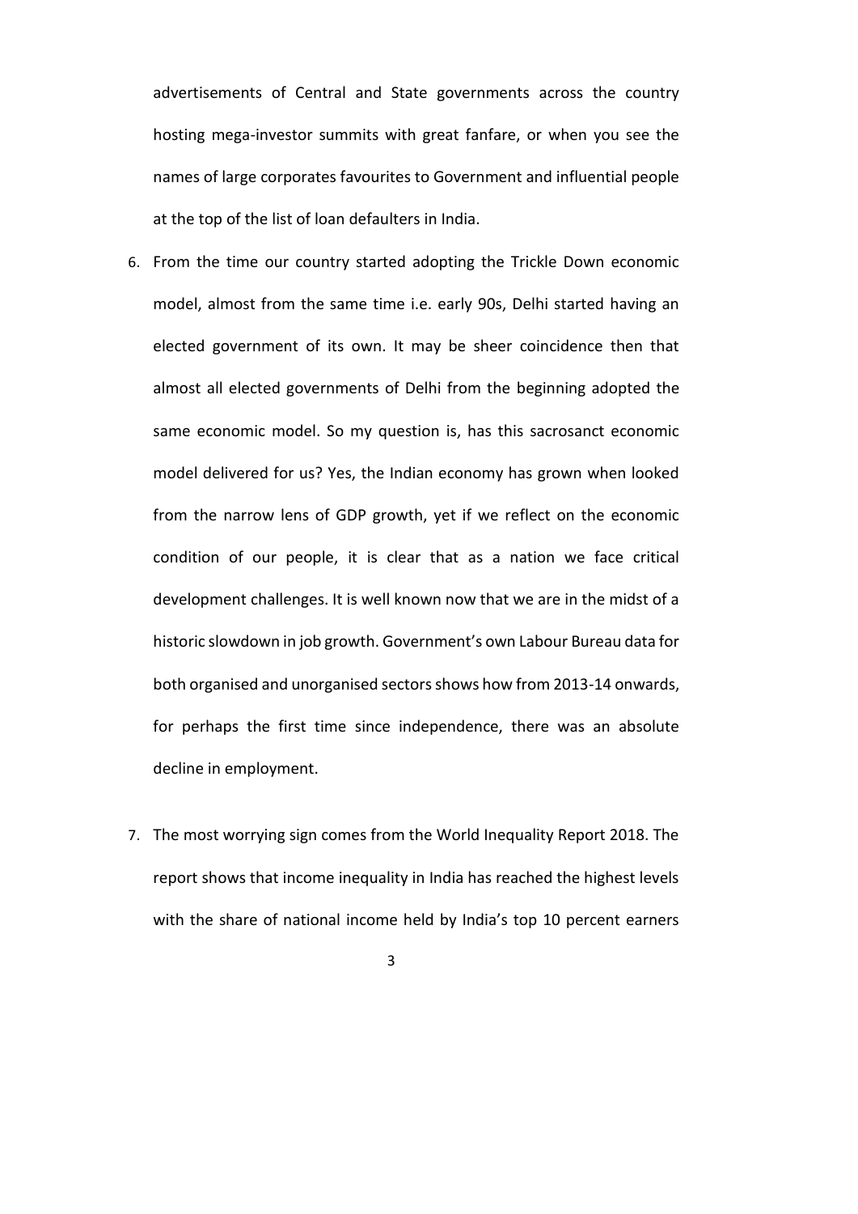advertisements of Central and State governments across the country hosting mega-investor summits with great fanfare, or when you see the names of large corporates favourites to Government and influential people at the top of the list of loan defaulters in India.

6. From the time our country started adopting the Trickle Down economic model, almost from the same time i.e. early 90s, Delhi started having an elected government of its own. It may be sheer coincidence then that almost all elected governments of Delhi from the beginning adopted the same economic model. So my question is, has this sacrosanct economic model delivered for us? Yes, the Indian economy has grown when looked from the narrow lens of GDP growth, yet if we reflect on the economic condition of our people, it is clear that as a nation we face critical development challenges. It is well known now that we are in the midst of a historic slowdown in job growth. Government's own Labour Bureau data for both organised and unorganised sectors shows how from 2013-14 onwards, for perhaps the first time since independence, there was an absolute decline in employment.

7. The most worrying sign comes from the World Inequality Report 2018. The report shows that income inequality in India has reached the highest levels with the share of national income held by India's top 10 percent earners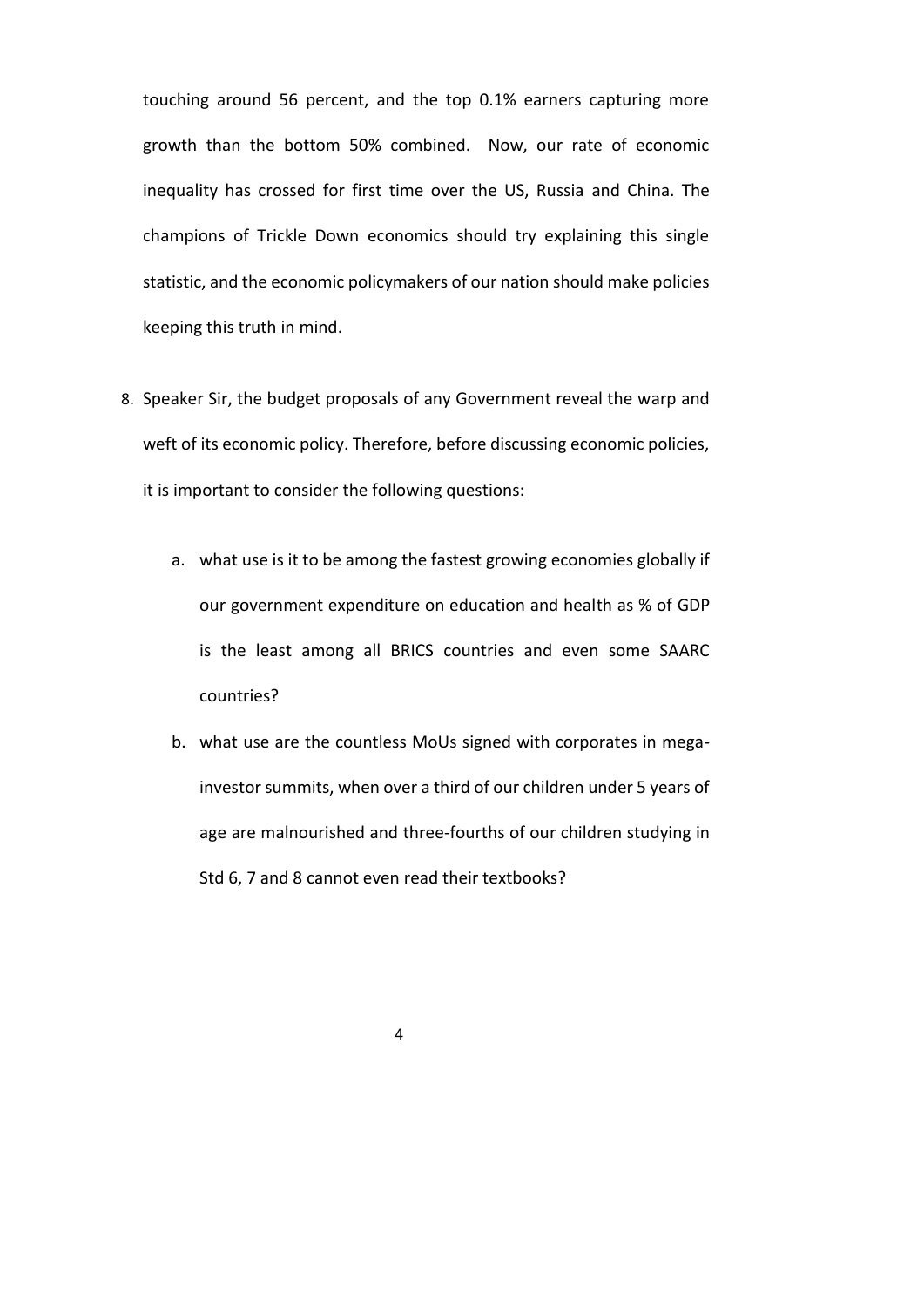touching around 56 percent, and the top 0.1% earners capturing more growth than the bottom 50% combined. Now, our rate of economic inequality has crossed for first time over the US, Russia and China. The champions of Trickle Down economics should try explaining this single statistic, and the economic policymakers of our nation should make policies keeping this truth in mind.

8. Speaker Sir, the budget proposals of any Government reveal the warp and weft of its economic policy. Therefore, before discussing economic policies, it is important to consider the following questions:

    a. what use is it to be among the fastest growing economies globally if our government expenditure on education and health as % of GDP is the least among all BRICS countries and even some SAARC countries?

    b. what use are the countless MoUs signed with corporates in mega-investor summits, when over a third of our children under 5 years of age are malnourished and three-fourths of our children studying in Std 6, 7 and 8 cannot even read their textbooks?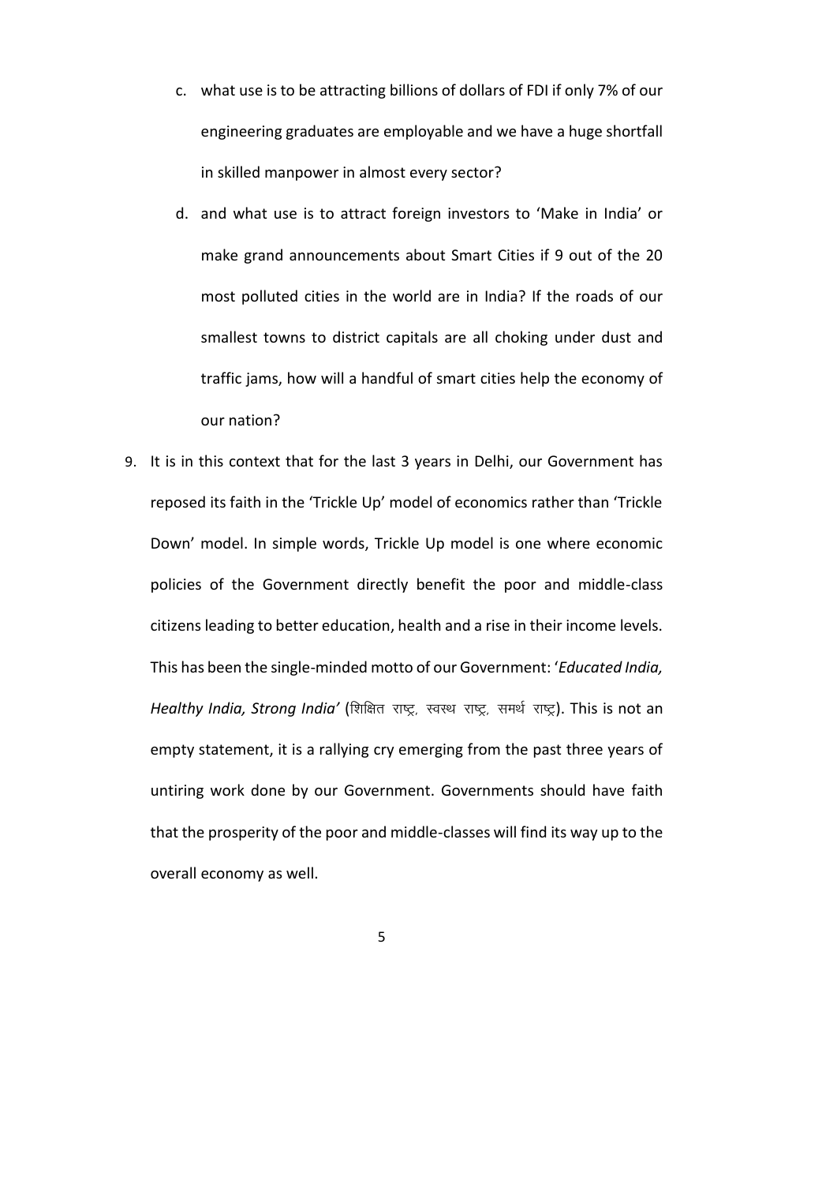c. what use is to be attracting billions of dollars of FDI if only 7% of our engineering graduates are employable and we have a huge shortfall in skilled manpower in almost every sector?

d. and what use is to attract foreign investors to 'Make in India' or make grand announcements about Smart Cities if 9 out of the 20 most polluted cities in the world are in India? If the roads of our smallest towns to district capitals are all choking under dust and traffic jams, how will a handful of smart cities help the economy of our nation?

9. It is in this context that for the last 3 years in Delhi, our Government has reposed its faith in the 'Trickle Up' model of economics rather than 'Trickle Down' model. In simple words, Trickle Up model is one where economic policies of the Government directly benefit the poor and middle-class citizens leading to better education, health and a rise in their income levels. This has been the single-minded motto of our Government: '*Educated India, Healthy India, Strong India'* (शिक्षित राष्ट्र, स्वस्थ राष्ट्र, समर्थ राष्ट्र). This is not an empty statement, it is a rallying cry emerging from the past three years of untiring work done by our Government. Governments should have faith that the prosperity of the poor and middle-classes will find its way up to the overall economy as well.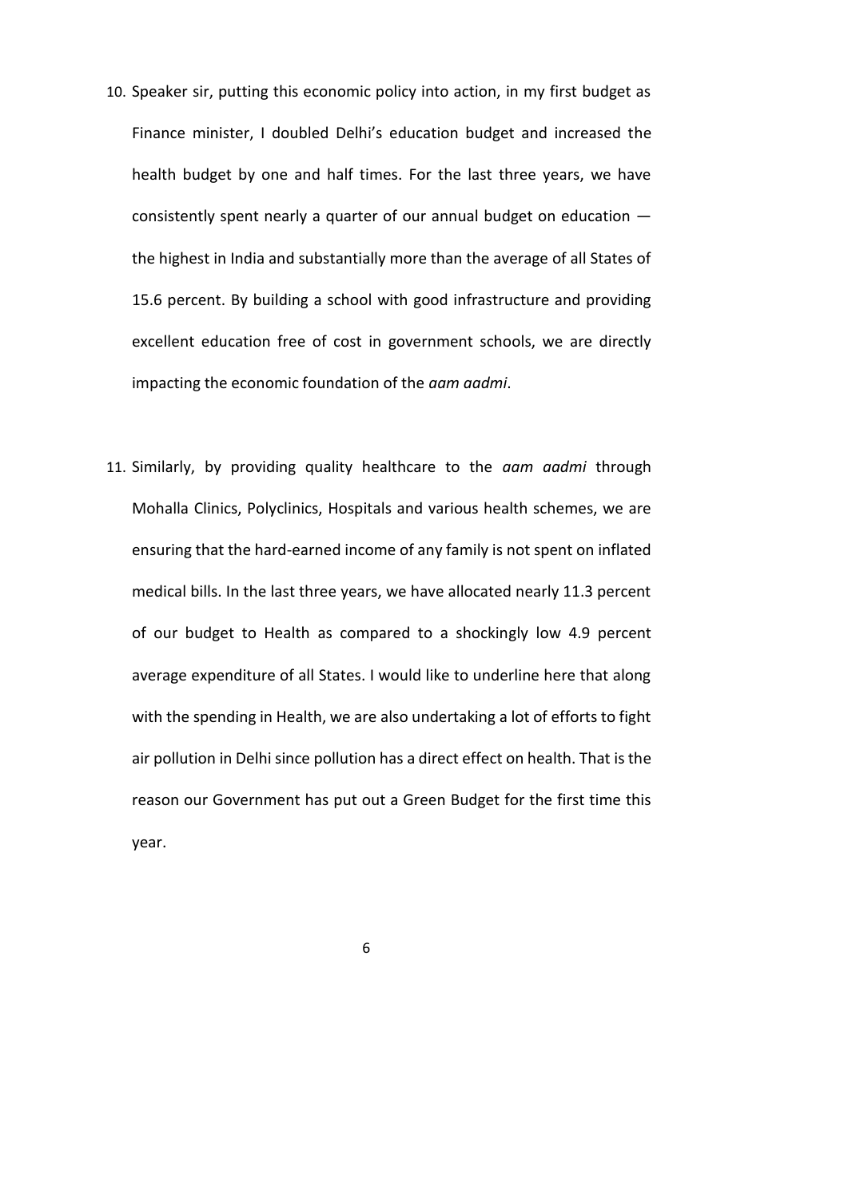10. Speaker sir, putting this economic policy into action, in my first budget as Finance minister, I doubled Delhi's education budget and increased the health budget by one and half times. For the last three years, we have consistently spent nearly a quarter of our annual budget on education — the highest in India and substantially more than the average of all States of 15.6 percent. By building a school with good infrastructure and providing excellent education free of cost in government schools, we are directly impacting the economic foundation of the *aam aadmi*.

11. Similarly, by providing quality healthcare to the *aam aadmi* through Mohalla Clinics, Polyclinics, Hospitals and various health schemes, we are ensuring that the hard-earned income of any family is not spent on inflated medical bills. In the last three years, we have allocated nearly 11.3 percent of our budget to Health as compared to a shockingly low 4.9 percent average expenditure of all States. I would like to underline here that along with the spending in Health, we are also undertaking a lot of efforts to fight air pollution in Delhi since pollution has a direct effect on health. That is the reason our Government has put out a Green Budget for the first time this year.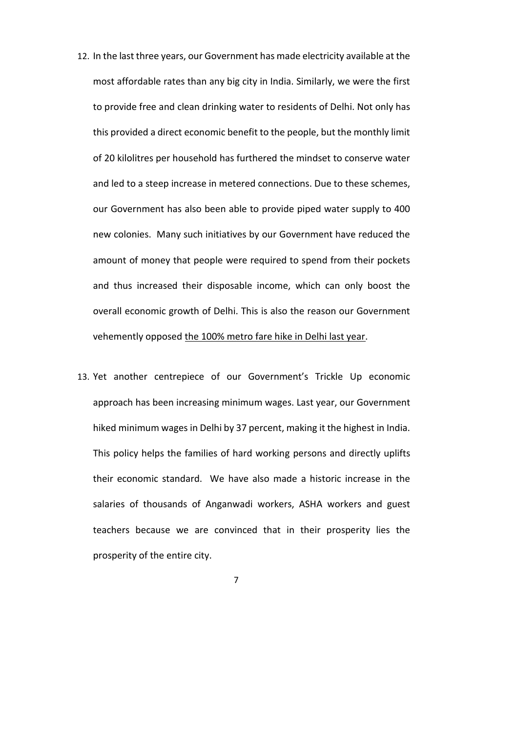12. In the last three years, our Government has made electricity available at the most affordable rates than any big city in India. Similarly, we were the first to provide free and clean drinking water to residents of Delhi. Not only has this provided a direct economic benefit to the people, but the monthly limit of 20 kilolitres per household has furthered the mindset to conserve water and led to a steep increase in metered connections. Due to these schemes, our Government has also been able to provide piped water supply to 400 new colonies. Many such initiatives by our Government have reduced the amount of money that people were required to spend from their pockets and thus increased their disposable income, which can only boost the overall economic growth of Delhi. This is also the reason our Government vehemently opposed the 100% metro fare hike in Delhi last year.

13. Yet another centrepiece of our Government's Trickle Up economic approach has been increasing minimum wages. Last year, our Government hiked minimum wages in Delhi by 37 percent, making it the highest in India. This policy helps the families of hard working persons and directly uplifts their economic standard. We have also made a historic increase in the salaries of thousands of Anganwadi workers, ASHA workers and guest teachers because we are convinced that in their prosperity lies the prosperity of the entire city.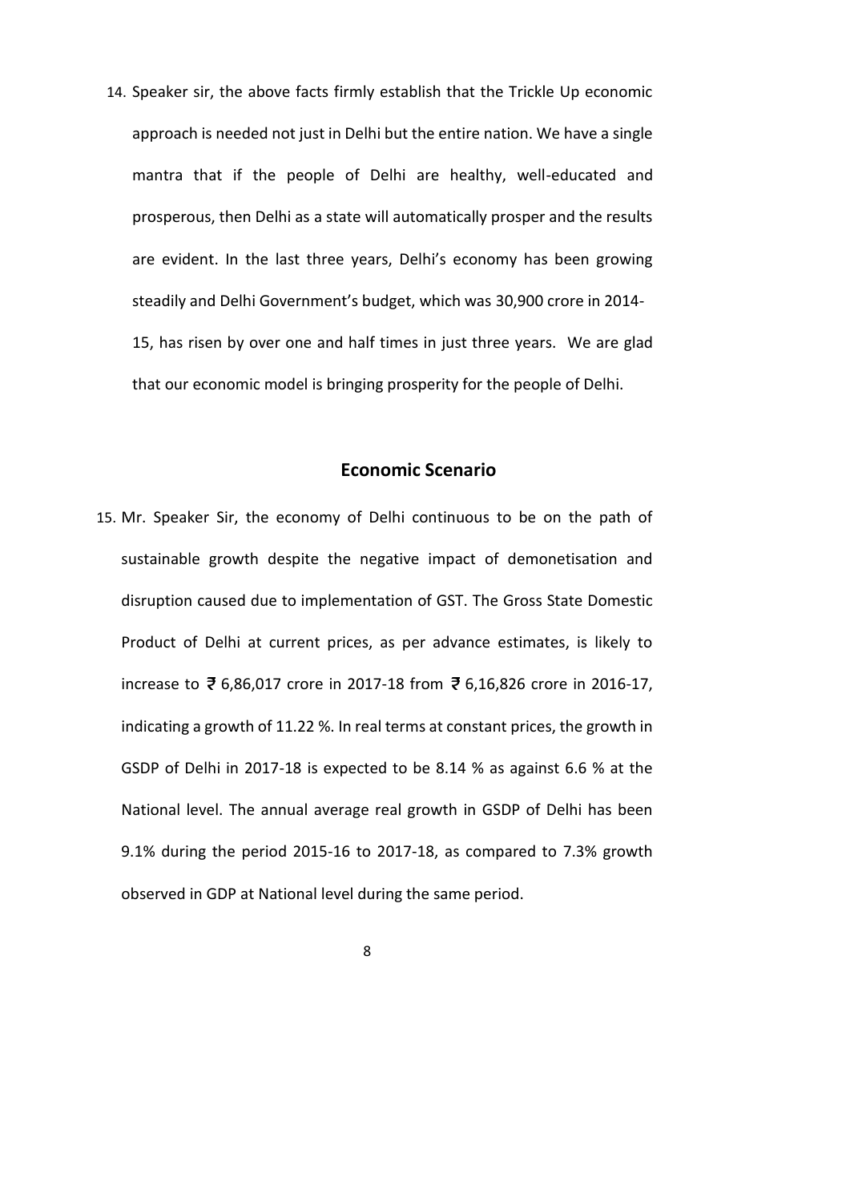14. Speaker sir, the above facts firmly establish that the Trickle Up economic approach is needed not just in Delhi but the entire nation. We have a single mantra that if the people of Delhi are healthy, well-educated and prosperous, then Delhi as a state will automatically prosper and the results are evident. In the last three years, Delhi's economy has been growing steadily and Delhi Government's budget, which was 30,900 crore in 2014-15, has risen by over one and half times in just three years. We are glad that our economic model is bringing prosperity for the people of Delhi.

## Economic Scenario

15. Mr. Speaker Sir, the economy of Delhi continuous to be on the path of sustainable growth despite the negative impact of demonetisation and disruption caused due to implementation of GST. The Gross State Domestic Product of Delhi at current prices, as per advance estimates, is likely to increase to ₹ 6,86,017 crore in 2017-18 from ₹ 6,16,826 crore in 2016-17, indicating a growth of 11.22 %. In real terms at constant prices, the growth in GSDP of Delhi in 2017-18 is expected to be 8.14 % as against 6.6 % at the National level. The annual average real growth in GSDP of Delhi has been 9.1% during the period 2015-16 to 2017-18, as compared to 7.3% growth observed in GDP at National level during the same period.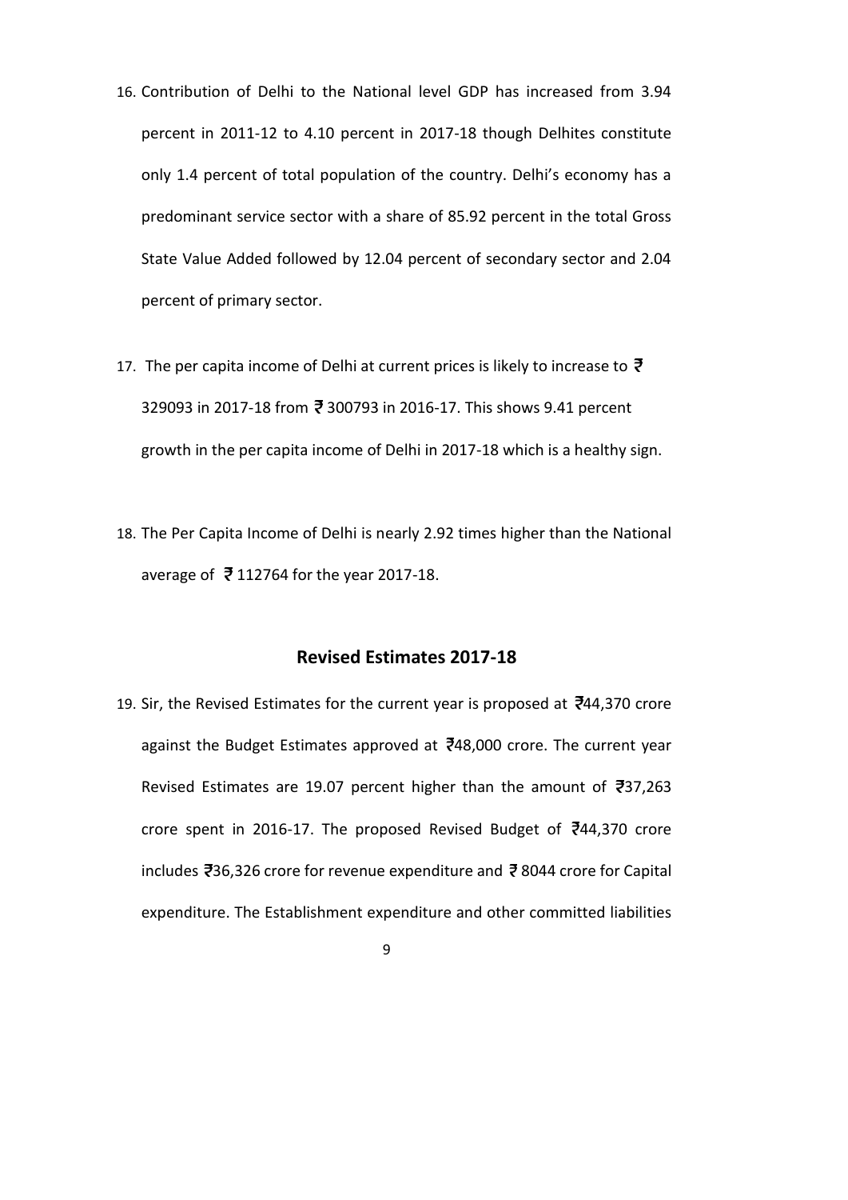16. Contribution of Delhi to the National level GDP has increased from 3.94 percent in 2011-12 to 4.10 percent in 2017-18 though Delhites constitute only 1.4 percent of total population of the country. Delhi's economy has a predominant service sector with a share of 85.92 percent in the total Gross State Value Added followed by 12.04 percent of secondary sector and 2.04 percent of primary sector.

17. The per capita income of Delhi at current prices is likely to increase to ₹ 329093 in 2017-18 from ₹ 300793 in 2016-17. This shows 9.41 percent growth in the per capita income of Delhi in 2017-18 which is a healthy sign.

18. The Per Capita Income of Delhi is nearly 2.92 times higher than the National average of ₹ 112764 for the year 2017-18.

## Revised Estimates 2017-18

19. Sir, the Revised Estimates for the current year is proposed at ₹44,370 crore against the Budget Estimates approved at ₹48,000 crore. The current year Revised Estimates are 19.07 percent higher than the amount of ₹37,263 crore spent in 2016-17. The proposed Revised Budget of ₹44,370 crore includes ₹36,326 crore for revenue expenditure and ₹ 8044 crore for Capital expenditure. The Establishment expenditure and other committed liabilities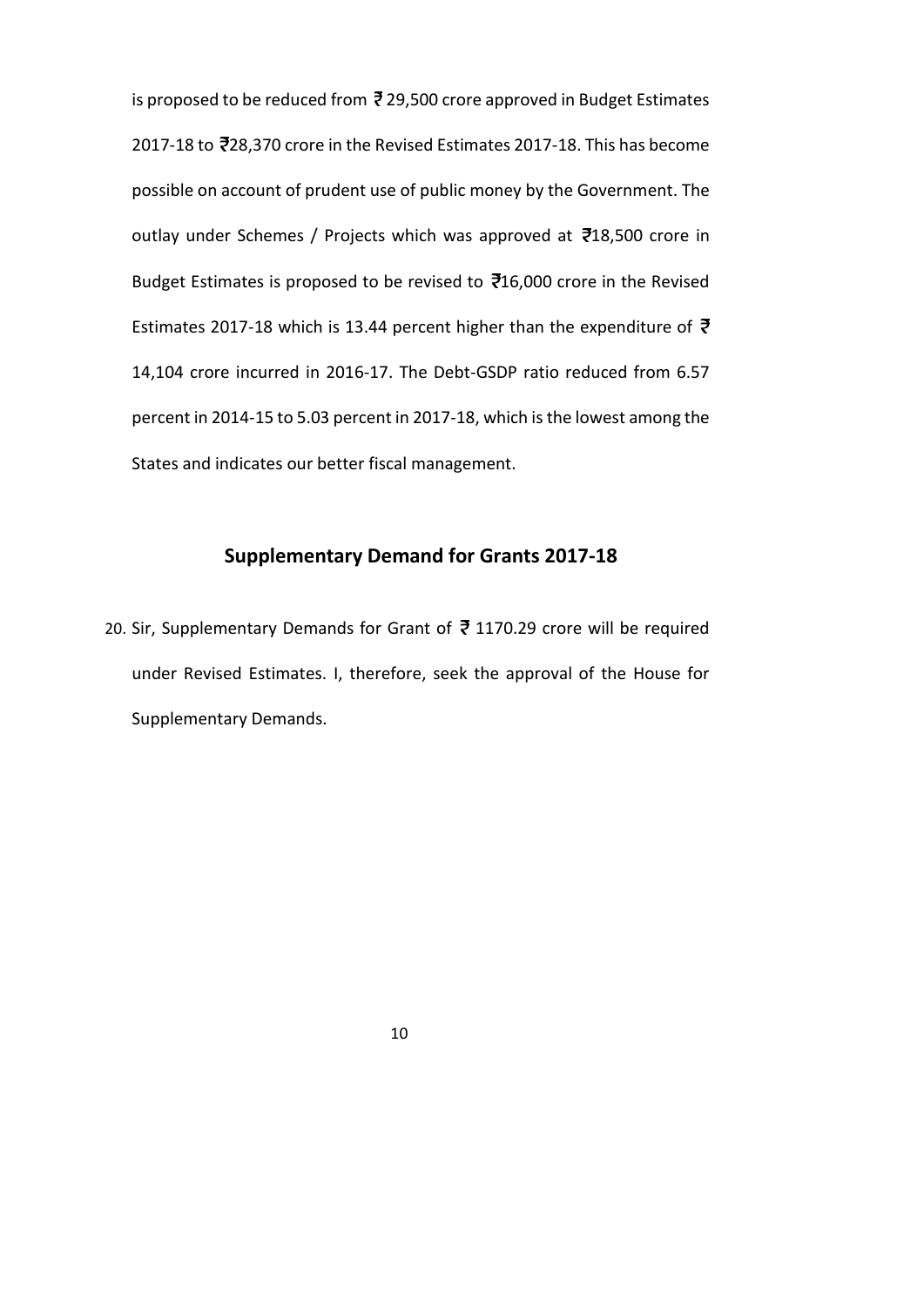is proposed to be reduced from ₹ 29,500 crore approved in Budget Estimates 2017-18 to ₹28,370 crore in the Revised Estimates 2017-18. This has become possible on account of prudent use of public money by the Government. The outlay under Schemes / Projects which was approved at ₹18,500 crore in Budget Estimates is proposed to be revised to ₹16,000 crore in the Revised Estimates 2017-18 which is 13.44 percent higher than the expenditure of ₹ 14,104 crore incurred in 2016-17. The Debt-GSDP ratio reduced from 6.57 percent in 2014-15 to 5.03 percent in 2017-18, which is the lowest among the States and indicates our better fiscal management.

## Supplementary Demand for Grants 2017-18

20. Sir, Supplementary Demands for Grant of ₹ 1170.29 crore will be required under Revised Estimates. I, therefore, seek the approval of the House for Supplementary Demands.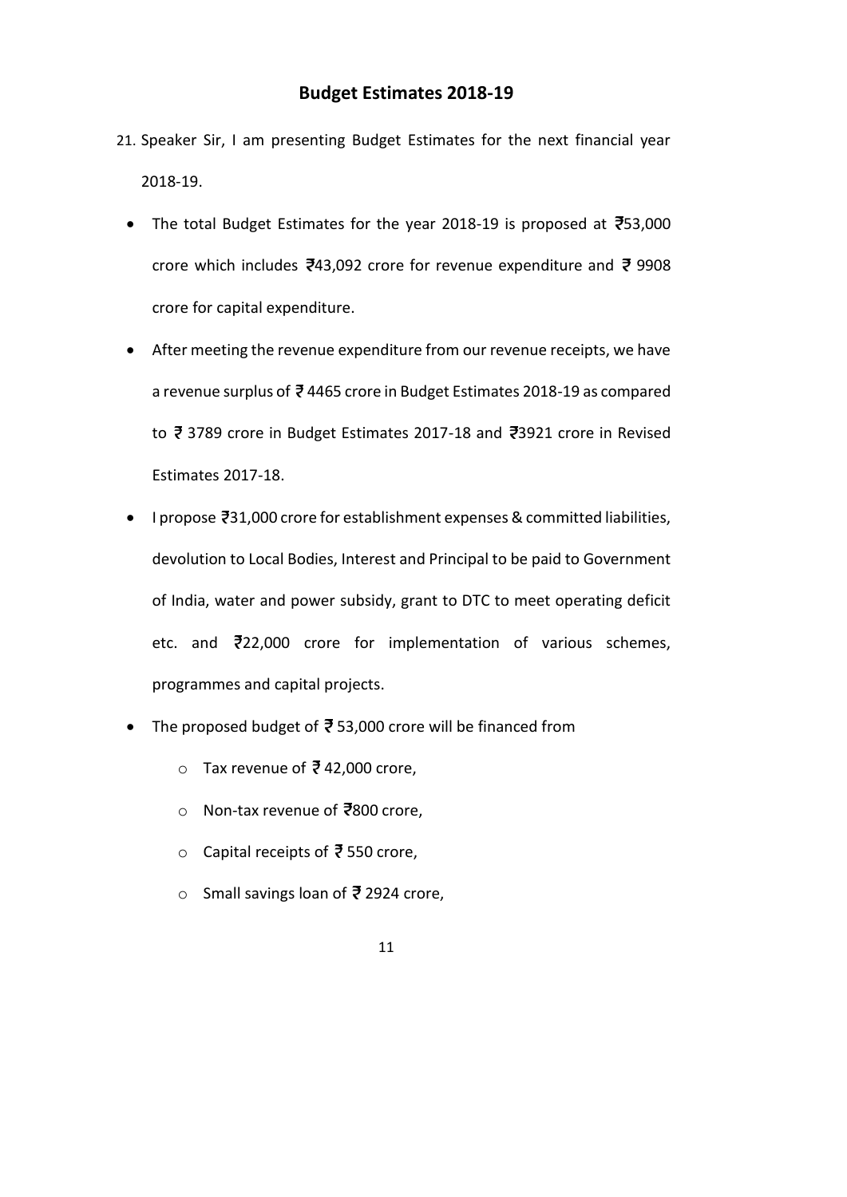## Budget Estimates 2018-19

21. Speaker Sir, I am presenting Budget Estimates for the next financial year 2018-19.

- The total Budget Estimates for the year 2018-19 is proposed at ₹53,000 crore which includes ₹43,092 crore for revenue expenditure and ₹ 9908 crore for capital expenditure.
- After meeting the revenue expenditure from our revenue receipts, we have a revenue surplus of ₹ 4465 crore in Budget Estimates 2018-19 as compared to ₹ 3789 crore in Budget Estimates 2017-18 and ₹3921 crore in Revised Estimates 2017-18.
- I propose ₹31,000 crore for establishment expenses & committed liabilities, devolution to Local Bodies, Interest and Principal to be paid to Government of India, water and power subsidy, grant to DTC to meet operating deficit etc. and ₹22,000 crore for implementation of various schemes, programmes and capital projects.
- The proposed budget of ₹ 53,000 crore will be financed from
  - Tax revenue of ₹ 42,000 crore,
  - Non-tax revenue of ₹800 crore,
  - Capital receipts of ₹ 550 crore,
  - Small savings loan of ₹ 2924 crore,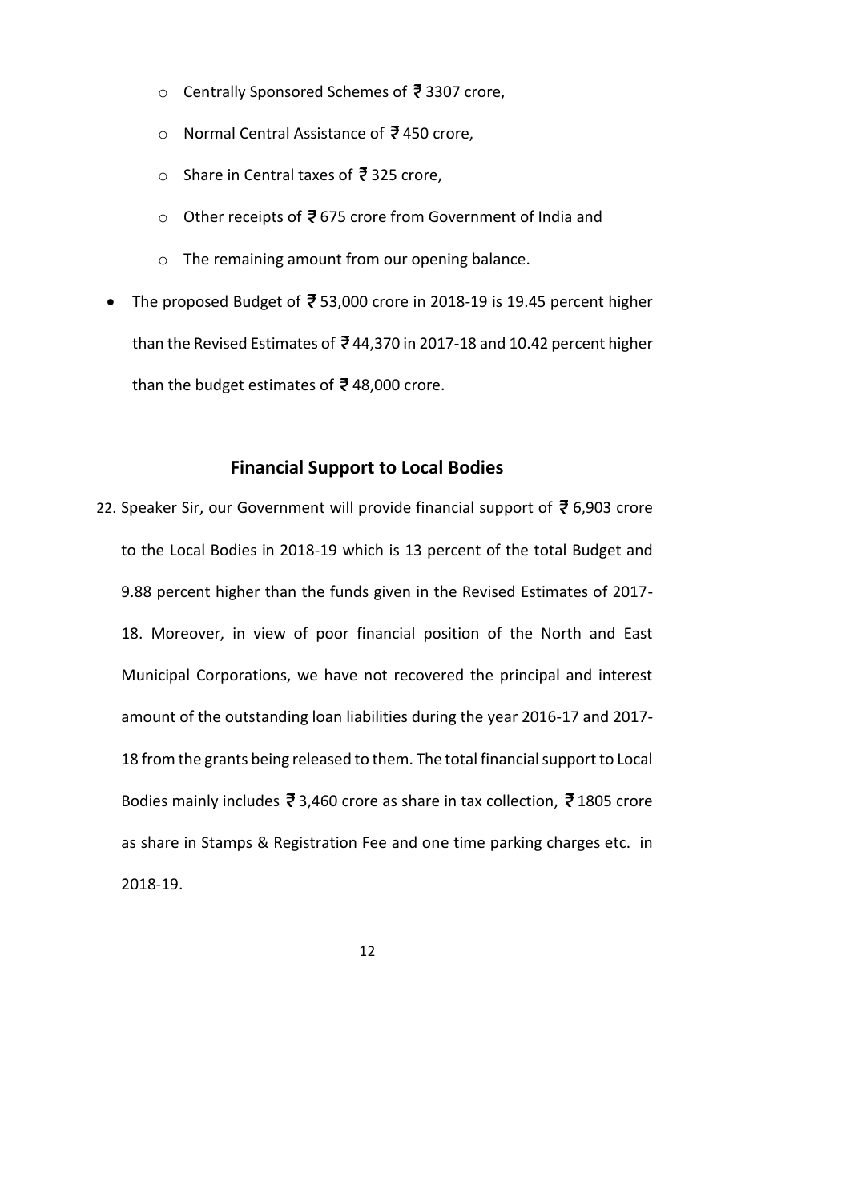- Centrally Sponsored Schemes of ₹ 3307 crore,
  - Normal Central Assistance of ₹ 450 crore,
  - Share in Central taxes of ₹ 325 crore,
  - Other receipts of ₹ 675 crore from Government of India and
  - The remaining amount from our opening balance.
- The proposed Budget of ₹ 53,000 crore in 2018-19 is 19.45 percent higher than the Revised Estimates of ₹ 44,370 in 2017-18 and 10.42 percent higher than the budget estimates of ₹ 48,000 crore.

## Financial Support to Local Bodies

22. Speaker Sir, our Government will provide financial support of ₹ 6,903 crore to the Local Bodies in 2018-19 which is 13 percent of the total Budget and 9.88 percent higher than the funds given in the Revised Estimates of 2017-18. Moreover, in view of poor financial position of the North and East Municipal Corporations, we have not recovered the principal and interest amount of the outstanding loan liabilities during the year 2016-17 and 2017-18 from the grants being released to them. The total financial support to Local Bodies mainly includes ₹ 3,460 crore as share in tax collection, ₹ 1805 crore as share in Stamps & Registration Fee and one time parking charges etc. in 2018-19.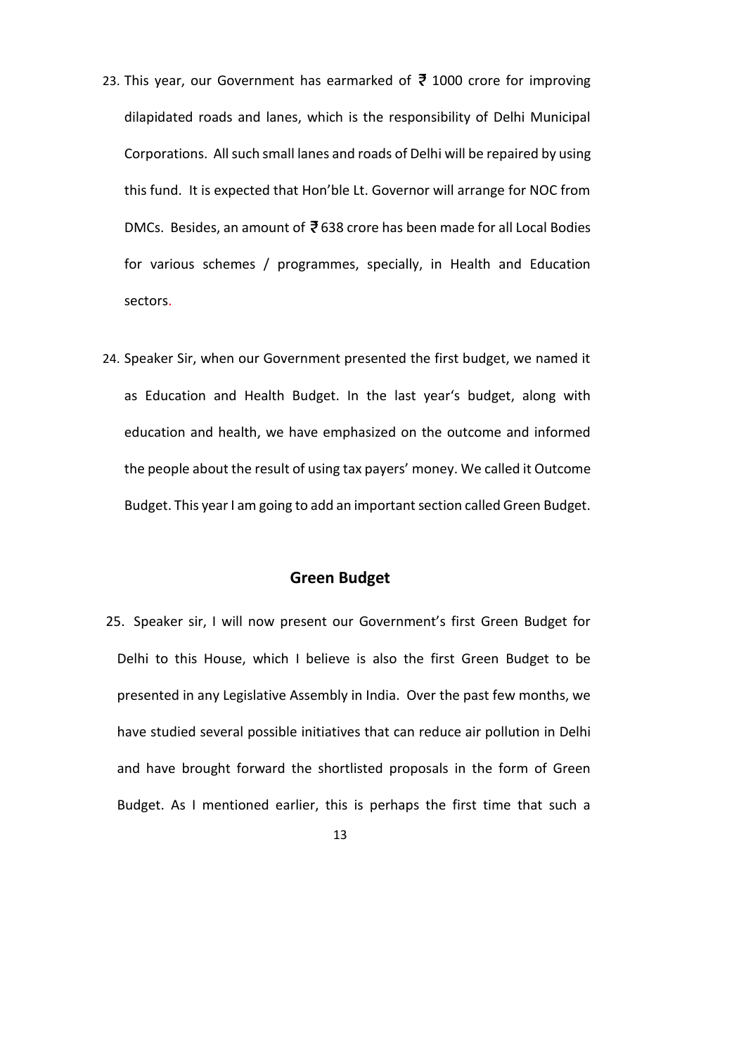23. This year, our Government has earmarked of ₹ 1000 crore for improving dilapidated roads and lanes, which is the responsibility of Delhi Municipal Corporations. All such small lanes and roads of Delhi will be repaired by using this fund. It is expected that Hon'ble Lt. Governor will arrange for NOC from DMCs. Besides, an amount of ₹ 638 crore has been made for all Local Bodies for various schemes / programmes, specially, in Health and Education sectors.

24. Speaker Sir, when our Government presented the first budget, we named it as Education and Health Budget. In the last year's budget, along with education and health, we have emphasized on the outcome and informed the people about the result of using tax payers' money. We called it Outcome Budget. This year I am going to add an important section called Green Budget.

## Green Budget

25. Speaker sir, I will now present our Government's first Green Budget for Delhi to this House, which I believe is also the first Green Budget to be presented in any Legislative Assembly in India. Over the past few months, we have studied several possible initiatives that can reduce air pollution in Delhi and have brought forward the shortlisted proposals in the form of Green Budget. As I mentioned earlier, this is perhaps the first time that such a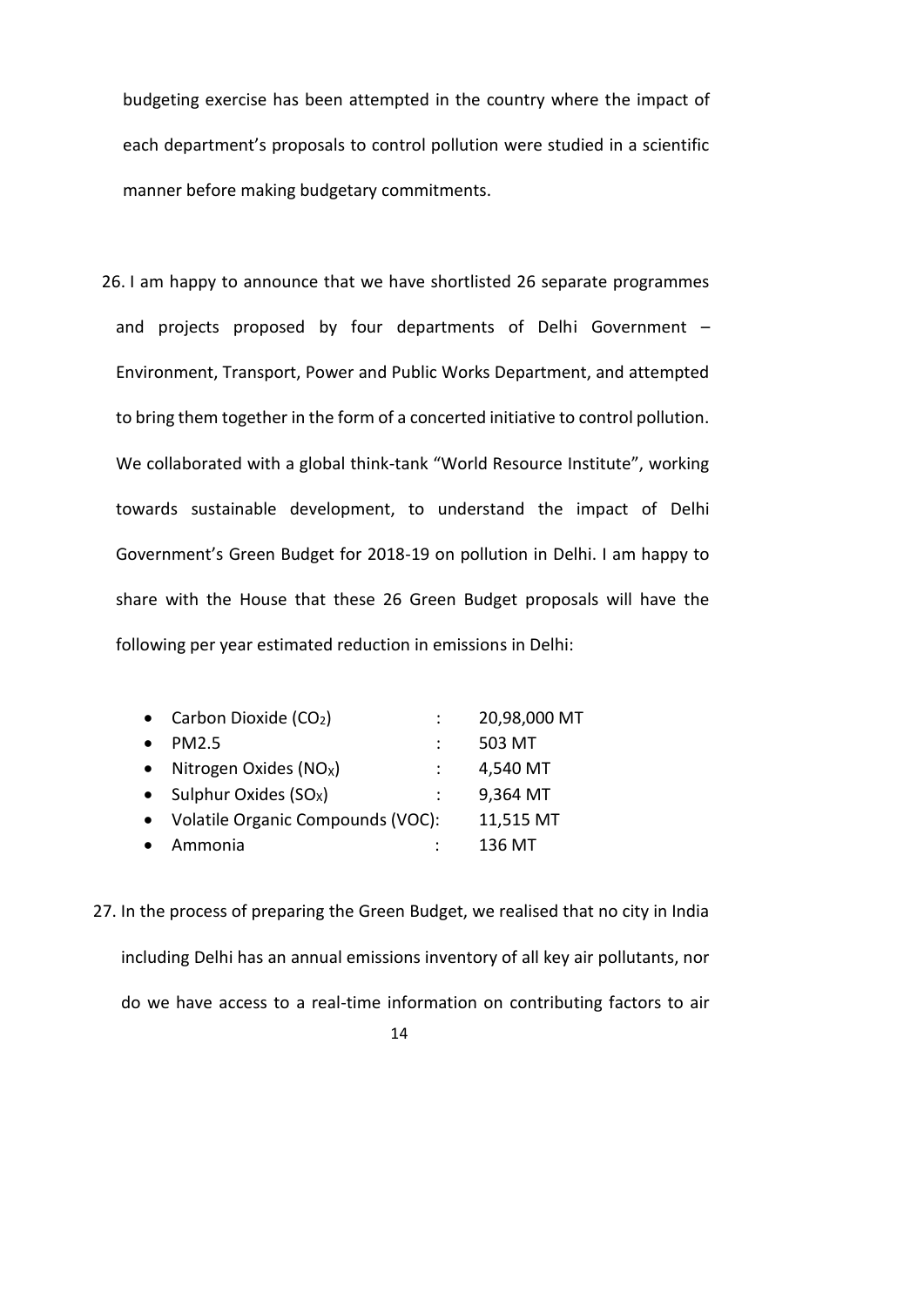budgeting exercise has been attempted in the country where the impact of each department's proposals to control pollution were studied in a scientific manner before making budgetary commitments.

26. I am happy to announce that we have shortlisted 26 separate programmes and projects proposed by four departments of Delhi Government – Environment, Transport, Power and Public Works Department, and attempted to bring them together in the form of a concerted initiative to control pollution. We collaborated with a global think-tank "World Resource Institute", working towards sustainable development, to understand the impact of Delhi Government's Green Budget for 2018-19 on pollution in Delhi. I am happy to share with the House that these 26 Green Budget proposals will have the following per year estimated reduction in emissions in Delhi:

- Carbon Dioxide ($CO_2$) : 20,98,000 MT
- PM2.5 : 503 MT
- Nitrogen Oxides ($NO_X$) : 4,540 MT
- Sulphur Oxides ($SO_X$) : 9,364 MT
- Volatile Organic Compounds (VOC): 11,515 MT
- Ammonia : 136 MT

27. In the process of preparing the Green Budget, we realised that no city in India including Delhi has an annual emissions inventory of all key air pollutants, nor do we have access to a real-time information on contributing factors to air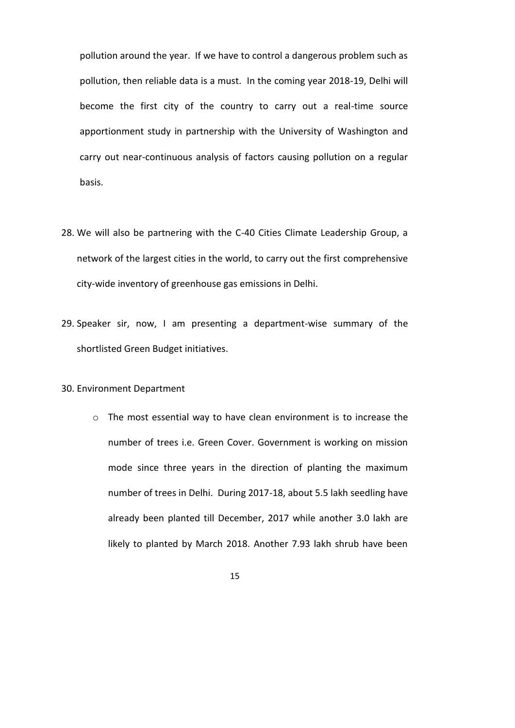pollution around the year. If we have to control a dangerous problem such as pollution, then reliable data is a must. In the coming year 2018-19, Delhi will become the first city of the country to carry out a real-time source apportionment study in partnership with the University of Washington and carry out near-continuous analysis of factors causing pollution on a regular basis.

28. We will also be partnering with the C-40 Cities Climate Leadership Group, a network of the largest cities in the world, to carry out the first comprehensive city-wide inventory of greenhouse gas emissions in Delhi.

29. Speaker sir, now, I am presenting a department-wise summary of the shortlisted Green Budget initiatives.

30. Environment Department

    - The most essential way to have clean environment is to increase the number of trees i.e. Green Cover. Government is working on mission mode since three years in the direction of planting the maximum number of trees in Delhi. During 2017-18, about 5.5 lakh seedling have already been planted till December, 2017 while another 3.0 lakh are likely to planted by March 2018. Another 7.93 lakh shrub have been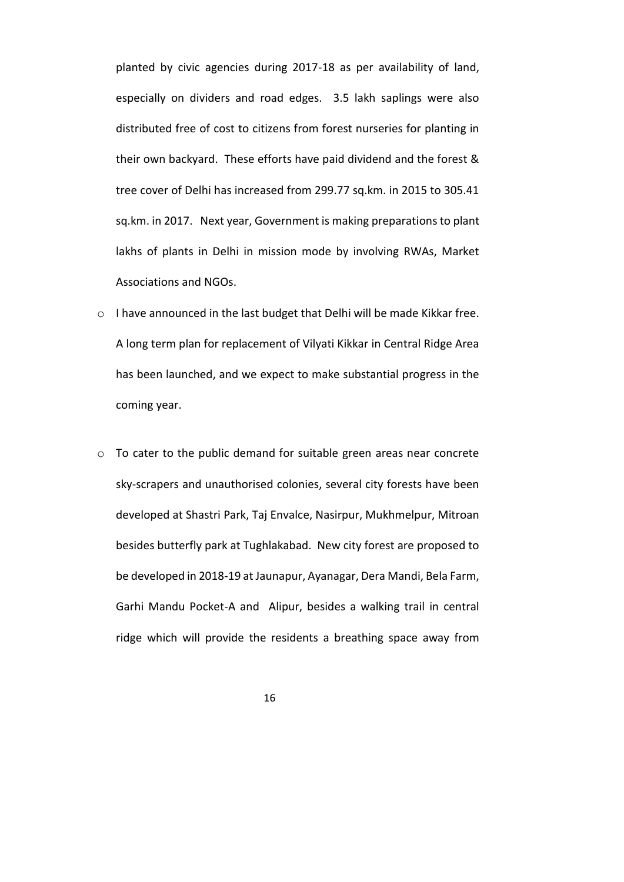planted by civic agencies during 2017-18 as per availability of land, especially on dividers and road edges. 3.5 lakh saplings were also distributed free of cost to citizens from forest nurseries for planting in their own backyard. These efforts have paid dividend and the forest & tree cover of Delhi has increased from 299.77 sq.km. in 2015 to 305.41 sq.km. in 2017. Next year, Government is making preparations to plant lakhs of plants in Delhi in mission mode by involving RWAs, Market Associations and NGOs.

- I have announced in the last budget that Delhi will be made Kikkar free. A long term plan for replacement of Vilyati Kikkar in Central Ridge Area has been launched, and we expect to make substantial progress in the coming year.

- To cater to the public demand for suitable green areas near concrete sky-scrapers and unauthorised colonies, several city forests have been developed at Shastri Park, Taj Envalce, Nasirpur, Mukhmelpur, Mitroan besides butterfly park at Tughlakabad. New city forest are proposed to be developed in 2018-19 at Jaunapur, Ayanagar, Dera Mandi, Bela Farm, Garhi Mandu Pocket-A and Alipur, besides a walking trail in central ridge which will provide the residents a breathing space away from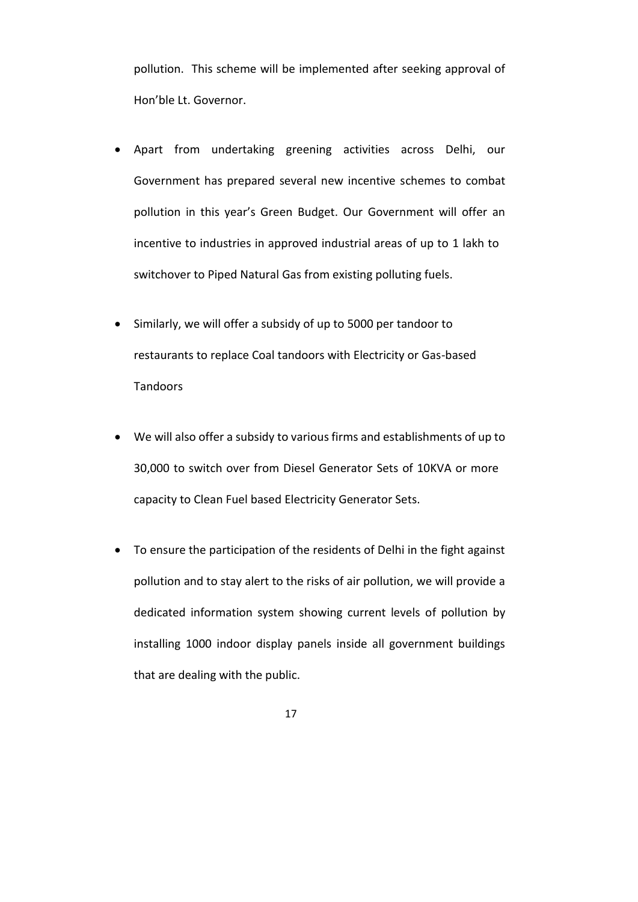pollution. This scheme will be implemented after seeking approval of Hon'ble Lt. Governor.

- Apart from undertaking greening activities across Delhi, our Government has prepared several new incentive schemes to combat pollution in this year's Green Budget. Our Government will offer an incentive to industries in approved industrial areas of up to 1 lakh to switchover to Piped Natural Gas from existing polluting fuels.

- Similarly, we will offer a subsidy of up to 5000 per tandoor to restaurants to replace Coal tandoors with Electricity or Gas-based Tandoors

- We will also offer a subsidy to various firms and establishments of up to 30,000 to switch over from Diesel Generator Sets of 10KVA or more capacity to Clean Fuel based Electricity Generator Sets.

- To ensure the participation of the residents of Delhi in the fight against pollution and to stay alert to the risks of air pollution, we will provide a dedicated information system showing current levels of pollution by installing 1000 indoor display panels inside all government buildings that are dealing with the public.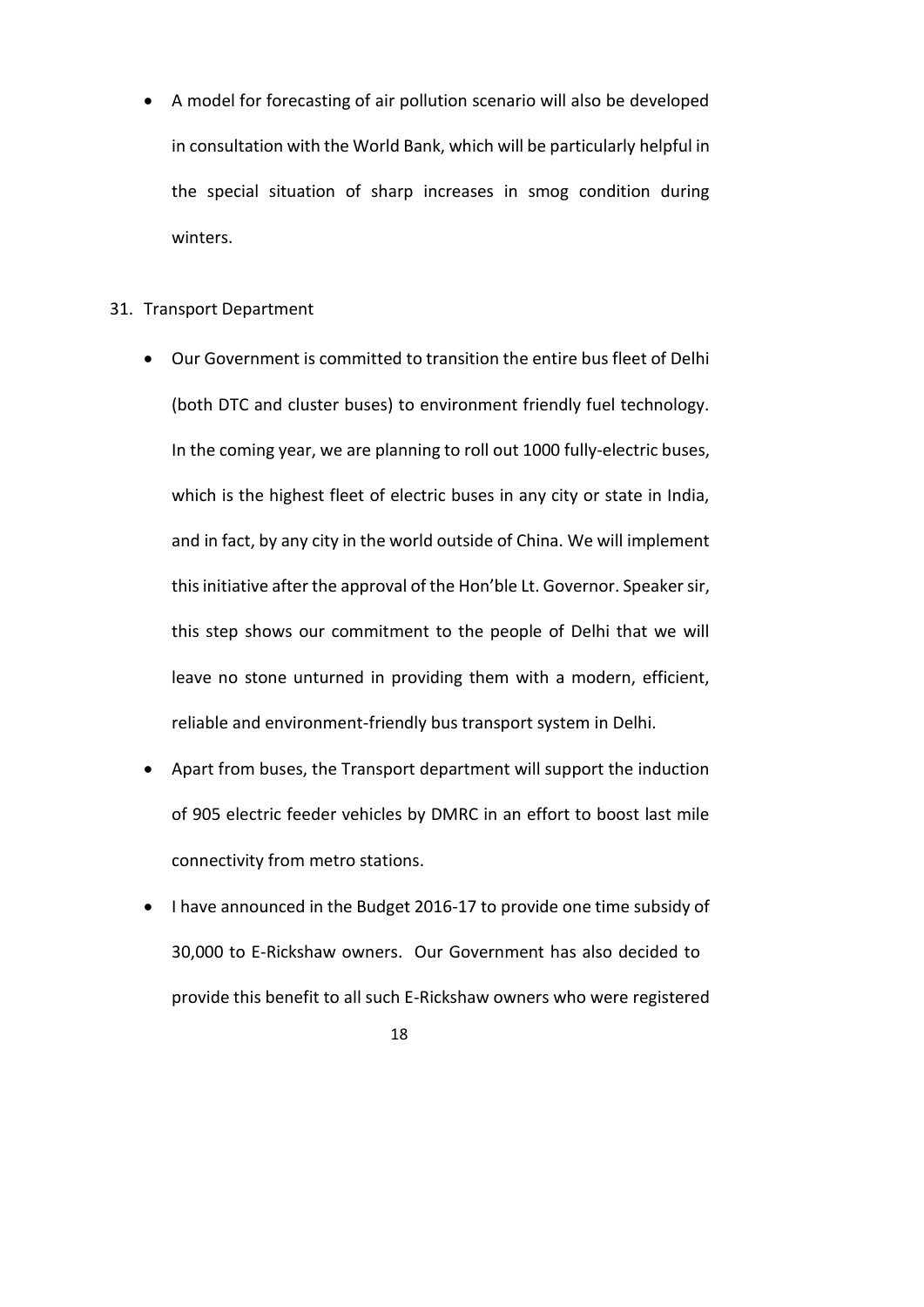- A model for forecasting of air pollution scenario will also be developed in consultation with the World Bank, which will be particularly helpful in the special situation of sharp increases in smog condition during winters.

31. Transport Department

- Our Government is committed to transition the entire bus fleet of Delhi (both DTC and cluster buses) to environment friendly fuel technology. In the coming year, we are planning to roll out 1000 fully-electric buses, which is the highest fleet of electric buses in any city or state in India, and in fact, by any city in the world outside of China. We will implement this initiative after the approval of the Hon'ble Lt. Governor. Speaker sir, this step shows our commitment to the people of Delhi that we will leave no stone unturned in providing them with a modern, efficient, reliable and environment-friendly bus transport system in Delhi.
- Apart from buses, the Transport department will support the induction of 905 electric feeder vehicles by DMRC in an effort to boost last mile connectivity from metro stations.
- I have announced in the Budget 2016-17 to provide one time subsidy of 30,000 to E-Rickshaw owners. Our Government has also decided to provide this benefit to all such E-Rickshaw owners who were registered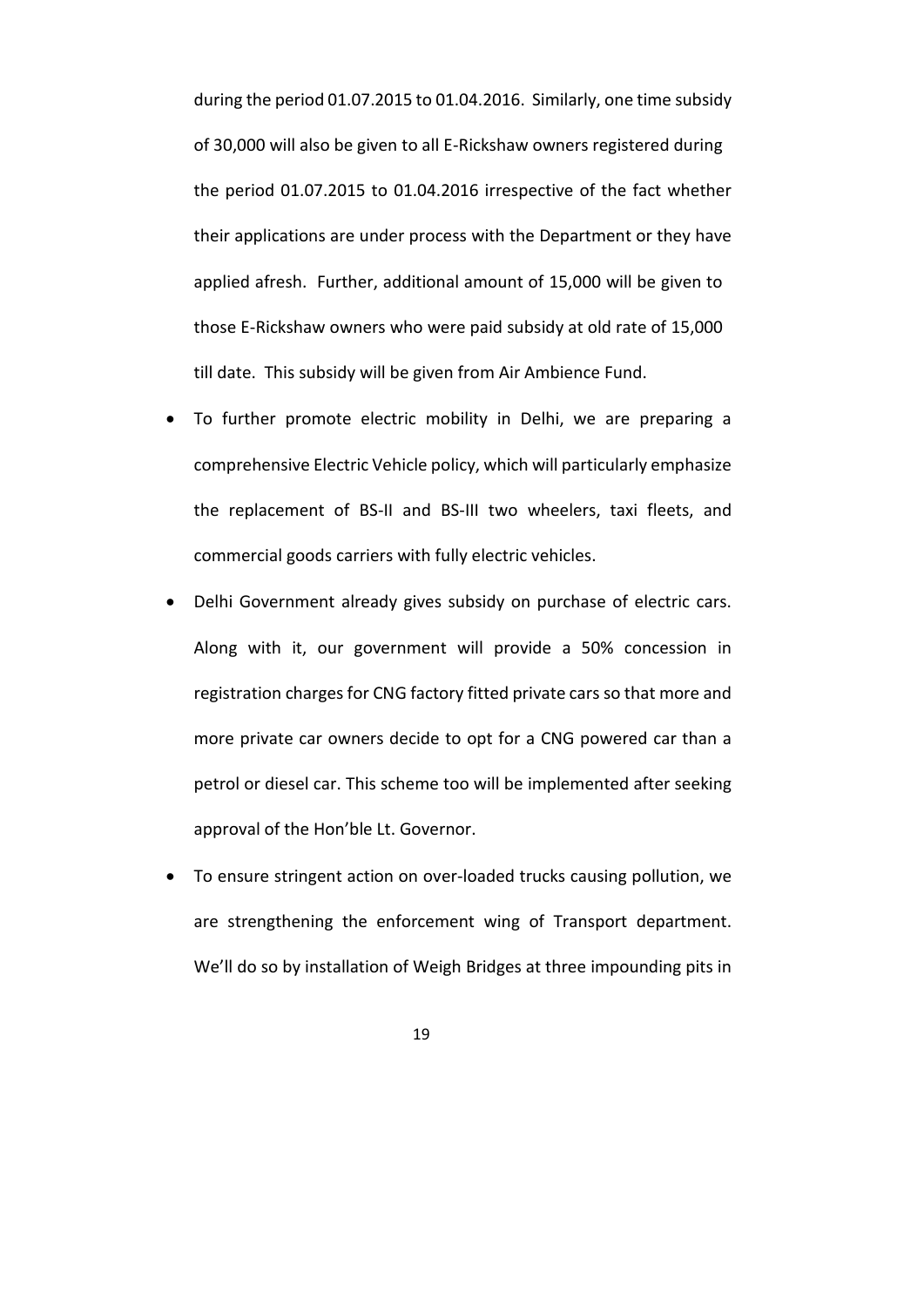during the period 01.07.2015 to 01.04.2016. Similarly, one time subsidy of 30,000 will also be given to all E-Rickshaw owners registered during the period 01.07.2015 to 01.04.2016 irrespective of the fact whether their applications are under process with the Department or they have applied afresh. Further, additional amount of 15,000 will be given to those E-Rickshaw owners who were paid subsidy at old rate of 15,000 till date. This subsidy will be given from Air Ambience Fund.

- To further promote electric mobility in Delhi, we are preparing a comprehensive Electric Vehicle policy, which will particularly emphasize the replacement of BS-II and BS-III two wheelers, taxi fleets, and commercial goods carriers with fully electric vehicles.
- Delhi Government already gives subsidy on purchase of electric cars. Along with it, our government will provide a 50% concession in registration charges for CNG factory fitted private cars so that more and more private car owners decide to opt for a CNG powered car than a petrol or diesel car. This scheme too will be implemented after seeking approval of the Hon'ble Lt. Governor.
- To ensure stringent action on over-loaded trucks causing pollution, we are strengthening the enforcement wing of Transport department. We'll do so by installation of Weigh Bridges at three impounding pits in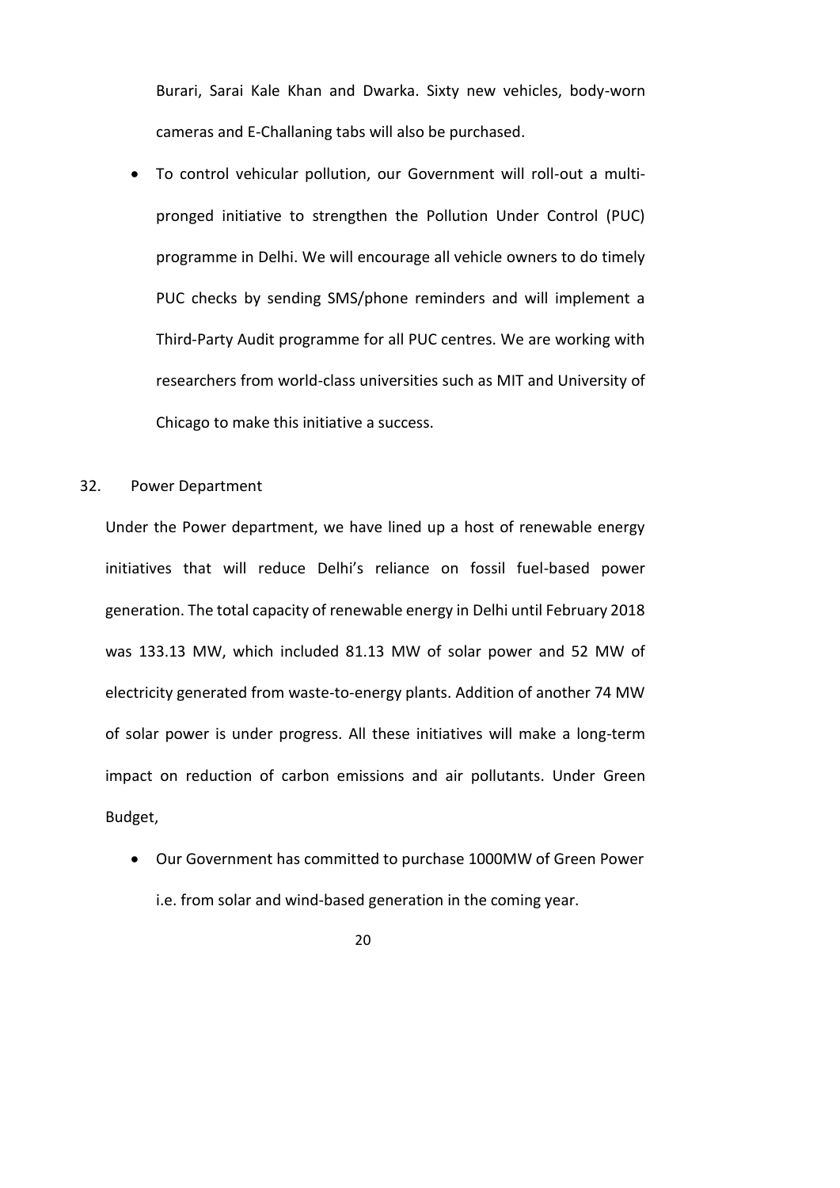Burari, Sarai Kale Khan and Dwarka. Sixty new vehicles, body-worn cameras and E-Challaning tabs will also be purchased.

- To control vehicular pollution, our Government will roll-out a multi-pronged initiative to strengthen the Pollution Under Control (PUC) programme in Delhi. We will encourage all vehicle owners to do timely PUC checks by sending SMS/phone reminders and will implement a Third-Party Audit programme for all PUC centres. We are working with researchers from world-class universities such as MIT and University of Chicago to make this initiative a success.

32. Power Department

Under the Power department, we have lined up a host of renewable energy initiatives that will reduce Delhi's reliance on fossil fuel-based power generation. The total capacity of renewable energy in Delhi until February 2018 was 133.13 MW, which included 81.13 MW of solar power and 52 MW of electricity generated from waste-to-energy plants. Addition of another 74 MW of solar power is under progress. All these initiatives will make a long-term impact on reduction of carbon emissions and air pollutants. Under Green Budget,

- Our Government has committed to purchase 1000MW of Green Power i.e. from solar and wind-based generation in the coming year.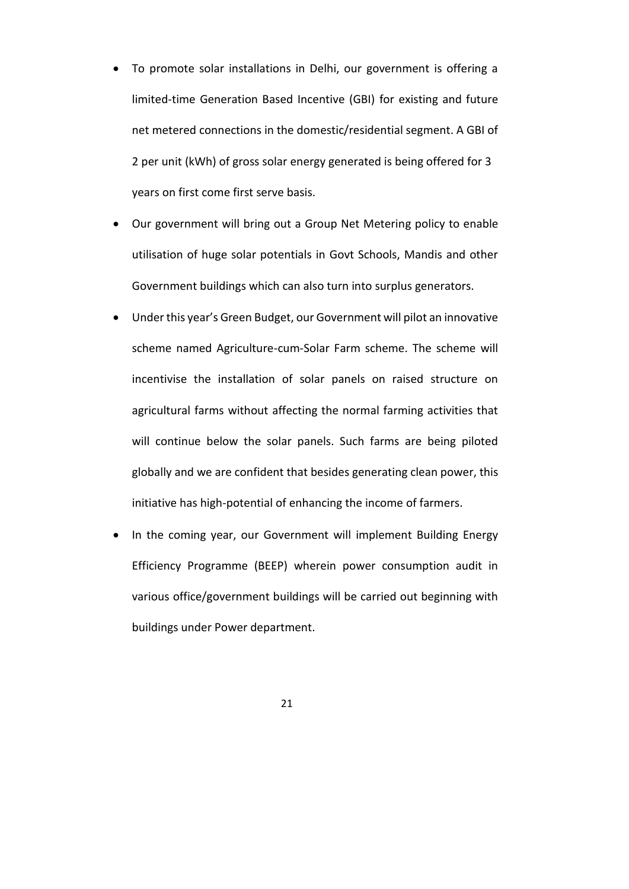- To promote solar installations in Delhi, our government is offering a limited-time Generation Based Incentive (GBI) for existing and future net metered connections in the domestic/residential segment. A GBI of 2 per unit (kWh) of gross solar energy generated is being offered for 3 years on first come first serve basis.
- Our government will bring out a Group Net Metering policy to enable utilisation of huge solar potentials in Govt Schools, Mandis and other Government buildings which can also turn into surplus generators.
- Under this year's Green Budget, our Government will pilot an innovative scheme named Agriculture-cum-Solar Farm scheme. The scheme will incentivise the installation of solar panels on raised structure on agricultural farms without affecting the normal farming activities that will continue below the solar panels. Such farms are being piloted globally and we are confident that besides generating clean power, this initiative has high-potential of enhancing the income of farmers.
- In the coming year, our Government will implement Building Energy Efficiency Programme (BEEP) wherein power consumption audit in various office/government buildings will be carried out beginning with buildings under Power department.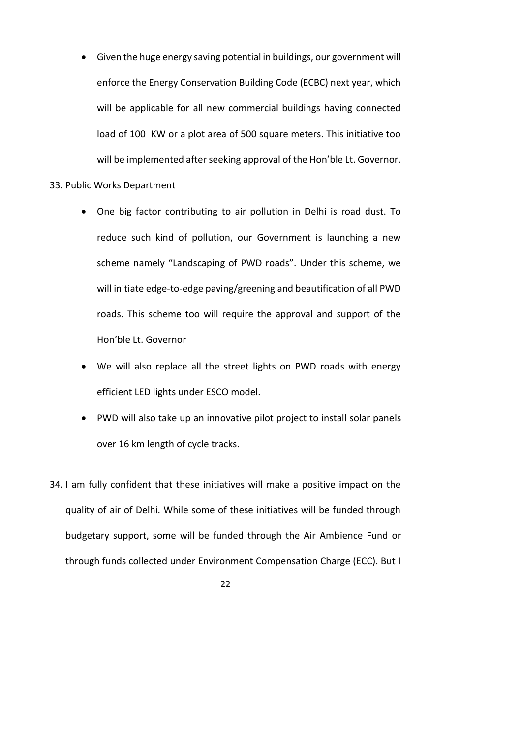- Given the huge energy saving potential in buildings, our government will enforce the Energy Conservation Building Code (ECBC) next year, which will be applicable for all new commercial buildings having connected load of 100 KW or a plot area of 500 square meters. This initiative too will be implemented after seeking approval of the Hon'ble Lt. Governor.

33. Public Works Department

    - One big factor contributing to air pollution in Delhi is road dust. To reduce such kind of pollution, our Government is launching a new scheme namely "Landscaping of PWD roads". Under this scheme, we will initiate edge-to-edge paving/greening and beautification of all PWD roads. This scheme too will require the approval and support of the Hon'ble Lt. Governor
    - We will also replace all the street lights on PWD roads with energy efficient LED lights under ESCO model.
    - PWD will also take up an innovative pilot project to install solar panels over 16 km length of cycle tracks.

34. I am fully confident that these initiatives will make a positive impact on the quality of air of Delhi. While some of these initiatives will be funded through budgetary support, some will be funded through the Air Ambience Fund or through funds collected under Environment Compensation Charge (ECC). But I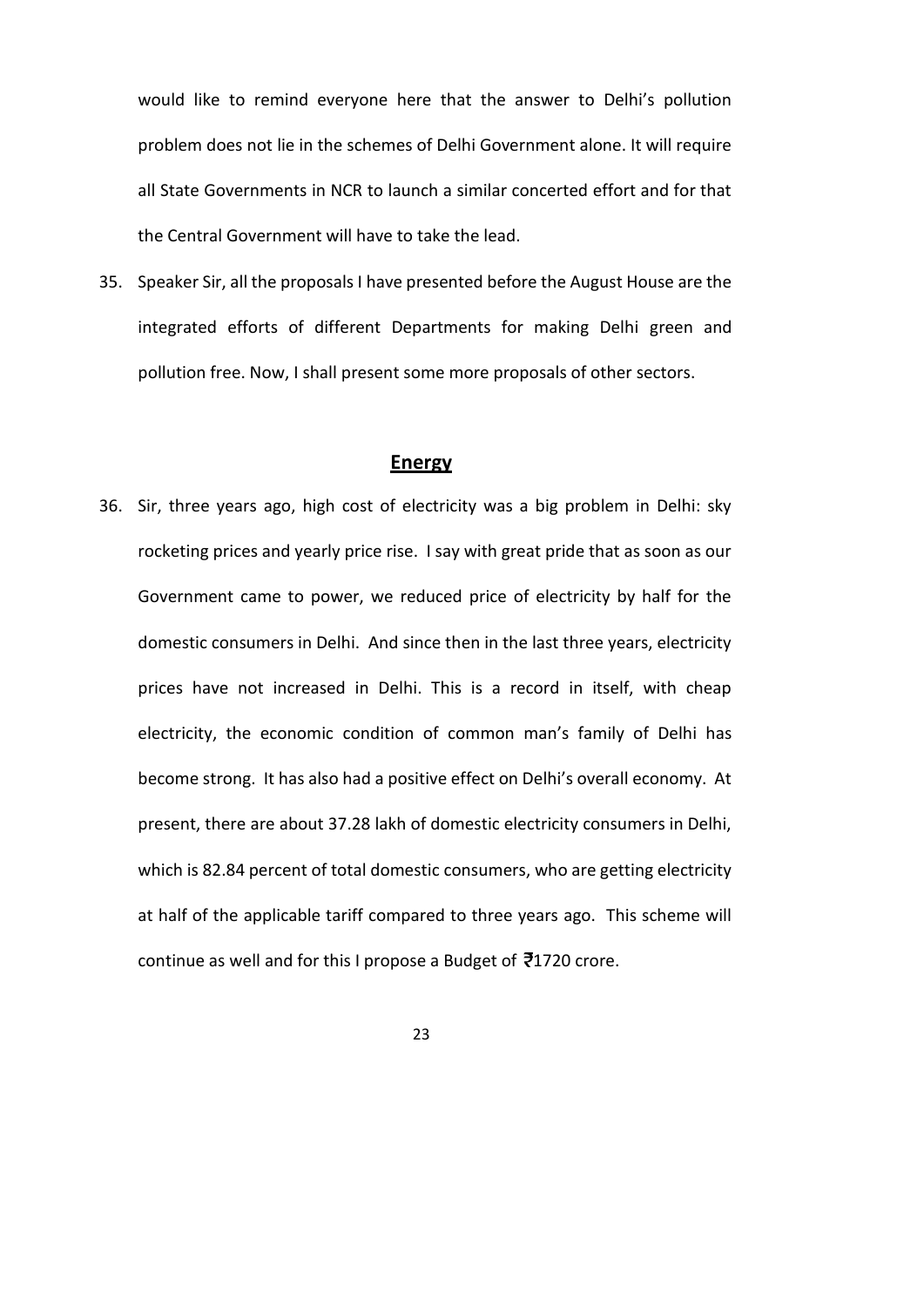would like to remind everyone here that the answer to Delhi's pollution problem does not lie in the schemes of Delhi Government alone. It will require all State Governments in NCR to launch a similar concerted effort and for that the Central Government will have to take the lead.

35. Speaker Sir, all the proposals I have presented before the August House are the integrated efforts of different Departments for making Delhi green and pollution free. Now, I shall present some more proposals of other sectors.

## Energy

36. Sir, three years ago, high cost of electricity was a big problem in Delhi: sky rocketing prices and yearly price rise. I say with great pride that as soon as our Government came to power, we reduced price of electricity by half for the domestic consumers in Delhi. And since then in the last three years, electricity prices have not increased in Delhi. This is a record in itself, with cheap electricity, the economic condition of common man's family of Delhi has become strong. It has also had a positive effect on Delhi's overall economy. At present, there are about 37.28 lakh of domestic electricity consumers in Delhi, which is 82.84 percent of total domestic consumers, who are getting electricity at half of the applicable tariff compared to three years ago. This scheme will continue as well and for this I propose a Budget of ₹1720 crore.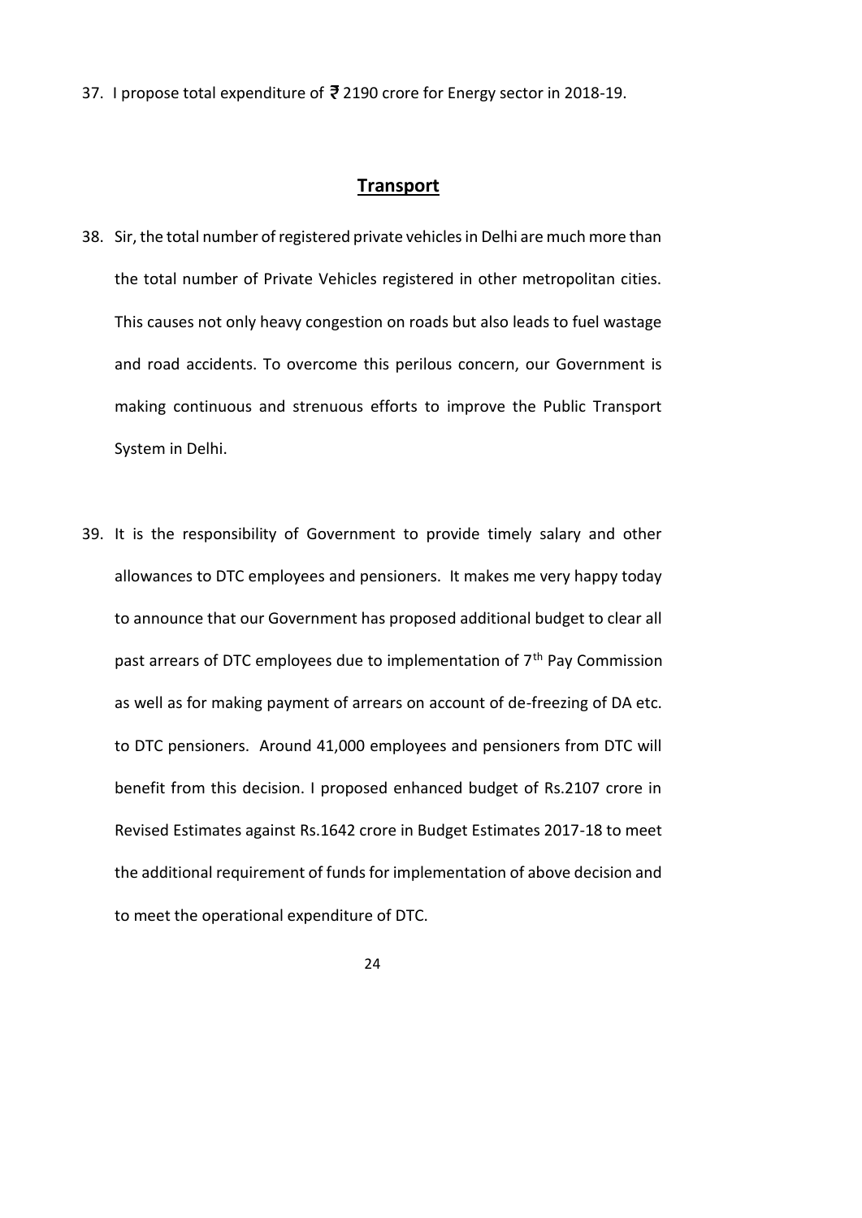37. I propose total expenditure of ₹ 2190 crore for Energy sector in 2018-19.

## Transport

38. Sir, the total number of registered private vehicles in Delhi are much more than the total number of Private Vehicles registered in other metropolitan cities. This causes not only heavy congestion on roads but also leads to fuel wastage and road accidents. To overcome this perilous concern, our Government is making continuous and strenuous efforts to improve the Public Transport System in Delhi.

39. It is the responsibility of Government to provide timely salary and other allowances to DTC employees and pensioners. It makes me very happy today to announce that our Government has proposed additional budget to clear all past arrears of DTC employees due to implementation of 7th Pay Commission as well as for making payment of arrears on account of de-freezing of DA etc. to DTC pensioners. Around 41,000 employees and pensioners from DTC will benefit from this decision. I proposed enhanced budget of Rs.2107 crore in Revised Estimates against Rs.1642 crore in Budget Estimates 2017-18 to meet the additional requirement of funds for implementation of above decision and to meet the operational expenditure of DTC.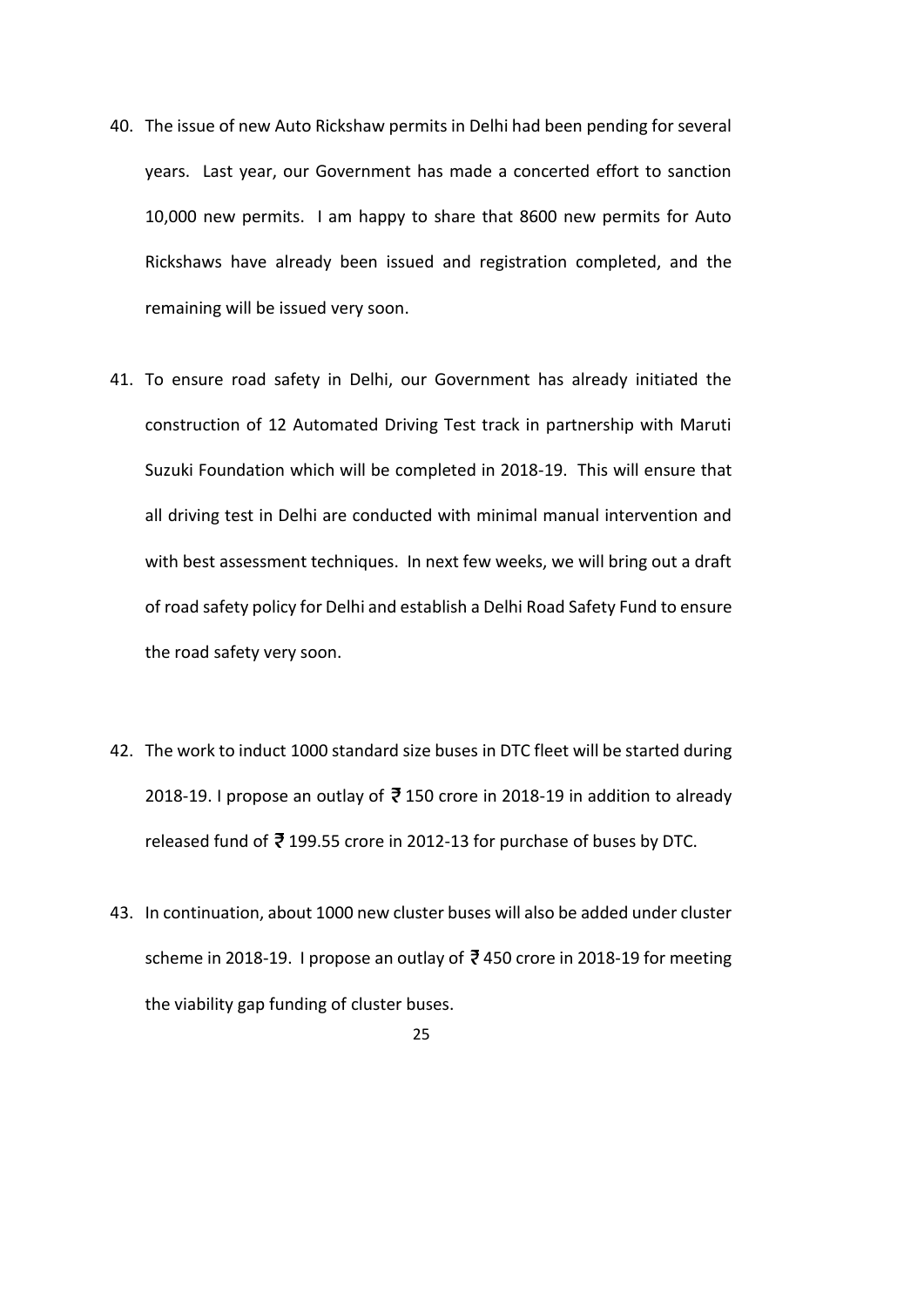40. The issue of new Auto Rickshaw permits in Delhi had been pending for several years. Last year, our Government has made a concerted effort to sanction 10,000 new permits. I am happy to share that 8600 new permits for Auto Rickshaws have already been issued and registration completed, and the remaining will be issued very soon.

41. To ensure road safety in Delhi, our Government has already initiated the construction of 12 Automated Driving Test track in partnership with Maruti Suzuki Foundation which will be completed in 2018-19. This will ensure that all driving test in Delhi are conducted with minimal manual intervention and with best assessment techniques. In next few weeks, we will bring out a draft of road safety policy for Delhi and establish a Delhi Road Safety Fund to ensure the road safety very soon.

42. The work to induct 1000 standard size buses in DTC fleet will be started during 2018-19. I propose an outlay of ₹ 150 crore in 2018-19 in addition to already released fund of ₹ 199.55 crore in 2012-13 for purchase of buses by DTC.

43. In continuation, about 1000 new cluster buses will also be added under cluster scheme in 2018-19. I propose an outlay of ₹ 450 crore in 2018-19 for meeting the viability gap funding of cluster buses.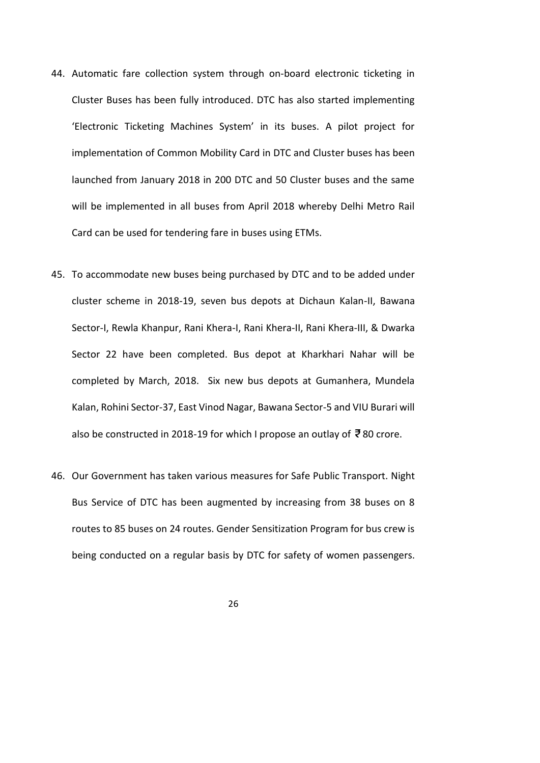44. Automatic fare collection system through on-board electronic ticketing in Cluster Buses has been fully introduced. DTC has also started implementing 'Electronic Ticketing Machines System' in its buses. A pilot project for implementation of Common Mobility Card in DTC and Cluster buses has been launched from January 2018 in 200 DTC and 50 Cluster buses and the same will be implemented in all buses from April 2018 whereby Delhi Metro Rail Card can be used for tendering fare in buses using ETMs.

45. To accommodate new buses being purchased by DTC and to be added under cluster scheme in 2018-19, seven bus depots at Dichaun Kalan-II, Bawana Sector-I, Rewla Khanpur, Rani Khera-I, Rani Khera-II, Rani Khera-III, & Dwarka Sector 22 have been completed. Bus depot at Kharkhari Nahar will be completed by March, 2018. Six new bus depots at Gumanhera, Mundela Kalan, Rohini Sector-37, East Vinod Nagar, Bawana Sector-5 and VIU Burari will also be constructed in 2018-19 for which I propose an outlay of ₹ 80 crore.

46. Our Government has taken various measures for Safe Public Transport. Night Bus Service of DTC has been augmented by increasing from 38 buses on 8 routes to 85 buses on 24 routes. Gender Sensitization Program for bus crew is being conducted on a regular basis by DTC for safety of women passengers.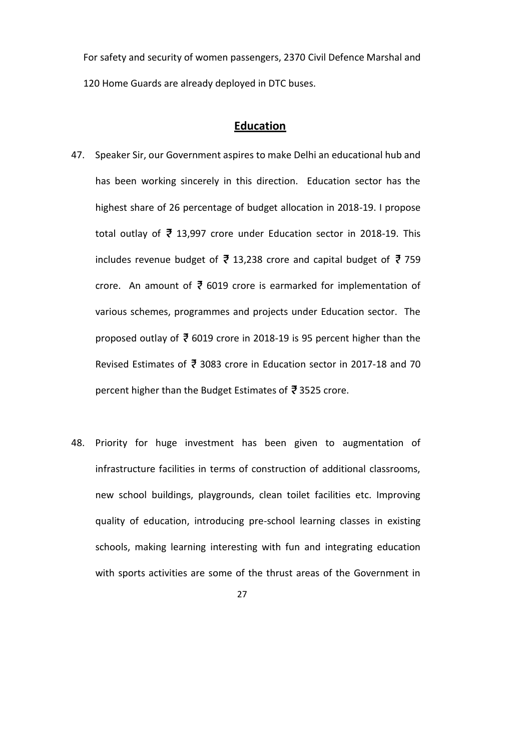For safety and security of women passengers, 2370 Civil Defence Marshal and 120 Home Guards are already deployed in DTC buses.

## Education

47. Speaker Sir, our Government aspires to make Delhi an educational hub and has been working sincerely in this direction. Education sector has the highest share of 26 percentage of budget allocation in 2018-19. I propose total outlay of ₹ 13,997 crore under Education sector in 2018-19. This includes revenue budget of ₹ 13,238 crore and capital budget of ₹ 759 crore. An amount of ₹ 6019 crore is earmarked for implementation of various schemes, programmes and projects under Education sector. The proposed outlay of ₹ 6019 crore in 2018-19 is 95 percent higher than the Revised Estimates of ₹ 3083 crore in Education sector in 2017-18 and 70 percent higher than the Budget Estimates of ₹ 3525 crore.

48. Priority for huge investment has been given to augmentation of infrastructure facilities in terms of construction of additional classrooms, new school buildings, playgrounds, clean toilet facilities etc. Improving quality of education, introducing pre-school learning classes in existing schools, making learning interesting with fun and integrating education with sports activities are some of the thrust areas of the Government in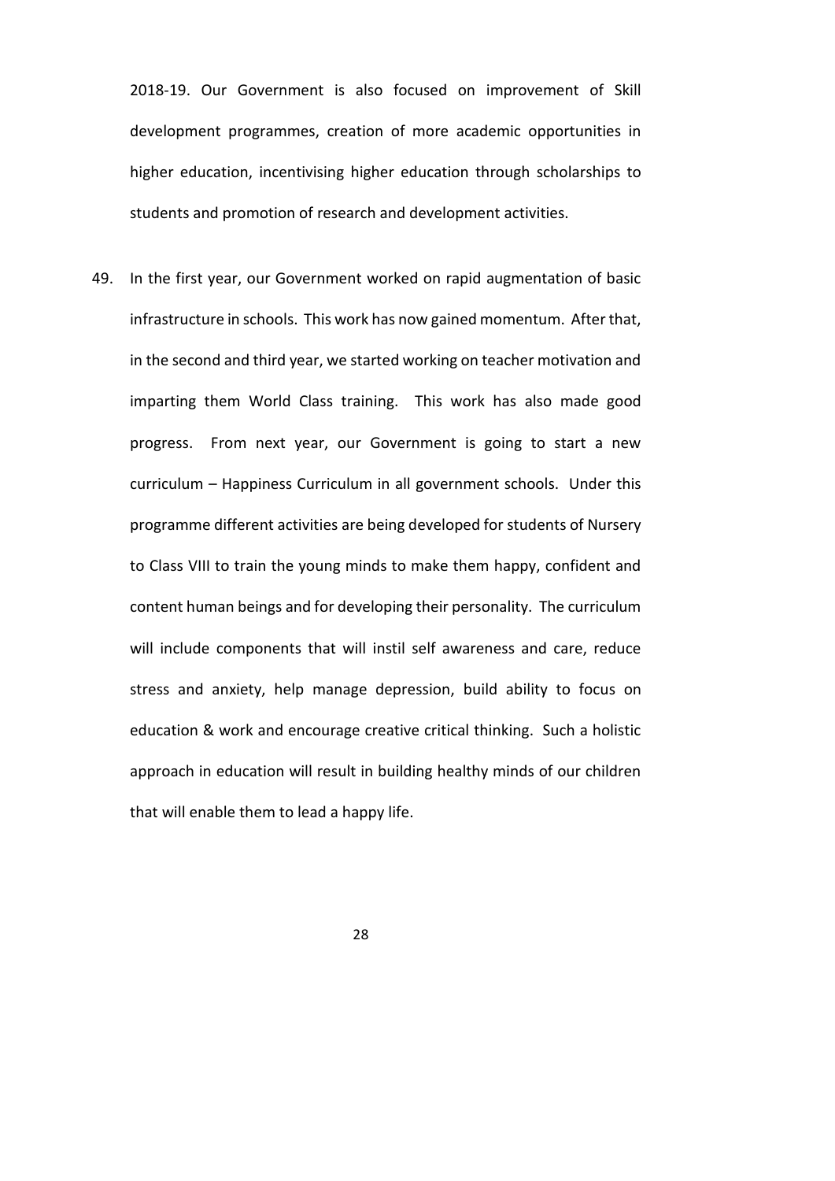2018-19. Our Government is also focused on improvement of Skill development programmes, creation of more academic opportunities in higher education, incentivising higher education through scholarships to students and promotion of research and development activities.

49. In the first year, our Government worked on rapid augmentation of basic infrastructure in schools. This work has now gained momentum. After that, in the second and third year, we started working on teacher motivation and imparting them World Class training. This work has also made good progress. From next year, our Government is going to start a new curriculum – Happiness Curriculum in all government schools. Under this programme different activities are being developed for students of Nursery to Class VIII to train the young minds to make them happy, confident and content human beings and for developing their personality. The curriculum will include components that will instil self awareness and care, reduce stress and anxiety, help manage depression, build ability to focus on education & work and encourage creative critical thinking. Such a holistic approach in education will result in building healthy minds of our children that will enable them to lead a happy life.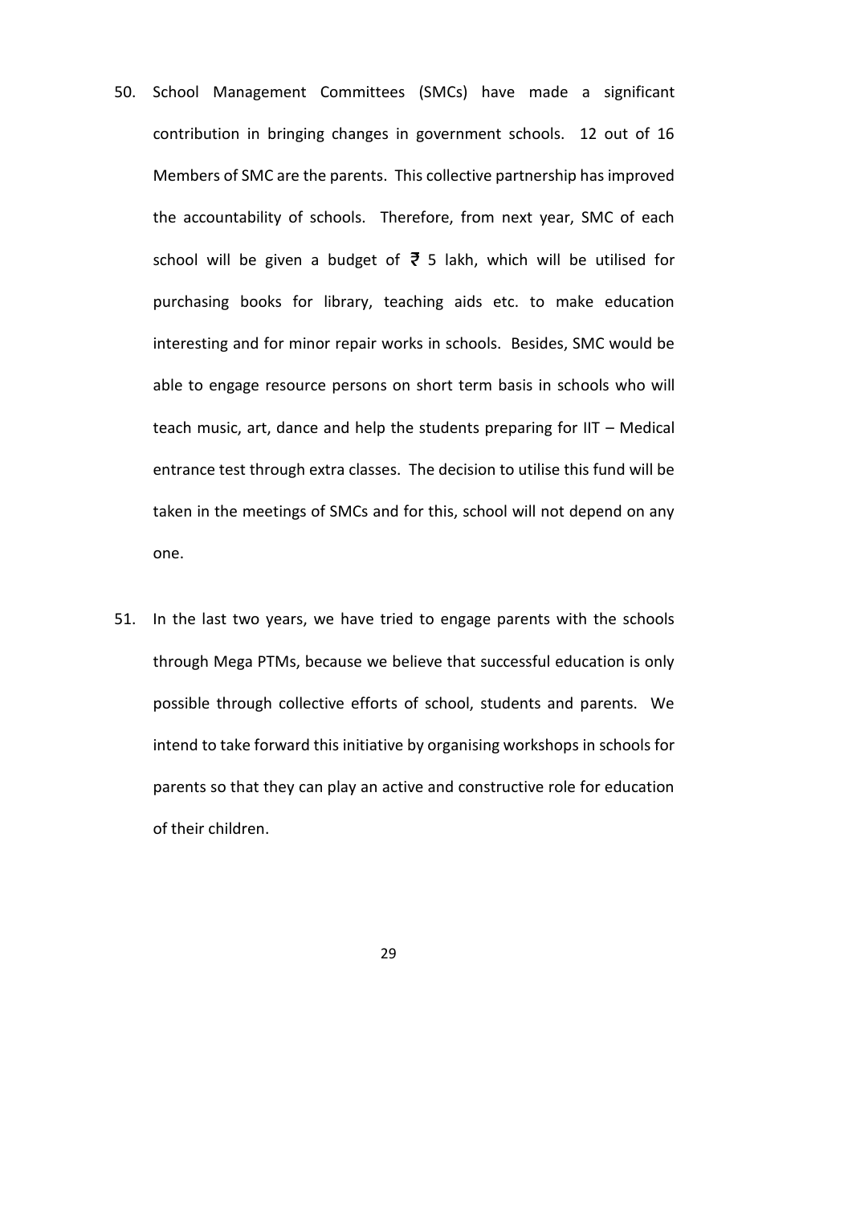50. School Management Committees (SMCs) have made a significant contribution in bringing changes in government schools. 12 out of 16 Members of SMC are the parents. This collective partnership has improved the accountability of schools. Therefore, from next year, SMC of each school will be given a budget of ₹ 5 lakh, which will be utilised for purchasing books for library, teaching aids etc. to make education interesting and for minor repair works in schools. Besides, SMC would be able to engage resource persons on short term basis in schools who will teach music, art, dance and help the students preparing for IIT – Medical entrance test through extra classes. The decision to utilise this fund will be taken in the meetings of SMCs and for this, school will not depend on any one.

51. In the last two years, we have tried to engage parents with the schools through Mega PTMs, because we believe that successful education is only possible through collective efforts of school, students and parents. We intend to take forward this initiative by organising workshops in schools for parents so that they can play an active and constructive role for education of their children.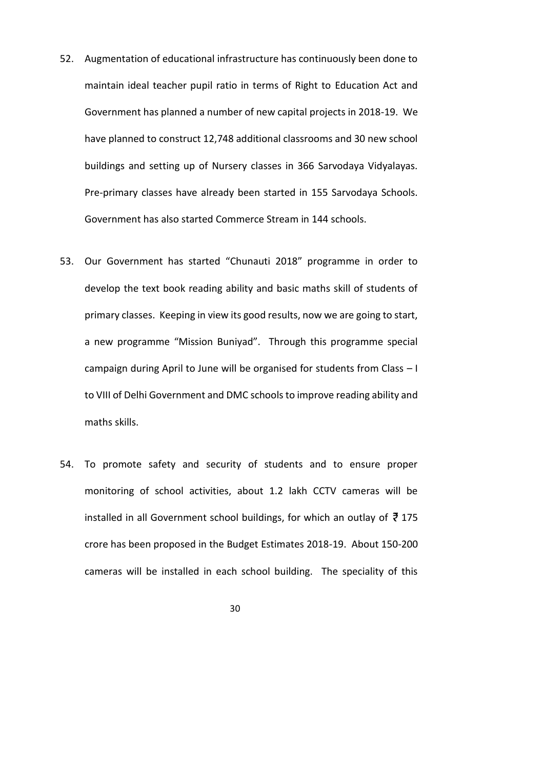52. Augmentation of educational infrastructure has continuously been done to maintain ideal teacher pupil ratio in terms of Right to Education Act and Government has planned a number of new capital projects in 2018-19. We have planned to construct 12,748 additional classrooms and 30 new school buildings and setting up of Nursery classes in 366 Sarvodaya Vidyalayas. Pre-primary classes have already been started in 155 Sarvodaya Schools. Government has also started Commerce Stream in 144 schools.

53. Our Government has started "Chunauti 2018" programme in order to develop the text book reading ability and basic maths skill of students of primary classes. Keeping in view its good results, now we are going to start, a new programme "Mission Buniyad". Through this programme special campaign during April to June will be organised for students from Class – I to VIII of Delhi Government and DMC schools to improve reading ability and maths skills.

54. To promote safety and security of students and to ensure proper monitoring of school activities, about 1.2 lakh CCTV cameras will be installed in all Government school buildings, for which an outlay of ₹ 175 crore has been proposed in the Budget Estimates 2018-19. About 150-200 cameras will be installed in each school building. The speciality of this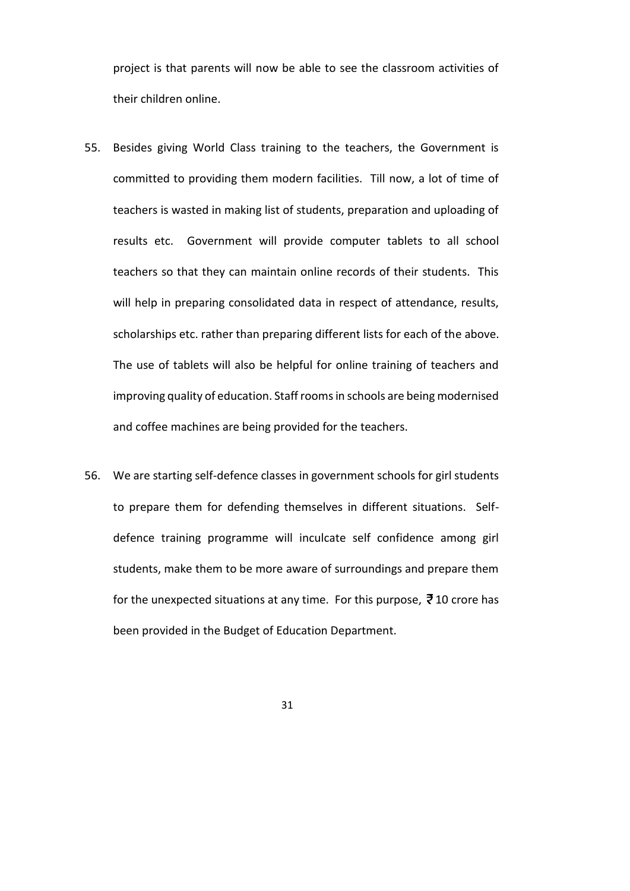project is that parents will now be able to see the classroom activities of their children online.

55. Besides giving World Class training to the teachers, the Government is committed to providing them modern facilities. Till now, a lot of time of teachers is wasted in making list of students, preparation and uploading of results etc. Government will provide computer tablets to all school teachers so that they can maintain online records of their students. This will help in preparing consolidated data in respect of attendance, results, scholarships etc. rather than preparing different lists for each of the above. The use of tablets will also be helpful for online training of teachers and improving quality of education. Staff rooms in schools are being modernised and coffee machines are being provided for the teachers.

56. We are starting self-defence classes in government schools for girl students to prepare them for defending themselves in different situations. Self-defence training programme will inculcate self confidence among girl students, make them to be more aware of surroundings and prepare them for the unexpected situations at any time. For this purpose, ₹ 10 crore has been provided in the Budget of Education Department.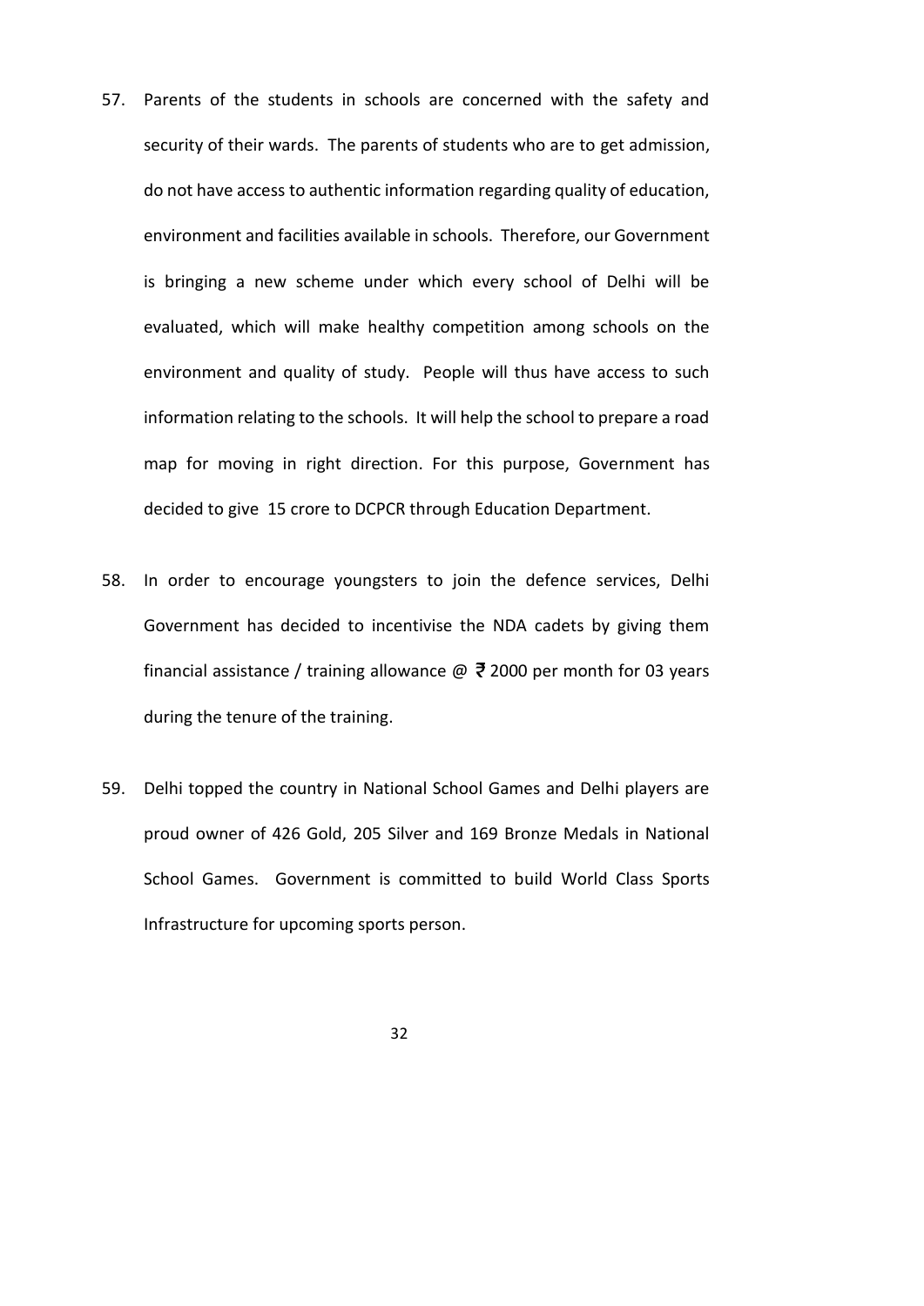57. Parents of the students in schools are concerned with the safety and security of their wards. The parents of students who are to get admission, do not have access to authentic information regarding quality of education, environment and facilities available in schools. Therefore, our Government is bringing a new scheme under which every school of Delhi will be evaluated, which will make healthy competition among schools on the environment and quality of study. People will thus have access to such information relating to the schools. It will help the school to prepare a road map for moving in right direction. For this purpose, Government has decided to give 15 crore to DCPCR through Education Department.

58. In order to encourage youngsters to join the defence services, Delhi Government has decided to incentivise the NDA cadets by giving them financial assistance / training allowance @ ₹ 2000 per month for 03 years during the tenure of the training.

59. Delhi topped the country in National School Games and Delhi players are proud owner of 426 Gold, 205 Silver and 169 Bronze Medals in National School Games. Government is committed to build World Class Sports Infrastructure for upcoming sports person.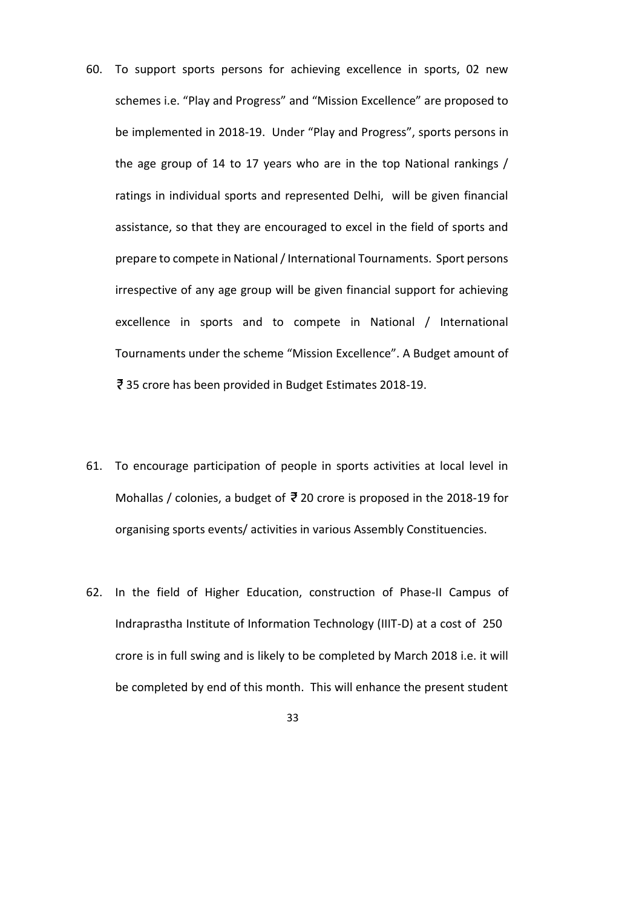60. To support sports persons for achieving excellence in sports, 02 new schemes i.e. "Play and Progress" and "Mission Excellence" are proposed to be implemented in 2018-19. Under "Play and Progress", sports persons in the age group of 14 to 17 years who are in the top National rankings / ratings in individual sports and represented Delhi, will be given financial assistance, so that they are encouraged to excel in the field of sports and prepare to compete in National / International Tournaments. Sport persons irrespective of any age group will be given financial support for achieving excellence in sports and to compete in National / International Tournaments under the scheme "Mission Excellence". A Budget amount of ₹ 35 crore has been provided in Budget Estimates 2018-19.

61. To encourage participation of people in sports activities at local level in Mohallas / colonies, a budget of ₹ 20 crore is proposed in the 2018-19 for organising sports events/ activities in various Assembly Constituencies.

62. In the field of Higher Education, construction of Phase-II Campus of Indraprastha Institute of Information Technology (IIIT-D) at a cost of 250 crore is in full swing and is likely to be completed by March 2018 i.e. it will be completed by end of this month. This will enhance the present student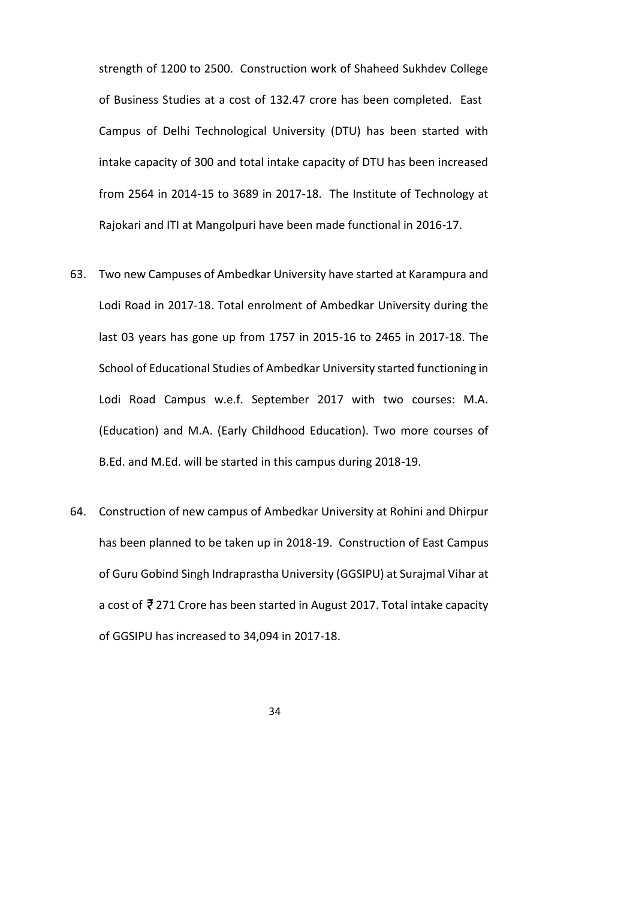strength of 1200 to 2500. Construction work of Shaheed Sukhdev College of Business Studies at a cost of 132.47 crore has been completed. East Campus of Delhi Technological University (DTU) has been started with intake capacity of 300 and total intake capacity of DTU has been increased from 2564 in 2014-15 to 3689 in 2017-18. The Institute of Technology at Rajokari and ITI at Mangolpuri have been made functional in 2016-17.

63. Two new Campuses of Ambedkar University have started at Karampura and Lodi Road in 2017-18. Total enrolment of Ambedkar University during the last 03 years has gone up from 1757 in 2015-16 to 2465 in 2017-18. The School of Educational Studies of Ambedkar University started functioning in Lodi Road Campus w.e.f. September 2017 with two courses: M.A. (Education) and M.A. (Early Childhood Education). Two more courses of B.Ed. and M.Ed. will be started in this campus during 2018-19.

64. Construction of new campus of Ambedkar University at Rohini and Dhirpur has been planned to be taken up in 2018-19. Construction of East Campus of Guru Gobind Singh Indraprastha University (GGSIPU) at Surajmal Vihar at a cost of ₹ 271 Crore has been started in August 2017. Total intake capacity of GGSIPU has increased to 34,094 in 2017-18.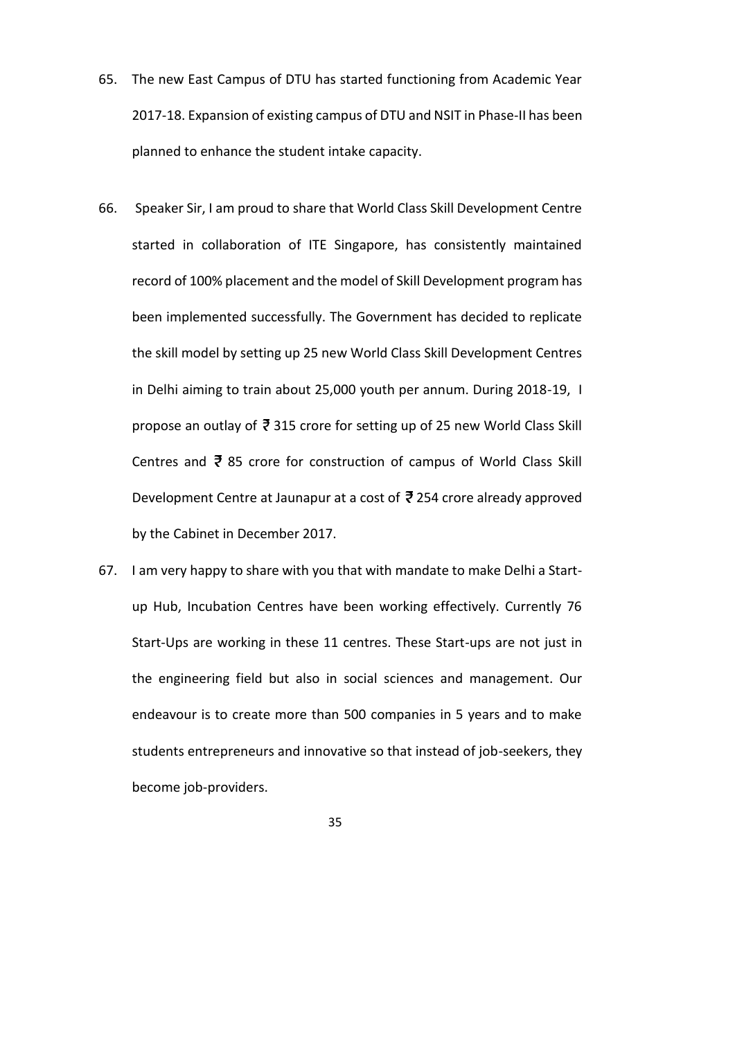65. The new East Campus of DTU has started functioning from Academic Year 2017-18. Expansion of existing campus of DTU and NSIT in Phase-II has been planned to enhance the student intake capacity.

66. Speaker Sir, I am proud to share that World Class Skill Development Centre started in collaboration of ITE Singapore, has consistently maintained record of 100% placement and the model of Skill Development program has been implemented successfully. The Government has decided to replicate the skill model by setting up 25 new World Class Skill Development Centres in Delhi aiming to train about 25,000 youth per annum. During 2018-19, I propose an outlay of ₹ 315 crore for setting up of 25 new World Class Skill Centres and ₹ 85 crore for construction of campus of World Class Skill Development Centre at Jaunapur at a cost of ₹ 254 crore already approved by the Cabinet in December 2017.

67. I am very happy to share with you that with mandate to make Delhi a Start-up Hub, Incubation Centres have been working effectively. Currently 76 Start-Ups are working in these 11 centres. These Start-ups are not just in the engineering field but also in social sciences and management. Our endeavour is to create more than 500 companies in 5 years and to make students entrepreneurs and innovative so that instead of job-seekers, they become job-providers.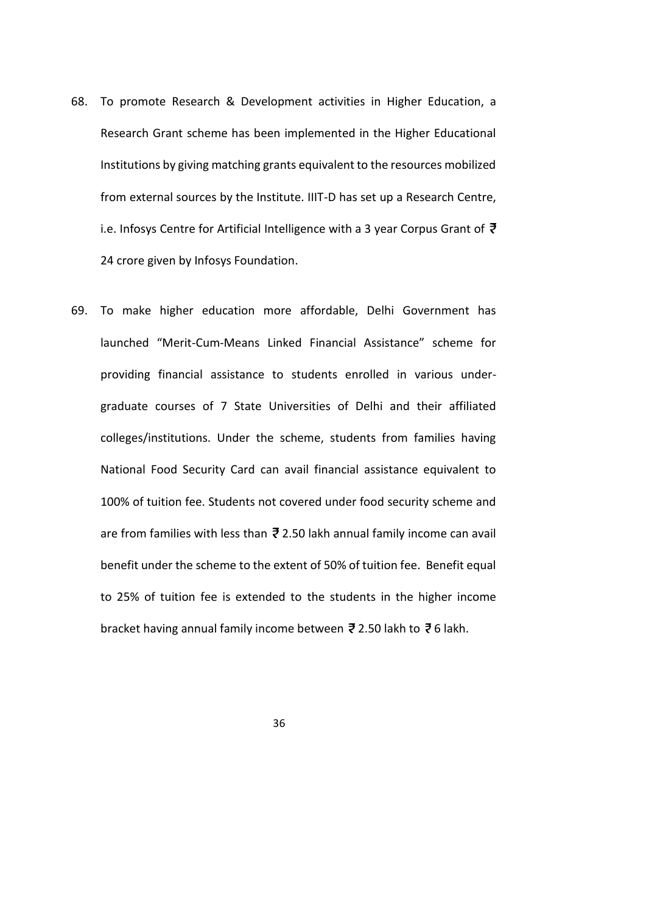68. To promote Research & Development activities in Higher Education, a Research Grant scheme has been implemented in the Higher Educational Institutions by giving matching grants equivalent to the resources mobilized from external sources by the Institute. IIIT-D has set up a Research Centre, i.e. Infosys Centre for Artificial Intelligence with a 3 year Corpus Grant of ₹ 24 crore given by Infosys Foundation.

69. To make higher education more affordable, Delhi Government has launched "Merit-Cum-Means Linked Financial Assistance" scheme for providing financial assistance to students enrolled in various under-graduate courses of 7 State Universities of Delhi and their affiliated colleges/institutions. Under the scheme, students from families having National Food Security Card can avail financial assistance equivalent to 100% of tuition fee. Students not covered under food security scheme and are from families with less than ₹ 2.50 lakh annual family income can avail benefit under the scheme to the extent of 50% of tuition fee. Benefit equal to 25% of tuition fee is extended to the students in the higher income bracket having annual family income between ₹ 2.50 lakh to ₹ 6 lakh.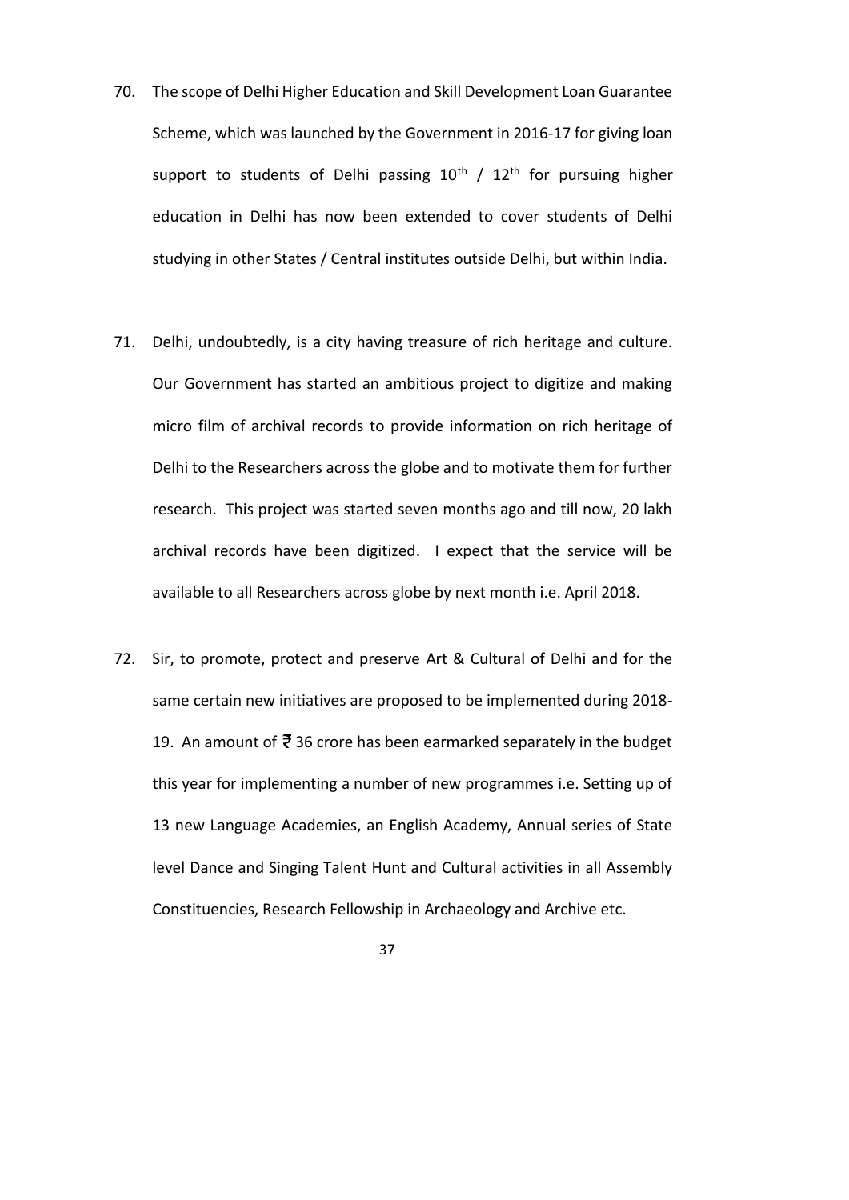70. The scope of Delhi Higher Education and Skill Development Loan Guarantee Scheme, which was launched by the Government in 2016-17 for giving loan support to students of Delhi passing $10^{th}$ / $12^{th}$ for pursuing higher education in Delhi has now been extended to cover students of Delhi studying in other States / Central institutes outside Delhi, but within India.

71. Delhi, undoubtedly, is a city having treasure of rich heritage and culture. Our Government has started an ambitious project to digitize and making micro film of archival records to provide information on rich heritage of Delhi to the Researchers across the globe and to motivate them for further research. This project was started seven months ago and till now, 20 lakh archival records have been digitized. I expect that the service will be available to all Researchers across globe by next month i.e. April 2018.

72. Sir, to promote, protect and preserve Art & Cultural of Delhi and for the same certain new initiatives are proposed to be implemented during 2018-19. An amount of ₹ 36 crore has been earmarked separately in the budget this year for implementing a number of new programmes i.e. Setting up of 13 new Language Academies, an English Academy, Annual series of State level Dance and Singing Talent Hunt and Cultural activities in all Assembly Constituencies, Research Fellowship in Archaeology and Archive etc.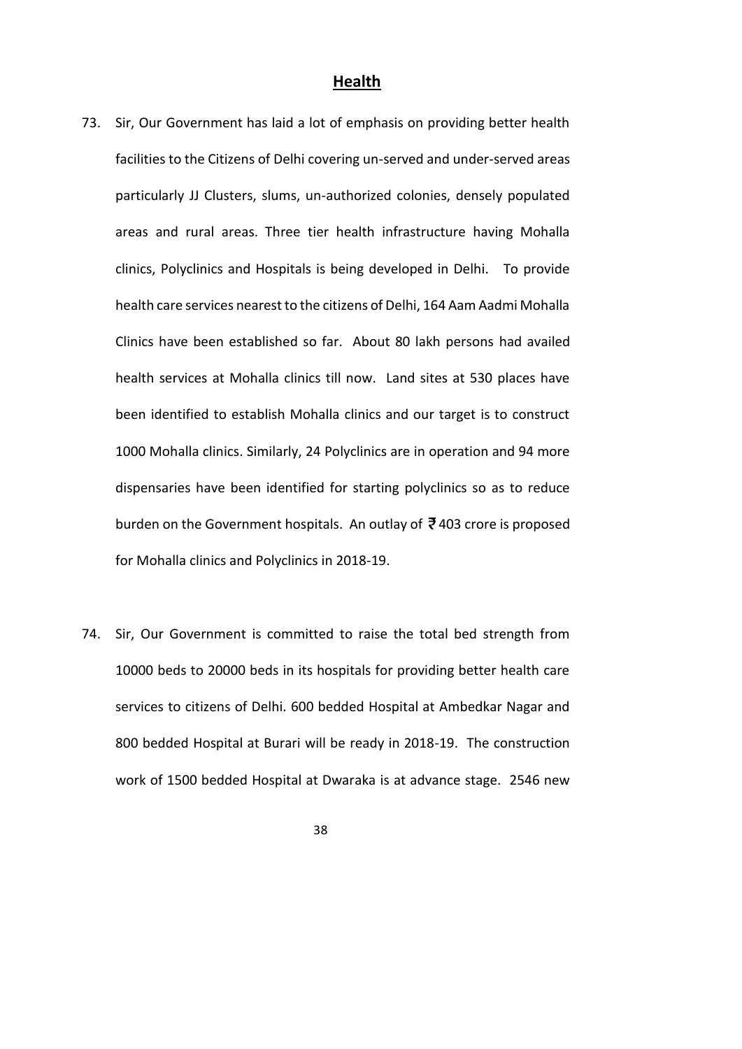## Health

73. Sir, Our Government has laid a lot of emphasis on providing better health facilities to the Citizens of Delhi covering un-served and under-served areas particularly JJ Clusters, slums, un-authorized colonies, densely populated areas and rural areas. Three tier health infrastructure having Mohalla clinics, Polyclinics and Hospitals is being developed in Delhi. To provide health care services nearest to the citizens of Delhi, 164 Aam Aadmi Mohalla Clinics have been established so far. About 80 lakh persons had availed health services at Mohalla clinics till now. Land sites at 530 places have been identified to establish Mohalla clinics and our target is to construct 1000 Mohalla clinics. Similarly, 24 Polyclinics are in operation and 94 more dispensaries have been identified for starting polyclinics so as to reduce burden on the Government hospitals. An outlay of ₹ 403 crore is proposed for Mohalla clinics and Polyclinics in 2018-19.

74. Sir, Our Government is committed to raise the total bed strength from 10000 beds to 20000 beds in its hospitals for providing better health care services to citizens of Delhi. 600 bedded Hospital at Ambedkar Nagar and 800 bedded Hospital at Burari will be ready in 2018-19. The construction work of 1500 bedded Hospital at Dwaraka is at advance stage. 2546 new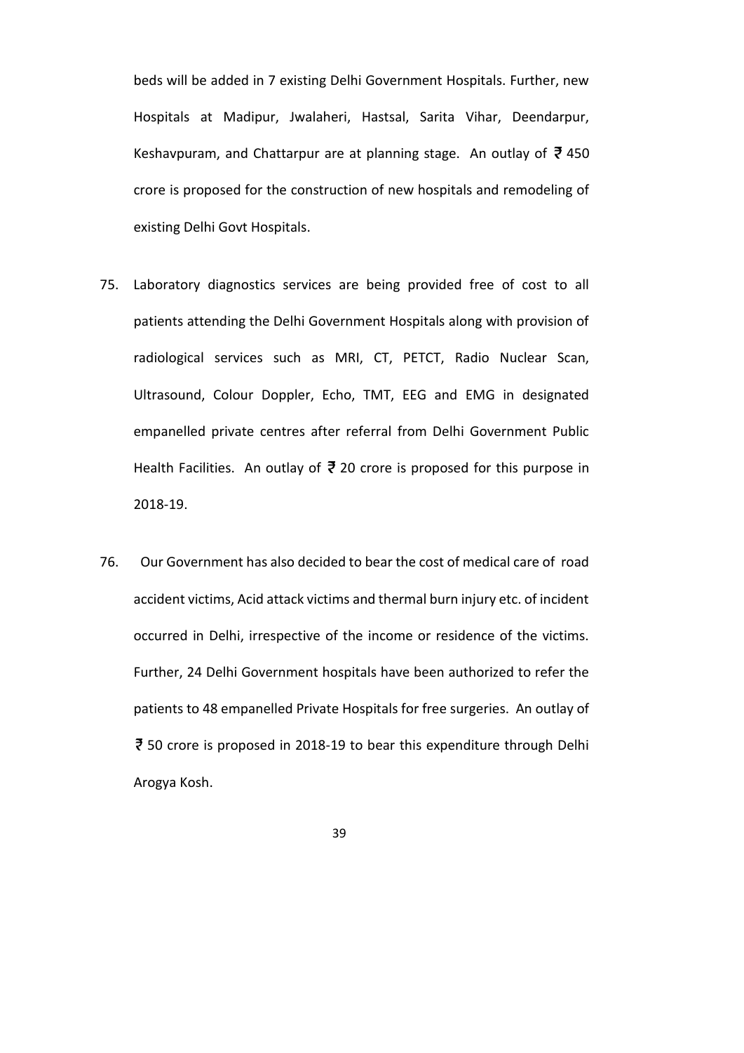beds will be added in 7 existing Delhi Government Hospitals. Further, new Hospitals at Madipur, Jwalaheri, Hastsal, Sarita Vihar, Deendarpur, Keshavpuram, and Chattarpur are at planning stage. An outlay of ₹ 450 crore is proposed for the construction of new hospitals and remodeling of existing Delhi Govt Hospitals.

75. Laboratory diagnostics services are being provided free of cost to all patients attending the Delhi Government Hospitals along with provision of radiological services such as MRI, CT, PETCT, Radio Nuclear Scan, Ultrasound, Colour Doppler, Echo, TMT, EEG and EMG in designated empanelled private centres after referral from Delhi Government Public Health Facilities. An outlay of ₹ 20 crore is proposed for this purpose in 2018-19.

76. Our Government has also decided to bear the cost of medical care of road accident victims, Acid attack victims and thermal burn injury etc. of incident occurred in Delhi, irrespective of the income or residence of the victims. Further, 24 Delhi Government hospitals have been authorized to refer the patients to 48 empanelled Private Hospitals for free surgeries. An outlay of ₹ 50 crore is proposed in 2018-19 to bear this expenditure through Delhi Arogya Kosh.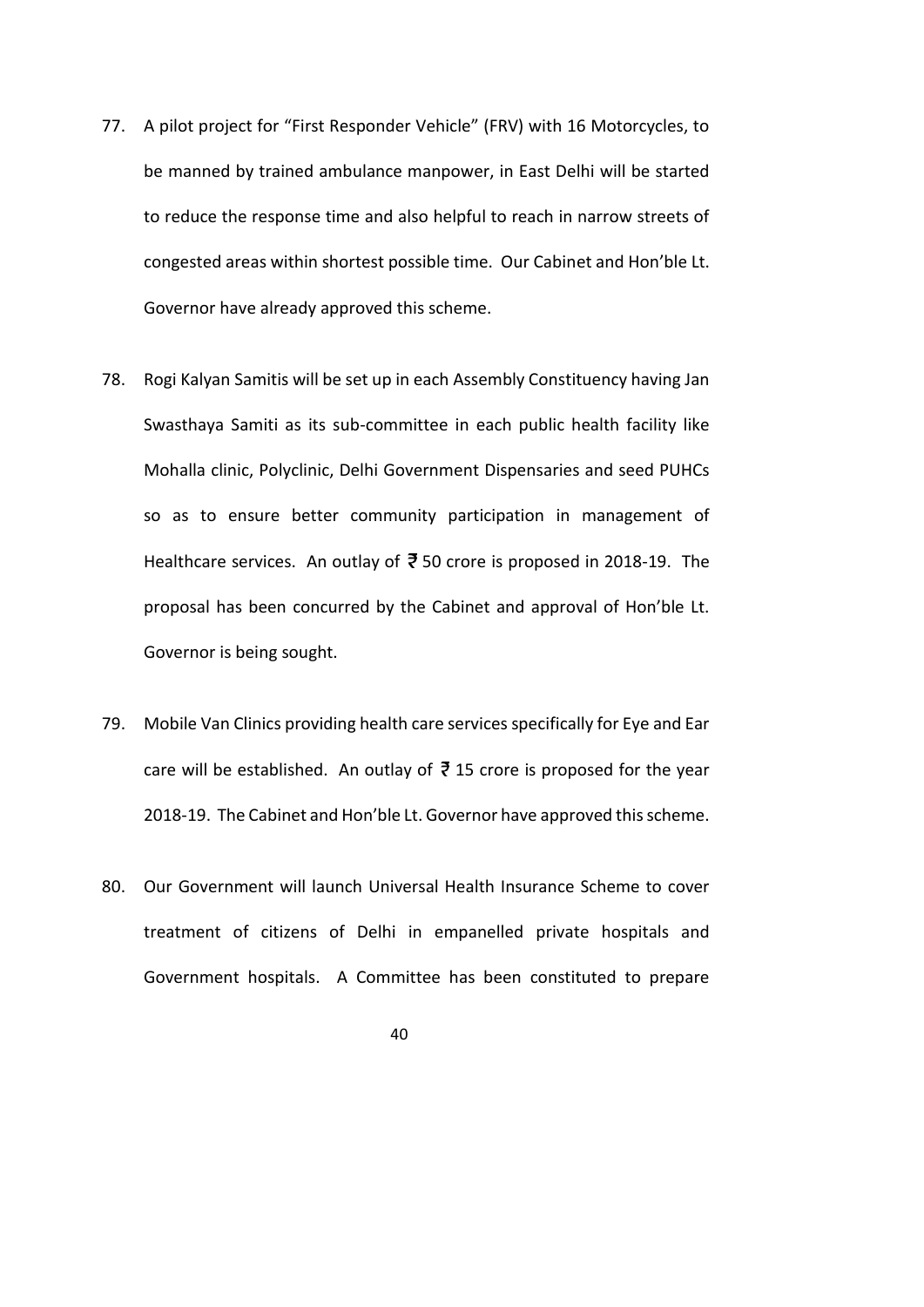77. A pilot project for "First Responder Vehicle" (FRV) with 16 Motorcycles, to be manned by trained ambulance manpower, in East Delhi will be started to reduce the response time and also helpful to reach in narrow streets of congested areas within shortest possible time. Our Cabinet and Hon'ble Lt. Governor have already approved this scheme.

78. Rogi Kalyan Samitis will be set up in each Assembly Constituency having Jan Swasthaya Samiti as its sub-committee in each public health facility like Mohalla clinic, Polyclinic, Delhi Government Dispensaries and seed PUHCs so as to ensure better community participation in management of Healthcare services. An outlay of ₹ 50 crore is proposed in 2018-19. The proposal has been concurred by the Cabinet and approval of Hon'ble Lt. Governor is being sought.

79. Mobile Van Clinics providing health care services specifically for Eye and Ear care will be established. An outlay of ₹ 15 crore is proposed for the year 2018-19. The Cabinet and Hon'ble Lt. Governor have approved this scheme.

80. Our Government will launch Universal Health Insurance Scheme to cover treatment of citizens of Delhi in empanelled private hospitals and Government hospitals. A Committee has been constituted to prepare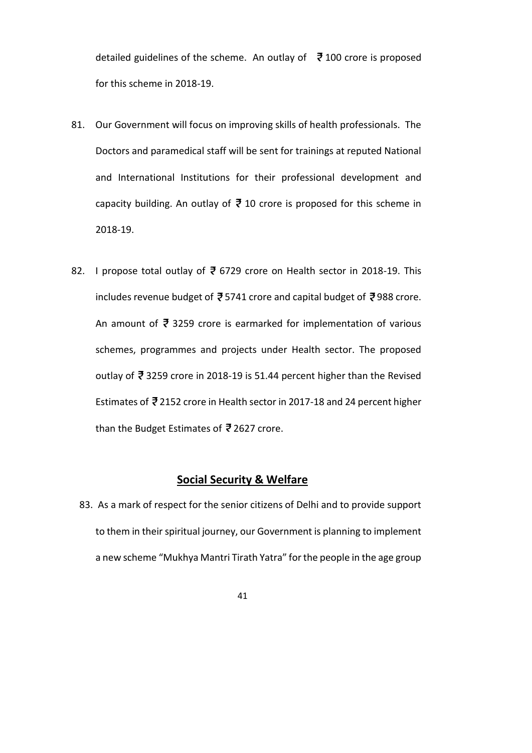detailed guidelines of the scheme. An outlay of ₹ 100 crore is proposed for this scheme in 2018-19.

81. Our Government will focus on improving skills of health professionals. The Doctors and paramedical staff will be sent for trainings at reputed National and International Institutions for their professional development and capacity building. An outlay of ₹ 10 crore is proposed for this scheme in 2018-19.

82. I propose total outlay of ₹ 6729 crore on Health sector in 2018-19. This includes revenue budget of ₹ 5741 crore and capital budget of ₹ 988 crore. An amount of ₹ 3259 crore is earmarked for implementation of various schemes, programmes and projects under Health sector. The proposed outlay of ₹ 3259 crore in 2018-19 is 51.44 percent higher than the Revised Estimates of ₹ 2152 crore in Health sector in 2017-18 and 24 percent higher than the Budget Estimates of ₹ 2627 crore.

## **Social Security & Welfare**

83. As a mark of respect for the senior citizens of Delhi and to provide support to them in their spiritual journey, our Government is planning to implement a new scheme "Mukhya Mantri Tirath Yatra" for the people in the age group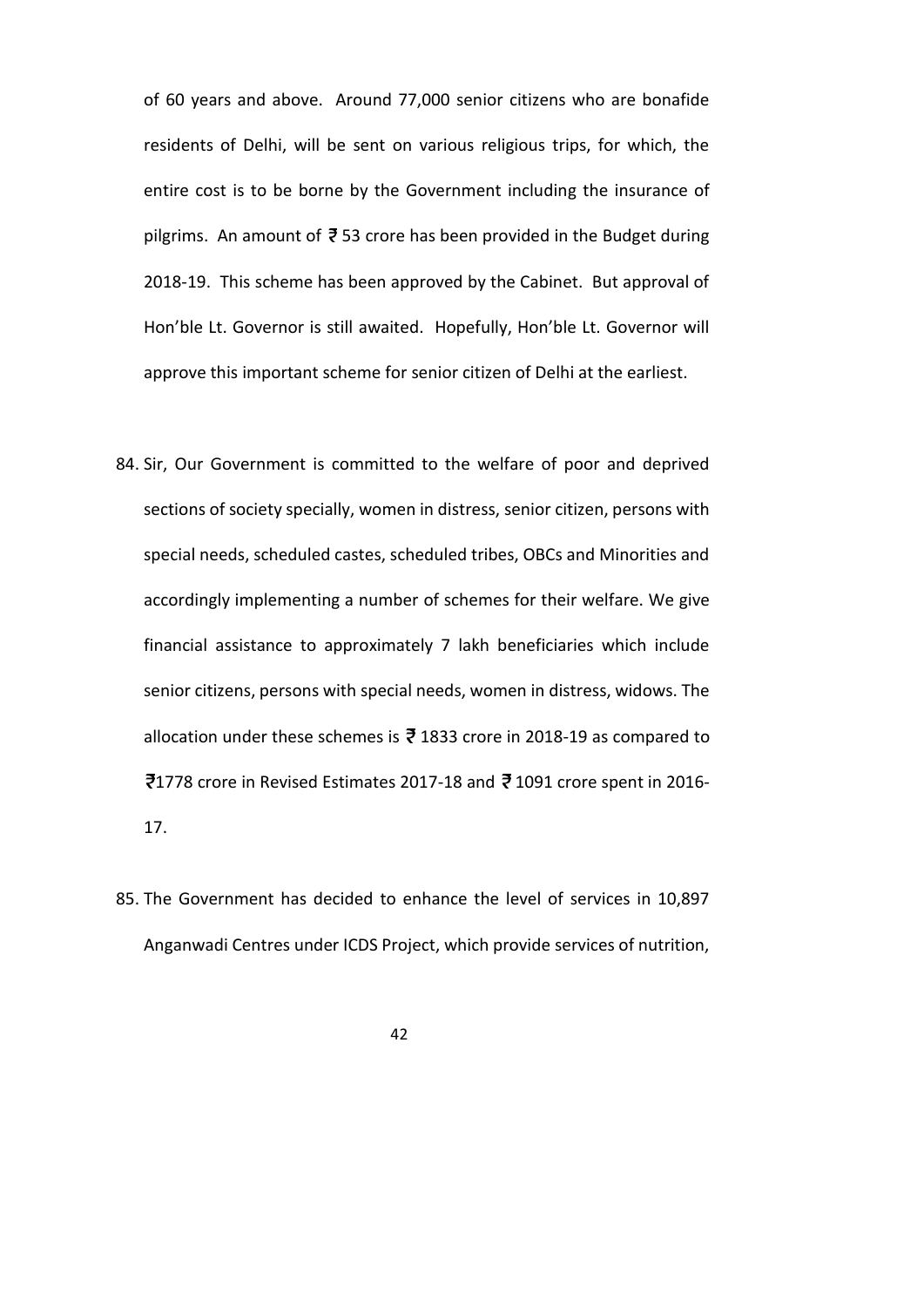of 60 years and above. Around 77,000 senior citizens who are bonafide residents of Delhi, will be sent on various religious trips, for which, the entire cost is to be borne by the Government including the insurance of pilgrims. An amount of ₹ 53 crore has been provided in the Budget during 2018-19. This scheme has been approved by the Cabinet. But approval of Hon'ble Lt. Governor is still awaited. Hopefully, Hon'ble Lt. Governor will approve this important scheme for senior citizen of Delhi at the earliest.

84. Sir, Our Government is committed to the welfare of poor and deprived sections of society specially, women in distress, senior citizen, persons with special needs, scheduled castes, scheduled tribes, OBCs and Minorities and accordingly implementing a number of schemes for their welfare. We give financial assistance to approximately 7 lakh beneficiaries which include senior citizens, persons with special needs, women in distress, widows. The allocation under these schemes is ₹ 1833 crore in 2018-19 as compared to ₹1778 crore in Revised Estimates 2017-18 and ₹ 1091 crore spent in 2016-17.

85. The Government has decided to enhance the level of services in 10,897 Anganwadi Centres under ICDS Project, which provide services of nutrition,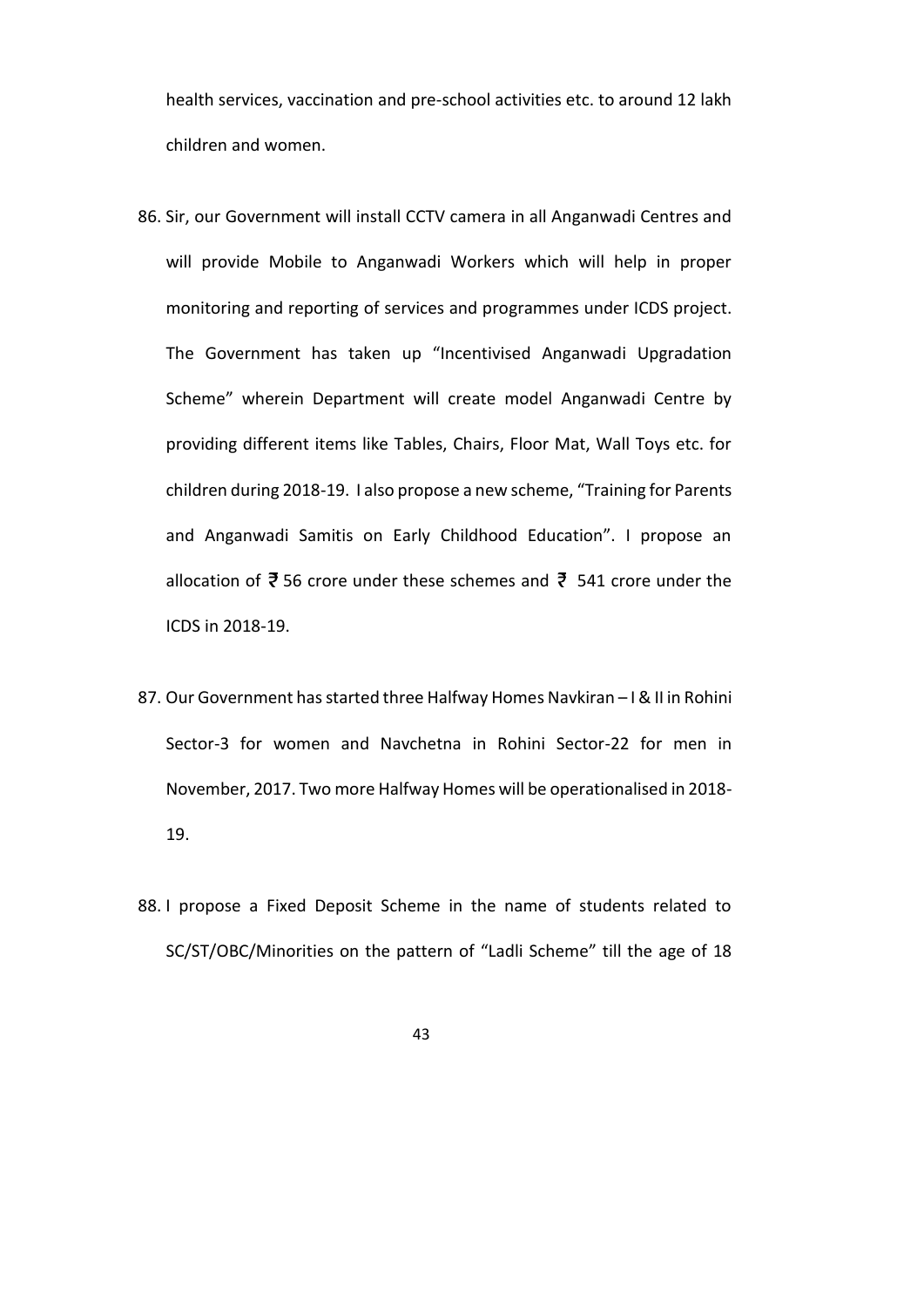health services, vaccination and pre-school activities etc. to around 12 lakh children and women.

86. Sir, our Government will install CCTV camera in all Anganwadi Centres and will provide Mobile to Anganwadi Workers which will help in proper monitoring and reporting of services and programmes under ICDS project. The Government has taken up "Incentivised Anganwadi Upgradation Scheme" wherein Department will create model Anganwadi Centre by providing different items like Tables, Chairs, Floor Mat, Wall Toys etc. for children during 2018-19. I also propose a new scheme, "Training for Parents and Anganwadi Samitis on Early Childhood Education". I propose an allocation of ₹ 56 crore under these schemes and ₹ 541 crore under the ICDS in 2018-19.

87. Our Government has started three Halfway Homes Navkiran – I & II in Rohini Sector-3 for women and Navchetna in Rohini Sector-22 for men in November, 2017. Two more Halfway Homes will be operationalised in 2018-19.

88. I propose a Fixed Deposit Scheme in the name of students related to SC/ST/OBC/Minorities on the pattern of "Ladli Scheme" till the age of 18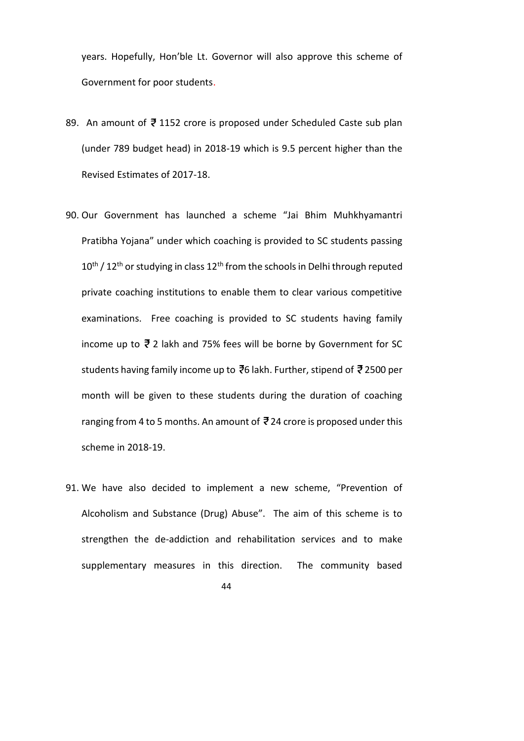years. Hopefully, Hon'ble Lt. Governor will also approve this scheme of Government for poor students.

89. An amount of ₹ 1152 crore is proposed under Scheduled Caste sub plan (under 789 budget head) in 2018-19 which is 9.5 percent higher than the Revised Estimates of 2017-18.

90. Our Government has launched a scheme "Jai Bhim Muhkhyamantri Pratibha Yojana" under which coaching is provided to SC students passing 10th / 12th or studying in class 12th from the schools in Delhi through reputed private coaching institutions to enable them to clear various competitive examinations. Free coaching is provided to SC students having family income up to ₹ 2 lakh and 75% fees will be borne by Government for SC students having family income up to ₹6 lakh. Further, stipend of ₹ 2500 per month will be given to these students during the duration of coaching ranging from 4 to 5 months. An amount of ₹ 24 crore is proposed under this scheme in 2018-19.

91. We have also decided to implement a new scheme, "Prevention of Alcoholism and Substance (Drug) Abuse". The aim of this scheme is to strengthen the de-addiction and rehabilitation services and to make supplementary measures in this direction. The community based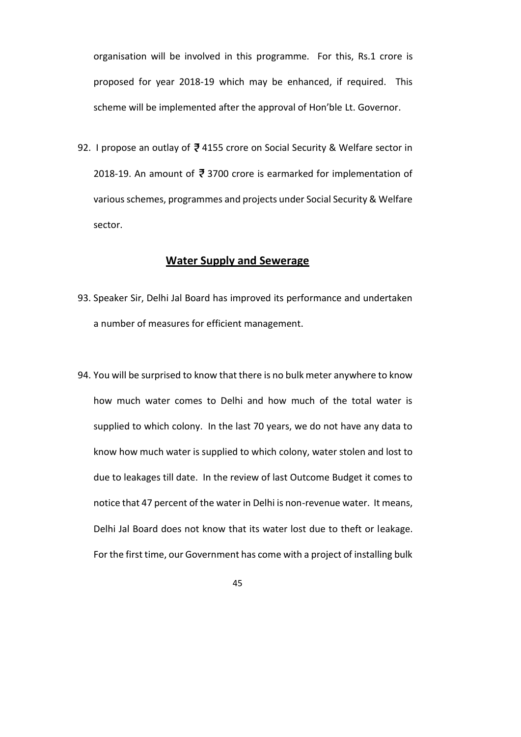organisation will be involved in this programme. For this, Rs.1 crore is proposed for year 2018-19 which may be enhanced, if required. This scheme will be implemented after the approval of Hon'ble Lt. Governor.

92. I propose an outlay of ₹ 4155 crore on Social Security & Welfare sector in 2018-19. An amount of ₹ 3700 crore is earmarked for implementation of various schemes, programmes and projects under Social Security & Welfare sector.

## Water Supply and Sewerage

93. Speaker Sir, Delhi Jal Board has improved its performance and undertaken a number of measures for efficient management.

94. You will be surprised to know that there is no bulk meter anywhere to know how much water comes to Delhi and how much of the total water is supplied to which colony. In the last 70 years, we do not have any data to know how much water is supplied to which colony, water stolen and lost to due to leakages till date. In the review of last Outcome Budget it comes to notice that 47 percent of the water in Delhi is non-revenue water. It means, Delhi Jal Board does not know that its water lost due to theft or leakage. For the first time, our Government has come with a project of installing bulk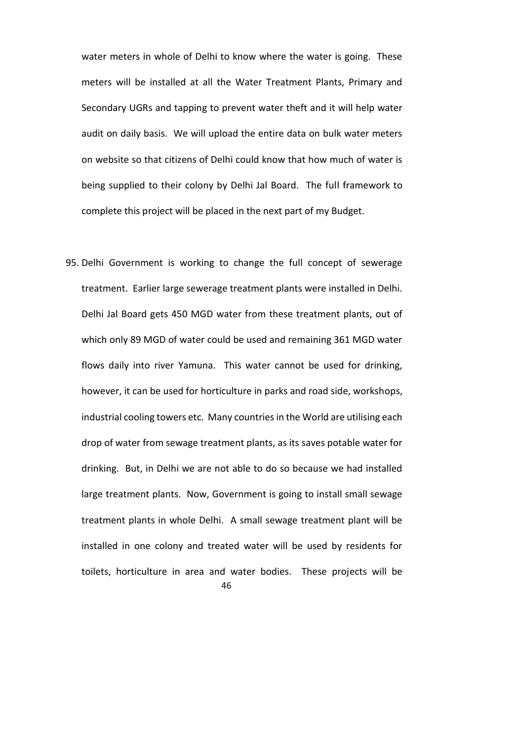water meters in whole of Delhi to know where the water is going. These meters will be installed at all the Water Treatment Plants, Primary and Secondary UGRs and tapping to prevent water theft and it will help water audit on daily basis. We will upload the entire data on bulk water meters on website so that citizens of Delhi could know that how much of water is being supplied to their colony by Delhi Jal Board. The full framework to complete this project will be placed in the next part of my Budget.

95. Delhi Government is working to change the full concept of sewerage treatment. Earlier large sewerage treatment plants were installed in Delhi. Delhi Jal Board gets 450 MGD water from these treatment plants, out of which only 89 MGD of water could be used and remaining 361 MGD water flows daily into river Yamuna. This water cannot be used for drinking, however, it can be used for horticulture in parks and road side, workshops, industrial cooling towers etc. Many countries in the World are utilising each drop of water from sewage treatment plants, as its saves potable water for drinking. But, in Delhi we are not able to do so because we had installed large treatment plants. Now, Government is going to install small sewage treatment plants in whole Delhi. A small sewage treatment plant will be installed in one colony and treated water will be used by residents for toilets, horticulture in area and water bodies. These projects will be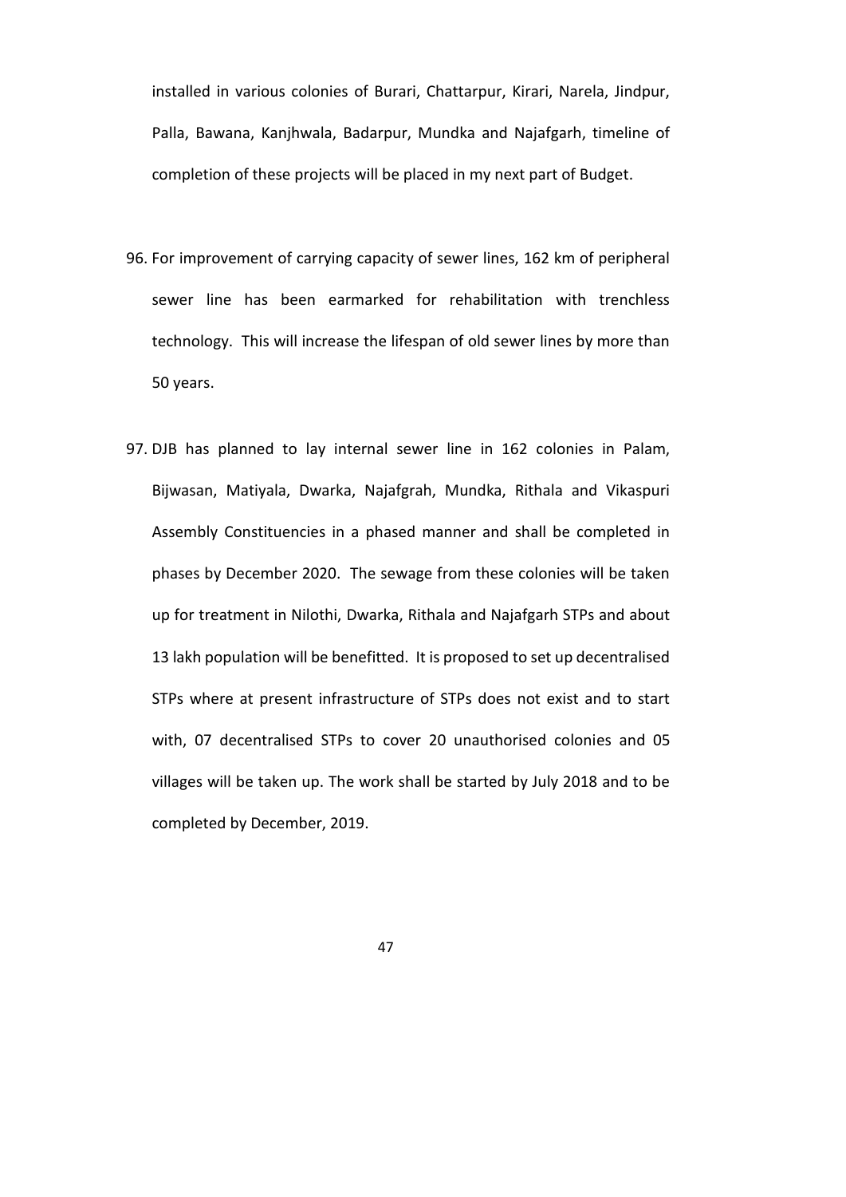installed in various colonies of Burari, Chattarpur, Kirari, Narela, Jindpur, Palla, Bawana, Kanjhwala, Badarpur, Mundka and Najafgarh, timeline of completion of these projects will be placed in my next part of Budget.

96. For improvement of carrying capacity of sewer lines, 162 km of peripheral sewer line has been earmarked for rehabilitation with trenchless technology. This will increase the lifespan of old sewer lines by more than 50 years.

97. DJB has planned to lay internal sewer line in 162 colonies in Palam, Bijwasan, Matiyala, Dwarka, Najafgrah, Mundka, Rithala and Vikaspuri Assembly Constituencies in a phased manner and shall be completed in phases by December 2020. The sewage from these colonies will be taken up for treatment in Nilothi, Dwarka, Rithala and Najafgarh STPs and about 13 lakh population will be benefitted. It is proposed to set up decentralised STPs where at present infrastructure of STPs does not exist and to start with, 07 decentralised STPs to cover 20 unauthorised colonies and 05 villages will be taken up. The work shall be started by July 2018 and to be completed by December, 2019.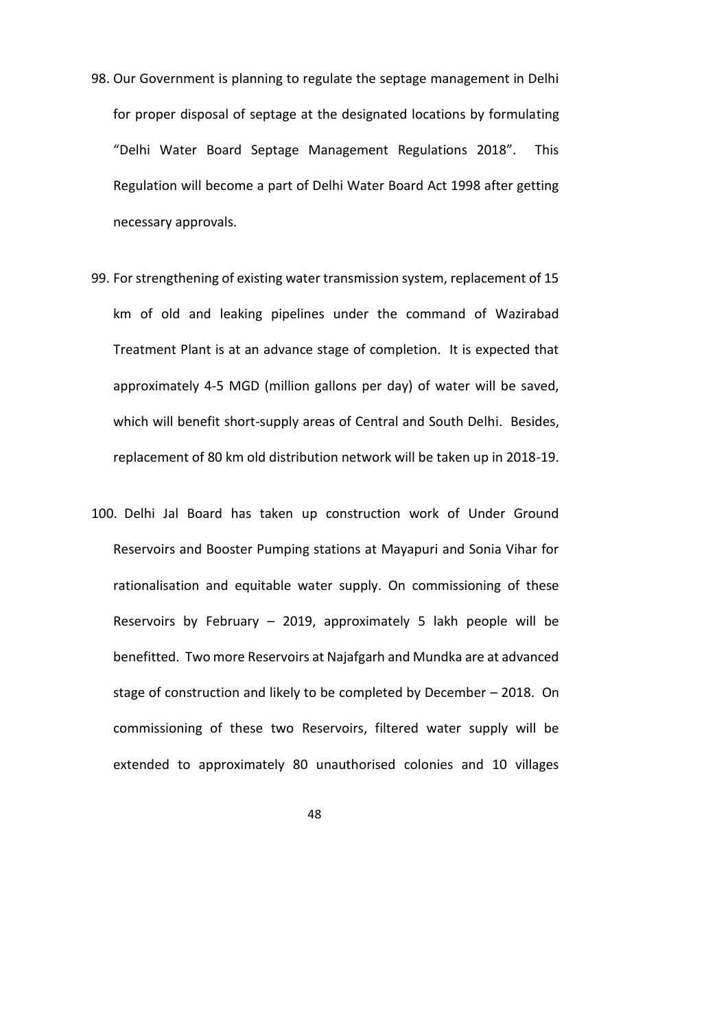98. Our Government is planning to regulate the septage management in Delhi for proper disposal of septage at the designated locations by formulating "Delhi Water Board Septage Management Regulations 2018". This Regulation will become a part of Delhi Water Board Act 1998 after getting necessary approvals.

99. For strengthening of existing water transmission system, replacement of 15 km of old and leaking pipelines under the command of Wazirabad Treatment Plant is at an advance stage of completion. It is expected that approximately 4-5 MGD (million gallons per day) of water will be saved, which will benefit short-supply areas of Central and South Delhi. Besides, replacement of 80 km old distribution network will be taken up in 2018-19.

100. Delhi Jal Board has taken up construction work of Under Ground Reservoirs and Booster Pumping stations at Mayapuri and Sonia Vihar for rationalisation and equitable water supply. On commissioning of these Reservoirs by February – 2019, approximately 5 lakh people will be benefitted. Two more Reservoirs at Najafgarh and Mundka are at advanced stage of construction and likely to be completed by December – 2018. On commissioning of these two Reservoirs, filtered water supply will be extended to approximately 80 unauthorised colonies and 10 villages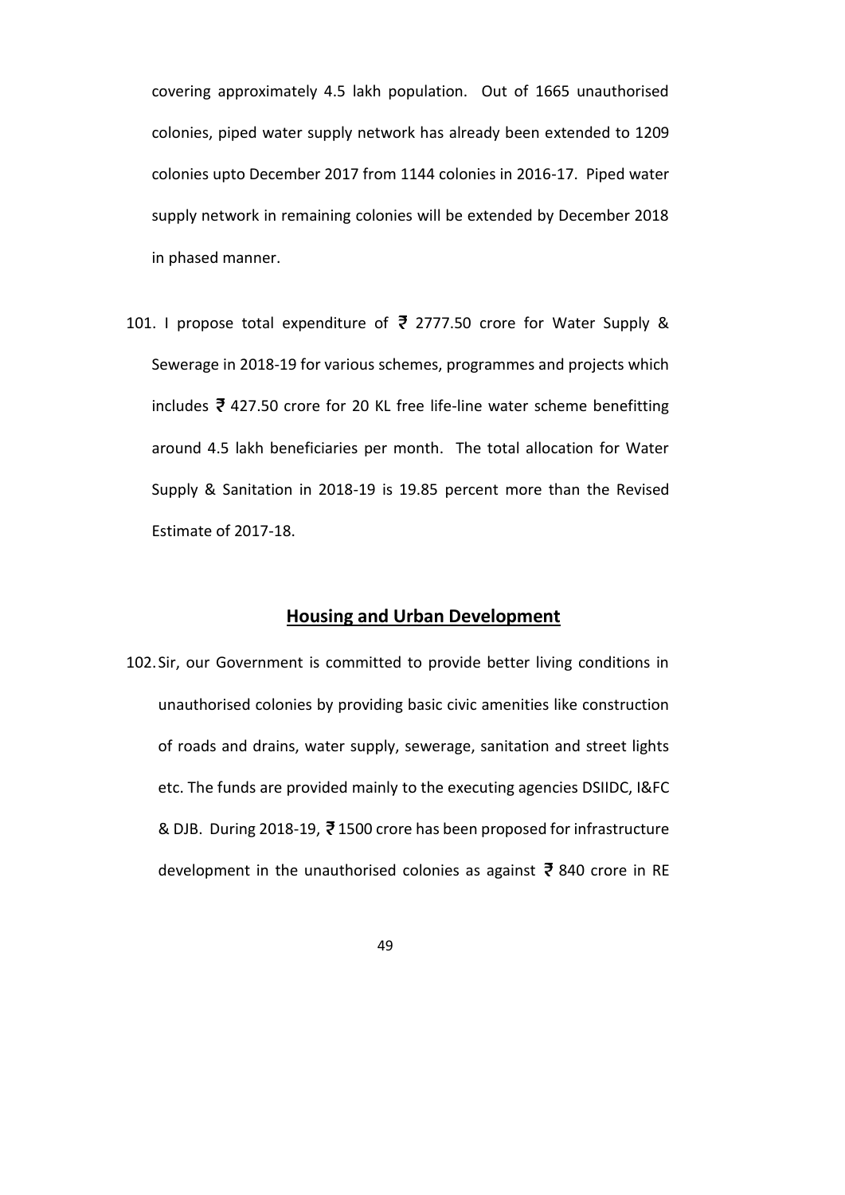covering approximately 4.5 lakh population. Out of 1665 unauthorised colonies, piped water supply network has already been extended to 1209 colonies upto December 2017 from 1144 colonies in 2016-17. Piped water supply network in remaining colonies will be extended by December 2018 in phased manner.

101. I propose total expenditure of ₹ 2777.50 crore for Water Supply & Sewerage in 2018-19 for various schemes, programmes and projects which includes ₹ 427.50 crore for 20 KL free life-line water scheme benefitting around 4.5 lakh beneficiaries per month. The total allocation for Water Supply & Sanitation in 2018-19 is 19.85 percent more than the Revised Estimate of 2017-18.

## Housing and Urban Development

102. Sir, our Government is committed to provide better living conditions in unauthorised colonies by providing basic civic amenities like construction of roads and drains, water supply, sewerage, sanitation and street lights etc. The funds are provided mainly to the executing agencies DSIIDC, I&FC & DJB. During 2018-19, ₹ 1500 crore has been proposed for infrastructure development in the unauthorised colonies as against ₹ 840 crore in RE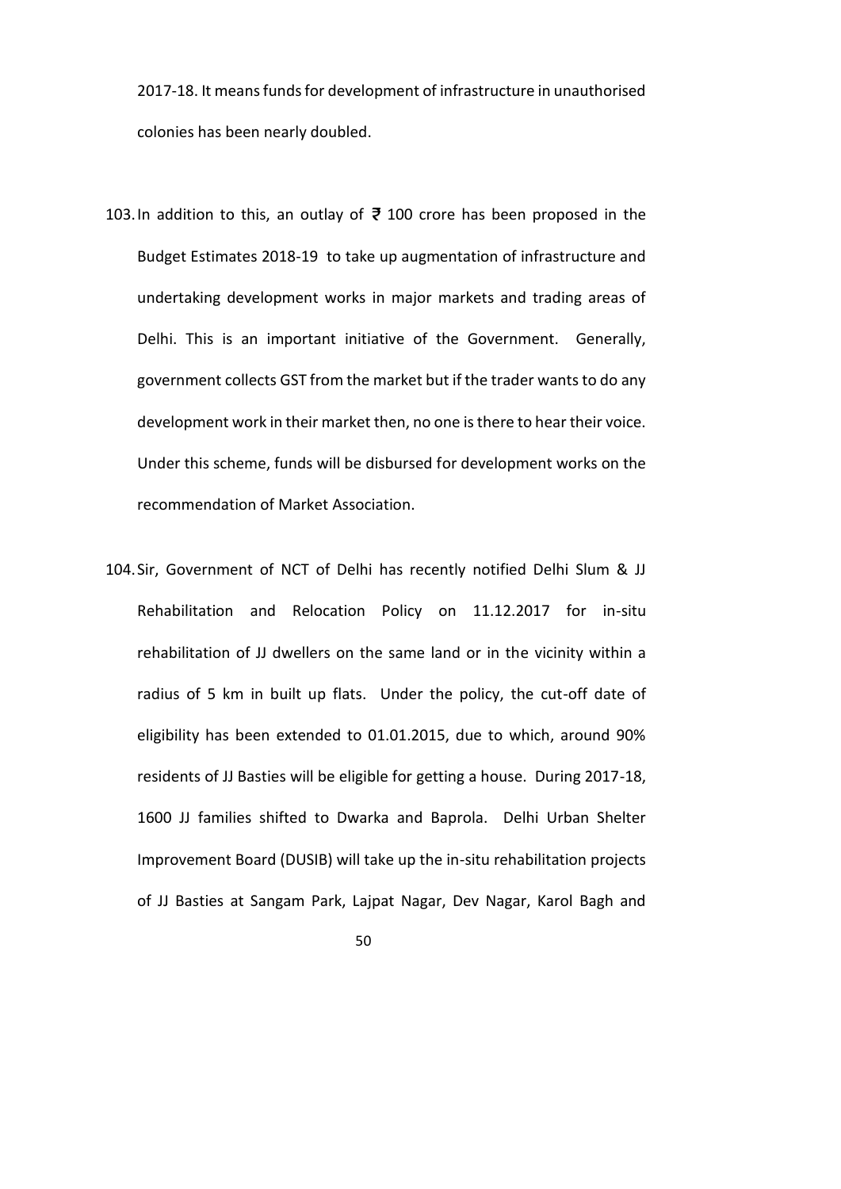2017-18. It means funds for development of infrastructure in unauthorised colonies has been nearly doubled.

103. In addition to this, an outlay of ₹ 100 crore has been proposed in the Budget Estimates 2018-19 to take up augmentation of infrastructure and undertaking development works in major markets and trading areas of Delhi. This is an important initiative of the Government. Generally, government collects GST from the market but if the trader wants to do any development work in their market then, no one is there to hear their voice. Under this scheme, funds will be disbursed for development works on the recommendation of Market Association.

104. Sir, Government of NCT of Delhi has recently notified Delhi Slum & JJ Rehabilitation and Relocation Policy on 11.12.2017 for in-situ rehabilitation of JJ dwellers on the same land or in the vicinity within a radius of 5 km in built up flats. Under the policy, the cut-off date of eligibility has been extended to 01.01.2015, due to which, around 90% residents of JJ Basties will be eligible for getting a house. During 2017-18, 1600 JJ families shifted to Dwarka and Baprola. Delhi Urban Shelter Improvement Board (DUSIB) will take up the in-situ rehabilitation projects of JJ Basties at Sangam Park, Lajpat Nagar, Dev Nagar, Karol Bagh and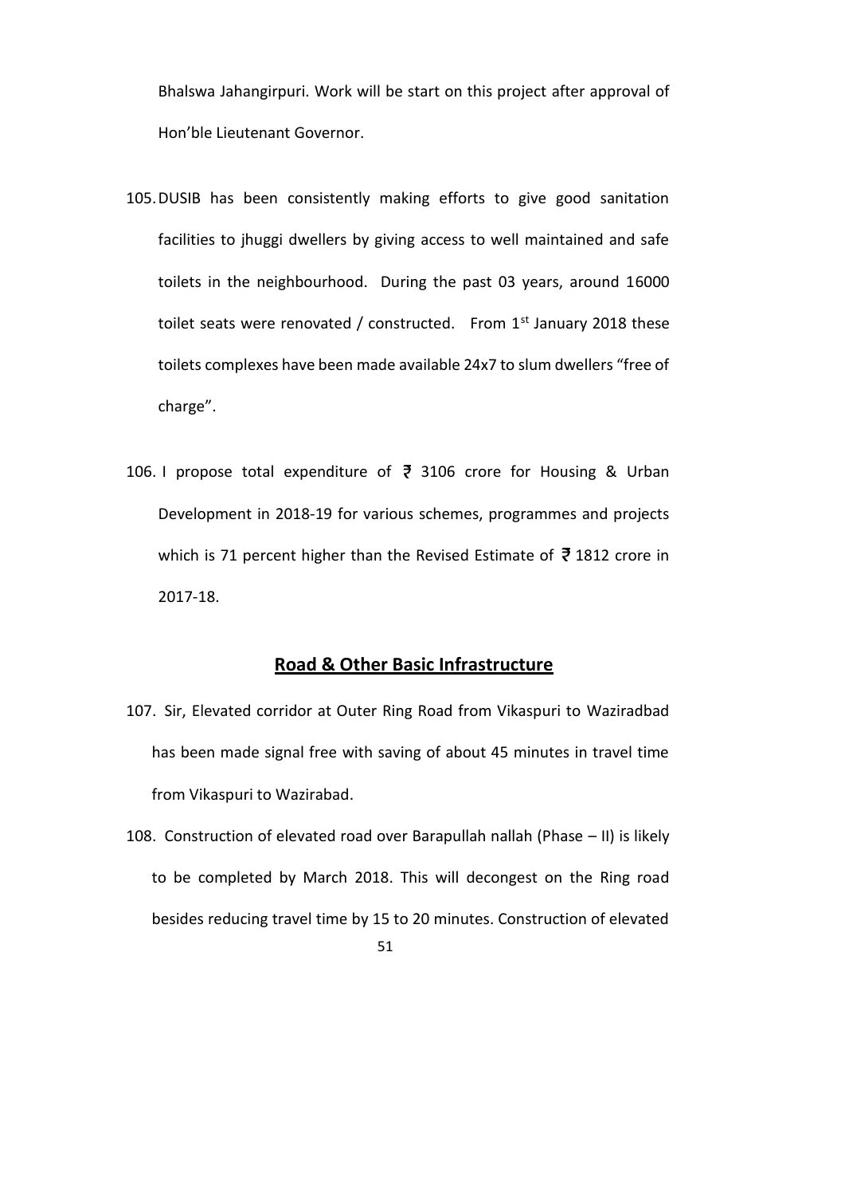Bhalswa Jahangirpuri. Work will be start on this project after approval of Hon'ble Lieutenant Governor.

105. DUSIB has been consistently making efforts to give good sanitation facilities to jhuggi dwellers by giving access to well maintained and safe toilets in the neighbourhood. During the past 03 years, around 16000 toilet seats were renovated / constructed. From 1st January 2018 these toilets complexes have been made available 24x7 to slum dwellers "free of charge".

106. I propose total expenditure of ₹ 3106 crore for Housing & Urban Development in 2018-19 for various schemes, programmes and projects which is 71 percent higher than the Revised Estimate of ₹ 1812 crore in 2017-18.

## Road & Other Basic Infrastructure

107. Sir, Elevated corridor at Outer Ring Road from Vikaspuri to Waziradbad has been made signal free with saving of about 45 minutes in travel time from Vikaspuri to Wazirabad.

108. Construction of elevated road over Barapullah nallah (Phase – II) is likely to be completed by March 2018. This will decongest on the Ring road besides reducing travel time by 15 to 20 minutes. Construction of elevated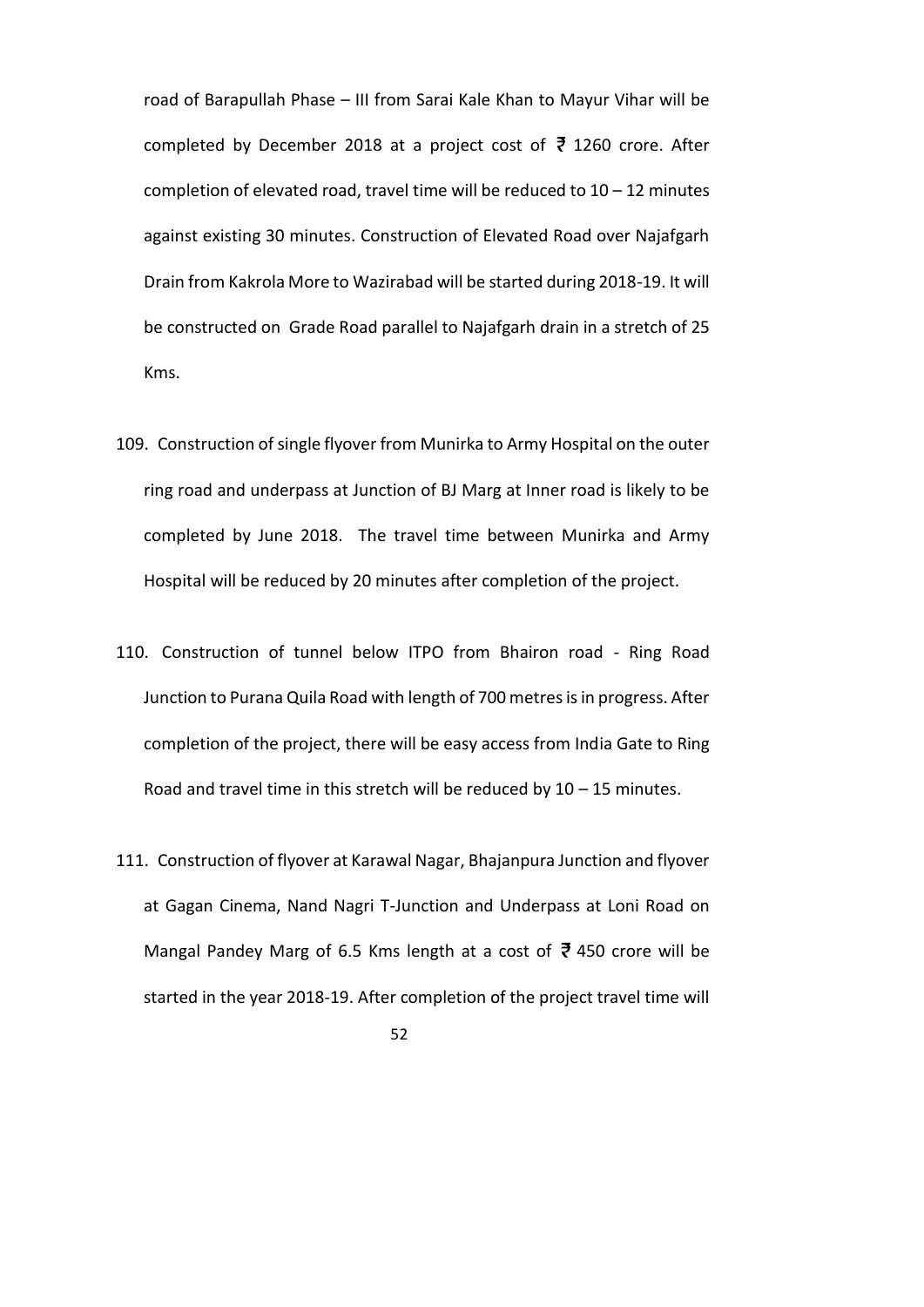road of Barapullah Phase – III from Sarai Kale Khan to Mayur Vihar will be completed by December 2018 at a project cost of ₹ 1260 crore. After completion of elevated road, travel time will be reduced to 10 – 12 minutes against existing 30 minutes. Construction of Elevated Road over Najafgarh Drain from Kakrola More to Wazirabad will be started during 2018-19. It will be constructed on Grade Road parallel to Najafgarh drain in a stretch of 25 Kms.

109. Construction of single flyover from Munirka to Army Hospital on the outer ring road and underpass at Junction of BJ Marg at Inner road is likely to be completed by June 2018. The travel time between Munirka and Army Hospital will be reduced by 20 minutes after completion of the project.

110. Construction of tunnel below ITPO from Bhairon road - Ring Road Junction to Purana Quila Road with length of 700 metres is in progress. After completion of the project, there will be easy access from India Gate to Ring Road and travel time in this stretch will be reduced by 10 – 15 minutes.

111. Construction of flyover at Karawal Nagar, Bhajanpura Junction and flyover at Gagan Cinema, Nand Nagri T-Junction and Underpass at Loni Road on Mangal Pandey Marg of 6.5 Kms length at a cost of ₹ 450 crore will be started in the year 2018-19. After completion of the project travel time will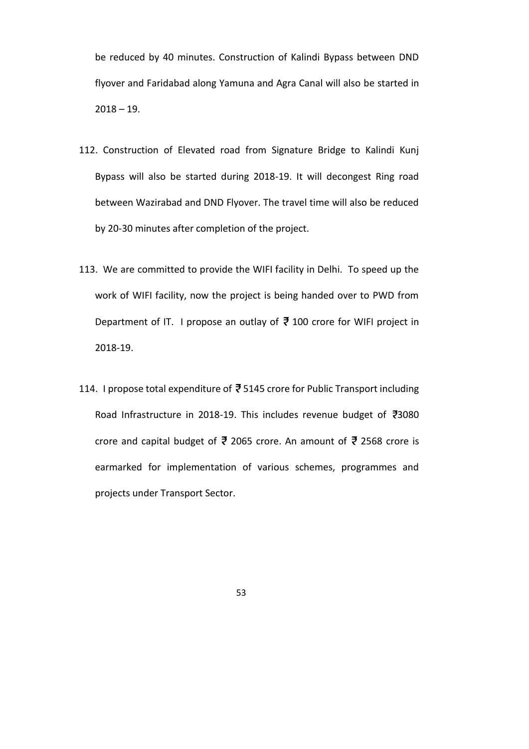be reduced by 40 minutes. Construction of Kalindi Bypass between DND flyover and Faridabad along Yamuna and Agra Canal will also be started in 2018 – 19.

112. Construction of Elevated road from Signature Bridge to Kalindi Kunj Bypass will also be started during 2018-19. It will decongest Ring road between Wazirabad and DND Flyover. The travel time will also be reduced by 20-30 minutes after completion of the project.

113. We are committed to provide the WIFI facility in Delhi. To speed up the work of WIFI facility, now the project is being handed over to PWD from Department of IT. I propose an outlay of ₹ 100 crore for WIFI project in 2018-19.

114. I propose total expenditure of ₹ 5145 crore for Public Transport including Road Infrastructure in 2018-19. This includes revenue budget of ₹3080 crore and capital budget of ₹ 2065 crore. An amount of ₹ 2568 crore is earmarked for implementation of various schemes, programmes and projects under Transport Sector.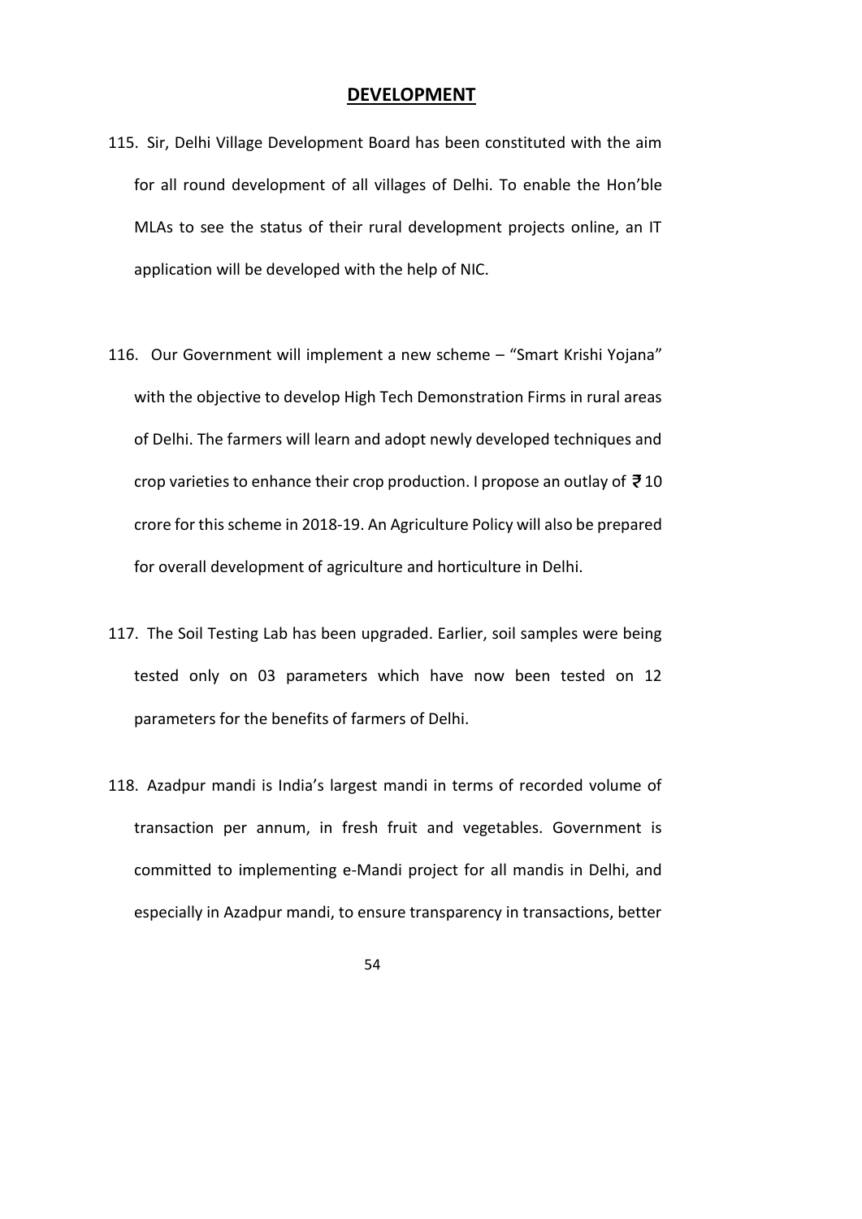## DEVELOPMENT

115. Sir, Delhi Village Development Board has been constituted with the aim for all round development of all villages of Delhi. To enable the Hon'ble MLAs to see the status of their rural development projects online, an IT application will be developed with the help of NIC.

116. Our Government will implement a new scheme – "Smart Krishi Yojana" with the objective to develop High Tech Demonstration Firms in rural areas of Delhi. The farmers will learn and adopt newly developed techniques and crop varieties to enhance their crop production. I propose an outlay of ₹ 10 crore for this scheme in 2018-19. An Agriculture Policy will also be prepared for overall development of agriculture and horticulture in Delhi.

117. The Soil Testing Lab has been upgraded. Earlier, soil samples were being tested only on 03 parameters which have now been tested on 12 parameters for the benefits of farmers of Delhi.

118. Azadpur mandi is India's largest mandi in terms of recorded volume of transaction per annum, in fresh fruit and vegetables. Government is committed to implementing e-Mandi project for all mandis in Delhi, and especially in Azadpur mandi, to ensure transparency in transactions, better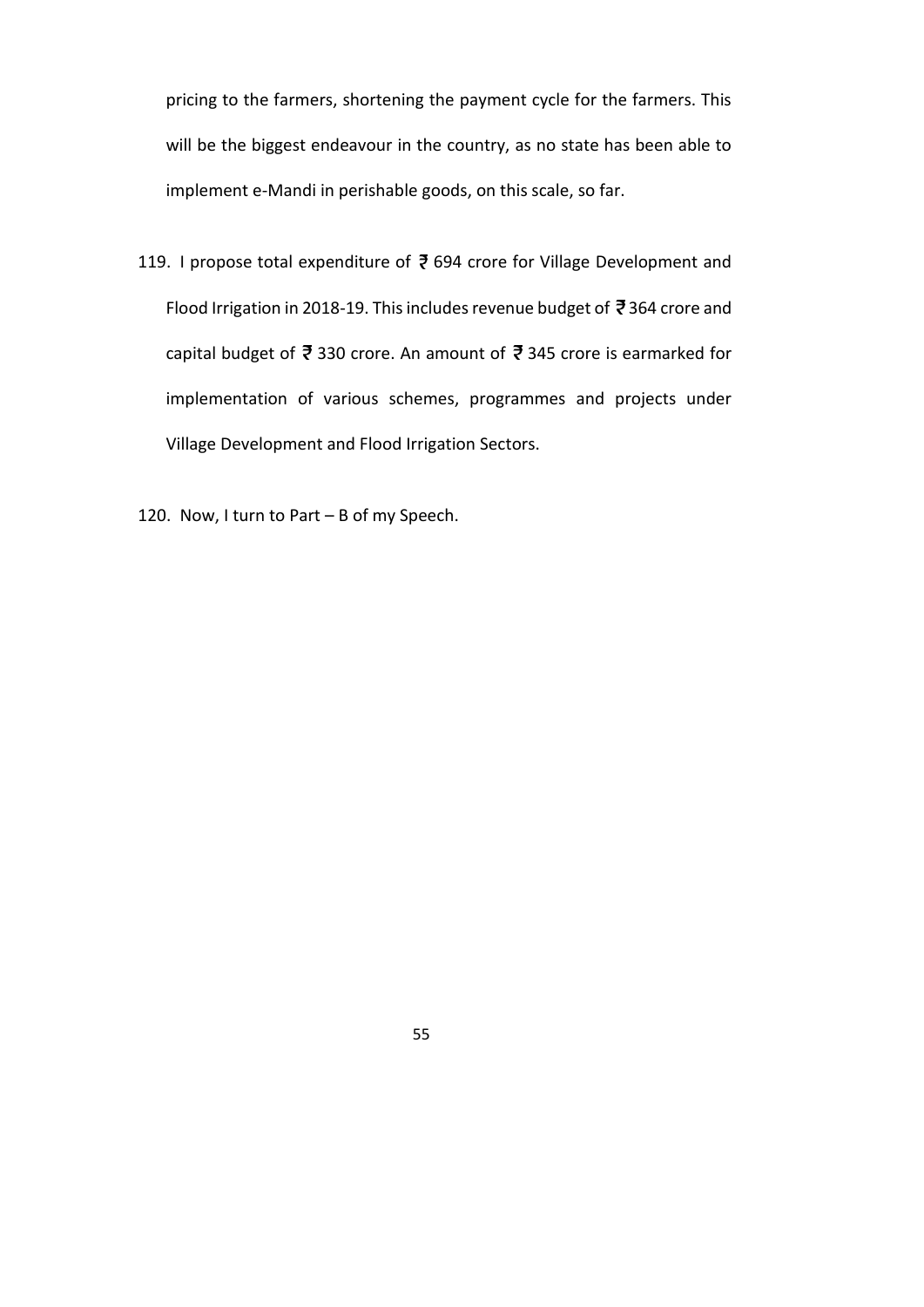pricing to the farmers, shortening the payment cycle for the farmers. This will be the biggest endeavour in the country, as no state has been able to implement e-Mandi in perishable goods, on this scale, so far.

119. I propose total expenditure of ₹ 694 crore for Village Development and Flood Irrigation in 2018-19. This includes revenue budget of ₹ 364 crore and capital budget of ₹ 330 crore. An amount of ₹ 345 crore is earmarked for implementation of various schemes, programmes and projects under Village Development and Flood Irrigation Sectors.

120. Now, I turn to Part – B of my Speech.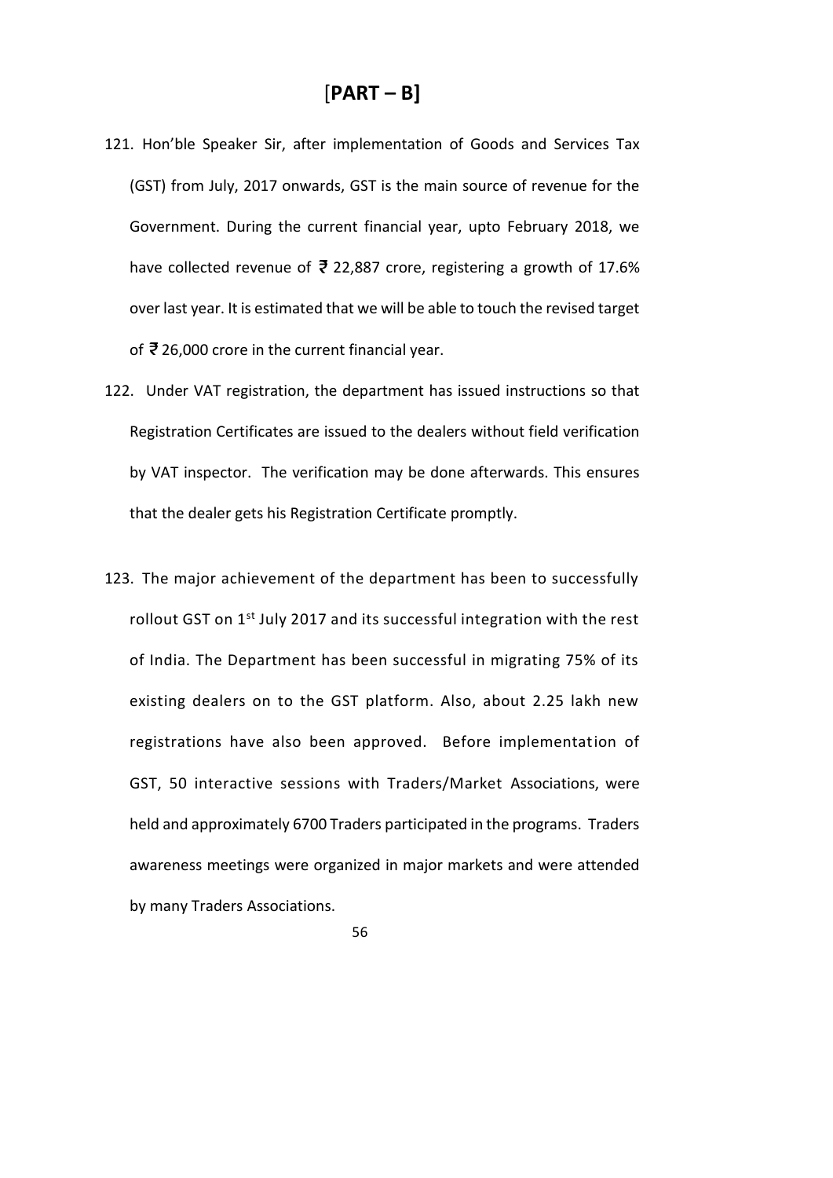# [PART – B]

121. Hon'ble Speaker Sir, after implementation of Goods and Services Tax (GST) from July, 2017 onwards, GST is the main source of revenue for the Government. During the current financial year, upto February 2018, we have collected revenue of ₹ 22,887 crore, registering a growth of 17.6% over last year. It is estimated that we will be able to touch the revised target of ₹ 26,000 crore in the current financial year.

122. Under VAT registration, the department has issued instructions so that Registration Certificates are issued to the dealers without field verification by VAT inspector. The verification may be done afterwards. This ensures that the dealer gets his Registration Certificate promptly.

123. The major achievement of the department has been to successfully rollout GST on 1st July 2017 and its successful integration with the rest of India. The Department has been successful in migrating 75% of its existing dealers on to the GST platform. Also, about 2.25 lakh new registrations have also been approved. Before implementation of GST, 50 interactive sessions with Traders/Market Associations, were held and approximately 6700 Traders participated in the programs. Traders awareness meetings were organized in major markets and were attended by many Traders Associations.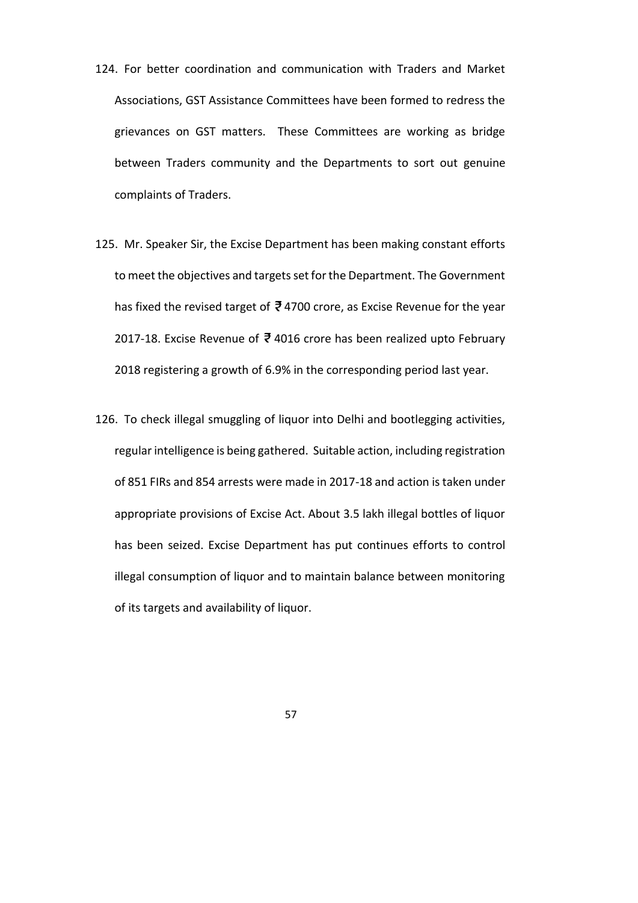124. For better coordination and communication with Traders and Market Associations, GST Assistance Committees have been formed to redress the grievances on GST matters. These Committees are working as bridge between Traders community and the Departments to sort out genuine complaints of Traders.

125. Mr. Speaker Sir, the Excise Department has been making constant efforts to meet the objectives and targets set for the Department. The Government has fixed the revised target of ₹ 4700 crore, as Excise Revenue for the year 2017-18. Excise Revenue of ₹ 4016 crore has been realized upto February 2018 registering a growth of 6.9% in the corresponding period last year.

126. To check illegal smuggling of liquor into Delhi and bootlegging activities, regular intelligence is being gathered. Suitable action, including registration of 851 FIRs and 854 arrests were made in 2017-18 and action is taken under appropriate provisions of Excise Act. About 3.5 lakh illegal bottles of liquor has been seized. Excise Department has put continues efforts to control illegal consumption of liquor and to maintain balance between monitoring of its targets and availability of liquor.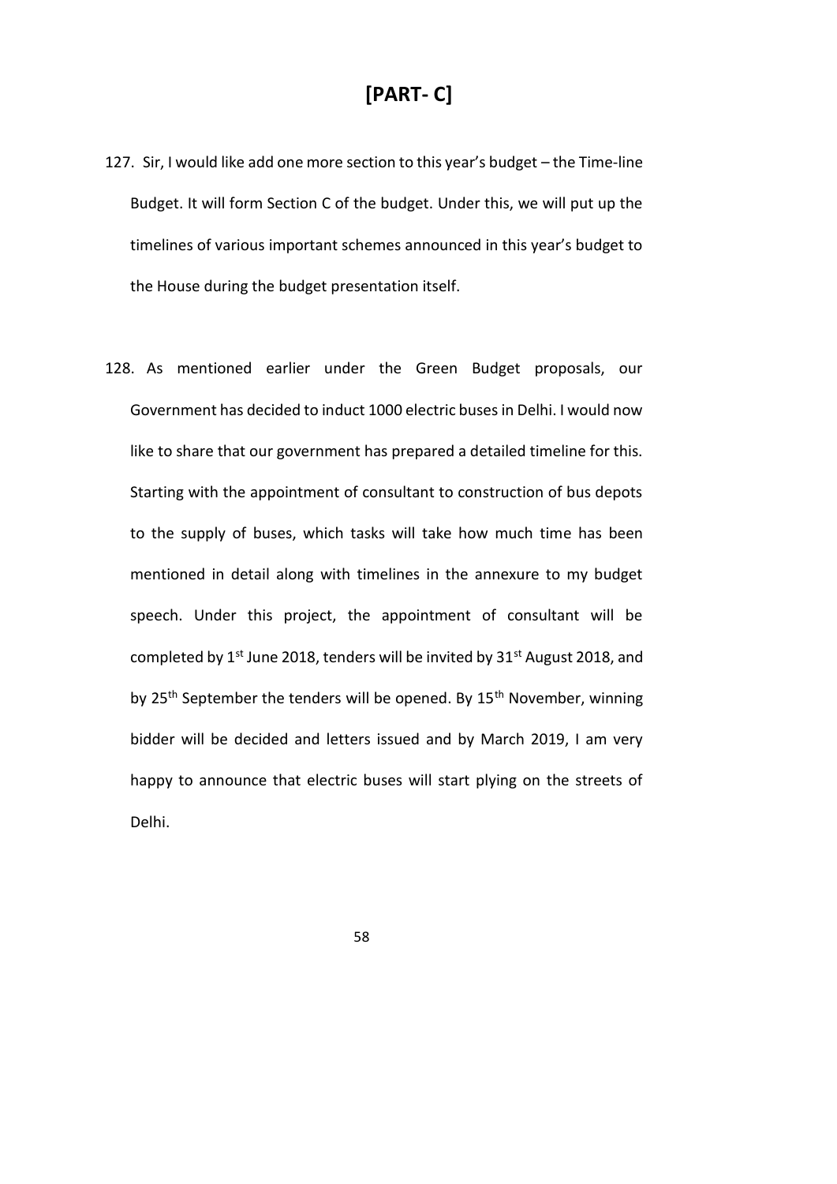# [PART- C]

127. Sir, I would like add one more section to this year's budget – the Time-line Budget. It will form Section C of the budget. Under this, we will put up the timelines of various important schemes announced in this year's budget to the House during the budget presentation itself.

128. As mentioned earlier under the Green Budget proposals, our Government has decided to induct 1000 electric buses in Delhi. I would now like to share that our government has prepared a detailed timeline for this. Starting with the appointment of consultant to construction of bus depots to the supply of buses, which tasks will take how much time has been mentioned in detail along with timelines in the annexure to my budget speech. Under this project, the appointment of consultant will be completed by 1st June 2018, tenders will be invited by 31st August 2018, and by 25th September the tenders will be opened. By 15th November, winning bidder will be decided and letters issued and by March 2019, I am very happy to announce that electric buses will start plying on the streets of Delhi.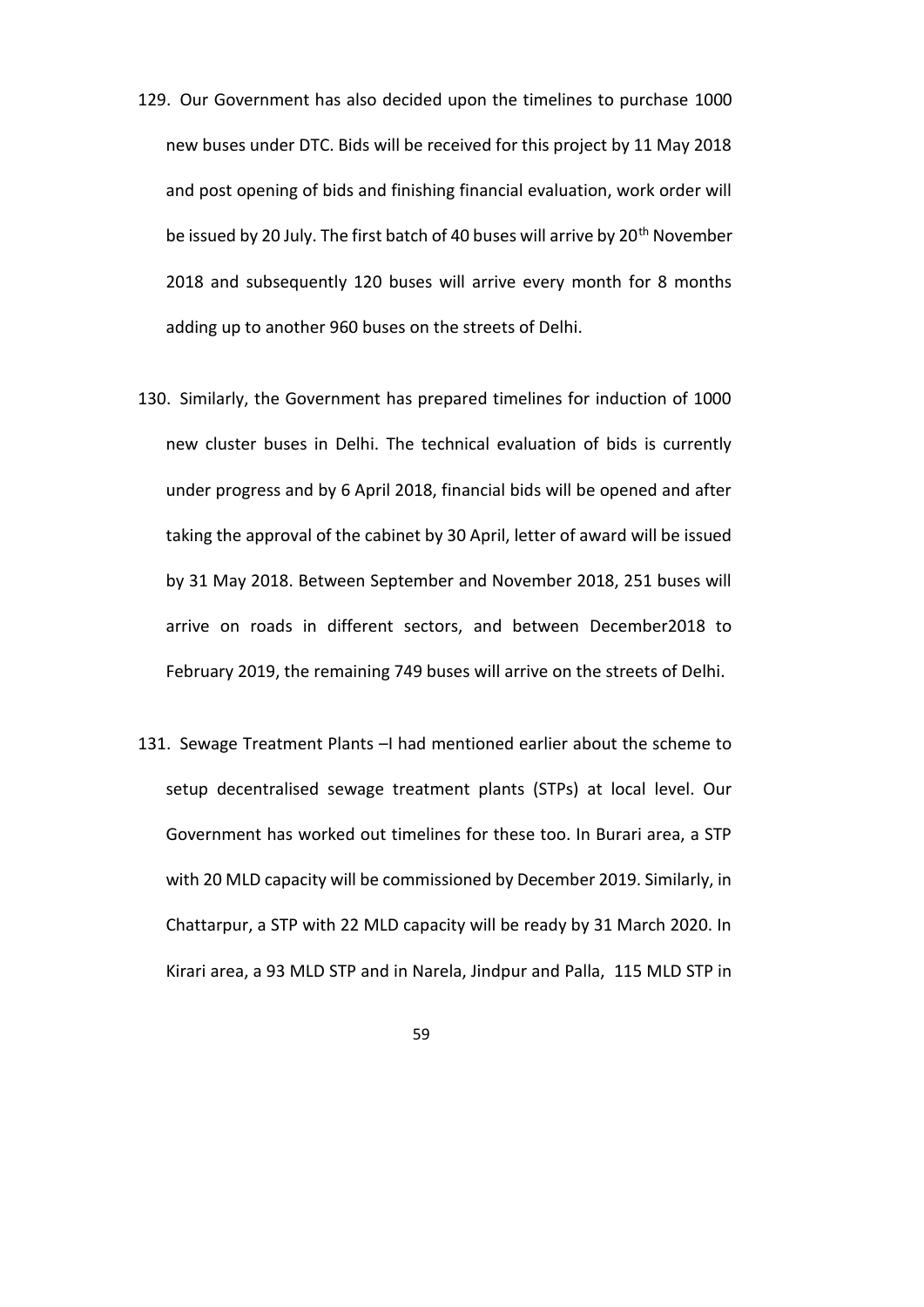129. Our Government has also decided upon the timelines to purchase 1000 new buses under DTC. Bids will be received for this project by 11 May 2018 and post opening of bids and finishing financial evaluation, work order will be issued by 20 July. The first batch of 40 buses will arrive by 20th November 2018 and subsequently 120 buses will arrive every month for 8 months adding up to another 960 buses on the streets of Delhi.

130. Similarly, the Government has prepared timelines for induction of 1000 new cluster buses in Delhi. The technical evaluation of bids is currently under progress and by 6 April 2018, financial bids will be opened and after taking the approval of the cabinet by 30 April, letter of award will be issued by 31 May 2018. Between September and November 2018, 251 buses will arrive on roads in different sectors, and between December2018 to February 2019, the remaining 749 buses will arrive on the streets of Delhi.

131. Sewage Treatment Plants –I had mentioned earlier about the scheme to setup decentralised sewage treatment plants (STPs) at local level. Our Government has worked out timelines for these too. In Burari area, a STP with 20 MLD capacity will be commissioned by December 2019. Similarly, in Chattarpur, a STP with 22 MLD capacity will be ready by 31 March 2020. In Kirari area, a 93 MLD STP and in Narela, Jindpur and Palla, 115 MLD STP in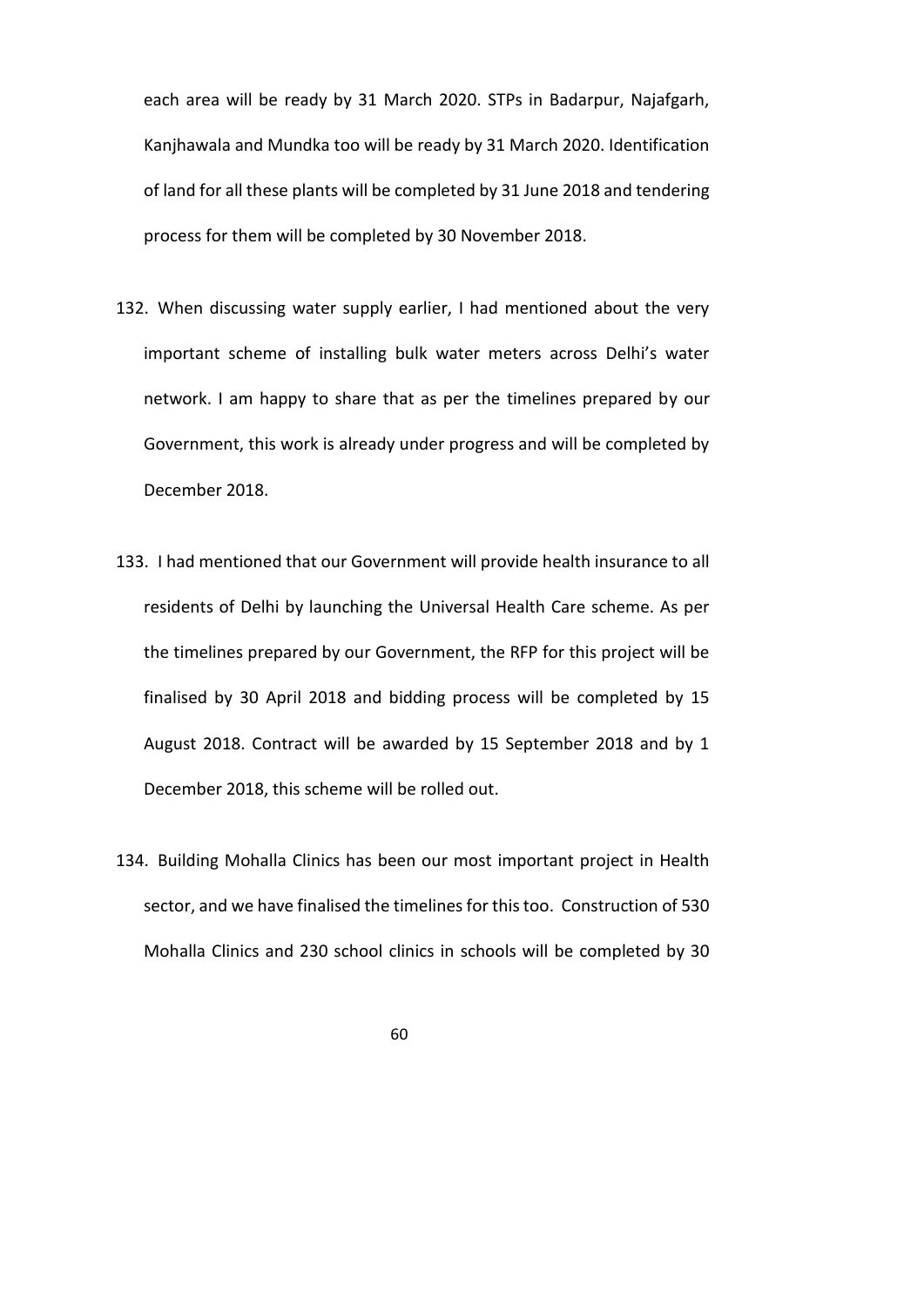each area will be ready by 31 March 2020. STPs in Badarpur, Najafgarh, Kanjhawala and Mundka too will be ready by 31 March 2020. Identification of land for all these plants will be completed by 31 June 2018 and tendering process for them will be completed by 30 November 2018.

132. When discussing water supply earlier, I had mentioned about the very important scheme of installing bulk water meters across Delhi's water network. I am happy to share that as per the timelines prepared by our Government, this work is already under progress and will be completed by December 2018.

133. I had mentioned that our Government will provide health insurance to all residents of Delhi by launching the Universal Health Care scheme. As per the timelines prepared by our Government, the RFP for this project will be finalised by 30 April 2018 and bidding process will be completed by 15 August 2018. Contract will be awarded by 15 September 2018 and by 1 December 2018, this scheme will be rolled out.

134. Building Mohalla Clinics has been our most important project in Health sector, and we have finalised the timelines for this too. Construction of 530 Mohalla Clinics and 230 school clinics in schools will be completed by 30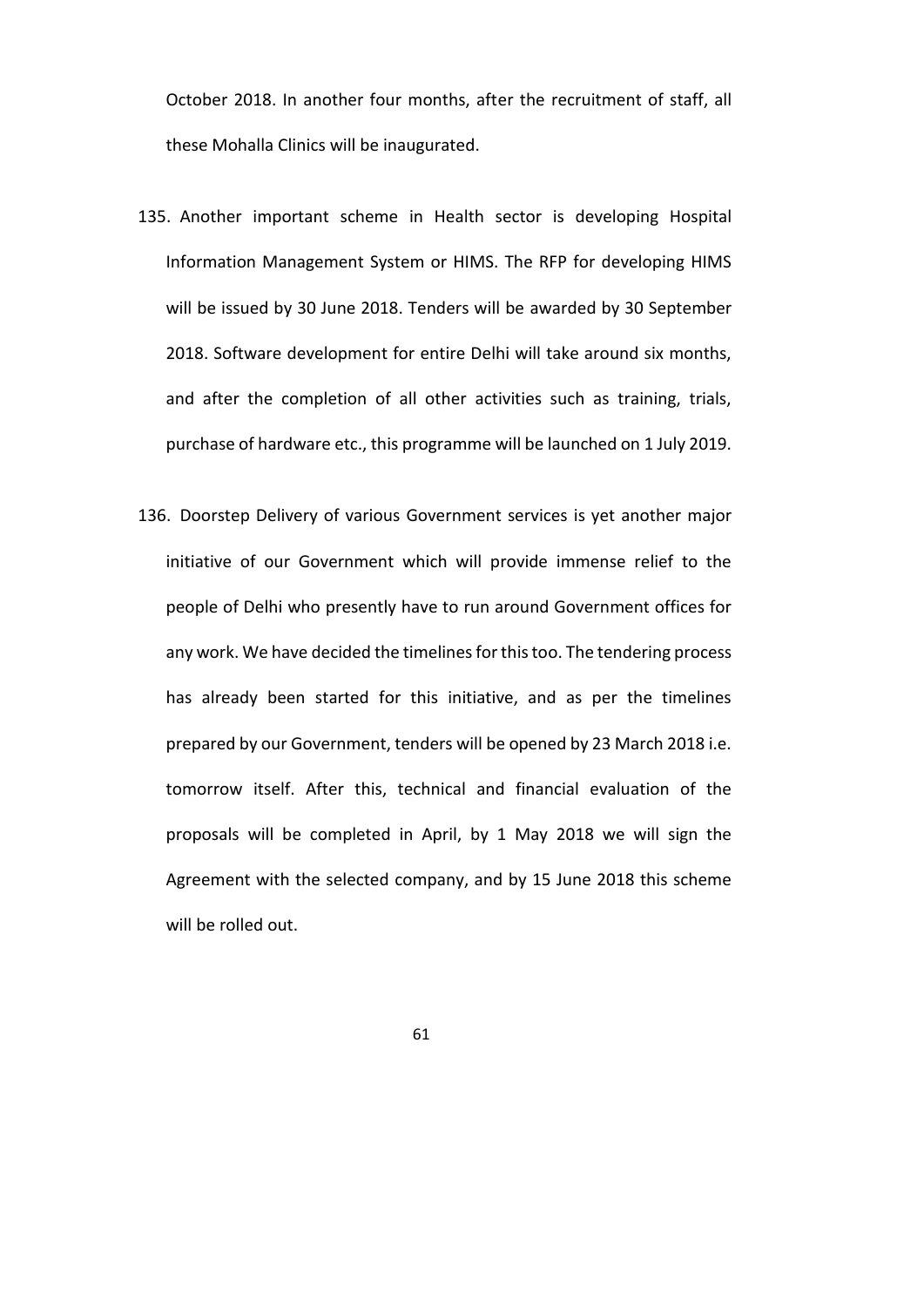October 2018. In another four months, after the recruitment of staff, all these Mohalla Clinics will be inaugurated.

135. Another important scheme in Health sector is developing Hospital Information Management System or HIMS. The RFP for developing HIMS will be issued by 30 June 2018. Tenders will be awarded by 30 September 2018. Software development for entire Delhi will take around six months, and after the completion of all other activities such as training, trials, purchase of hardware etc., this programme will be launched on 1 July 2019.

136. Doorstep Delivery of various Government services is yet another major initiative of our Government which will provide immense relief to the people of Delhi who presently have to run around Government offices for any work. We have decided the timelines for this too. The tendering process has already been started for this initiative, and as per the timelines prepared by our Government, tenders will be opened by 23 March 2018 i.e. tomorrow itself. After this, technical and financial evaluation of the proposals will be completed in April, by 1 May 2018 we will sign the Agreement with the selected company, and by 15 June 2018 this scheme will be rolled out.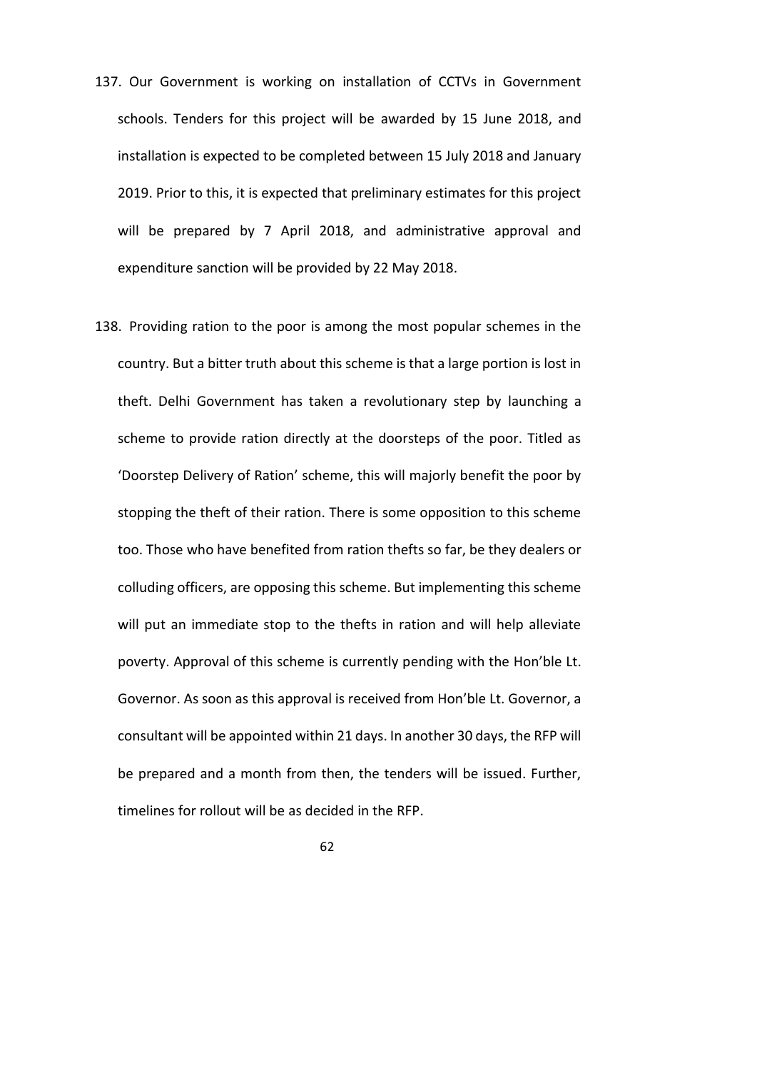137. Our Government is working on installation of CCTVs in Government schools. Tenders for this project will be awarded by 15 June 2018, and installation is expected to be completed between 15 July 2018 and January 2019. Prior to this, it is expected that preliminary estimates for this project will be prepared by 7 April 2018, and administrative approval and expenditure sanction will be provided by 22 May 2018.

138. Providing ration to the poor is among the most popular schemes in the country. But a bitter truth about this scheme is that a large portion is lost in theft. Delhi Government has taken a revolutionary step by launching a scheme to provide ration directly at the doorsteps of the poor. Titled as 'Doorstep Delivery of Ration' scheme, this will majorly benefit the poor by stopping the theft of their ration. There is some opposition to this scheme too. Those who have benefited from ration thefts so far, be they dealers or colluding officers, are opposing this scheme. But implementing this scheme will put an immediate stop to the thefts in ration and will help alleviate poverty. Approval of this scheme is currently pending with the Hon'ble Lt. Governor. As soon as this approval is received from Hon'ble Lt. Governor, a consultant will be appointed within 21 days. In another 30 days, the RFP will be prepared and a month from then, the tenders will be issued. Further, timelines for rollout will be as decided in the RFP.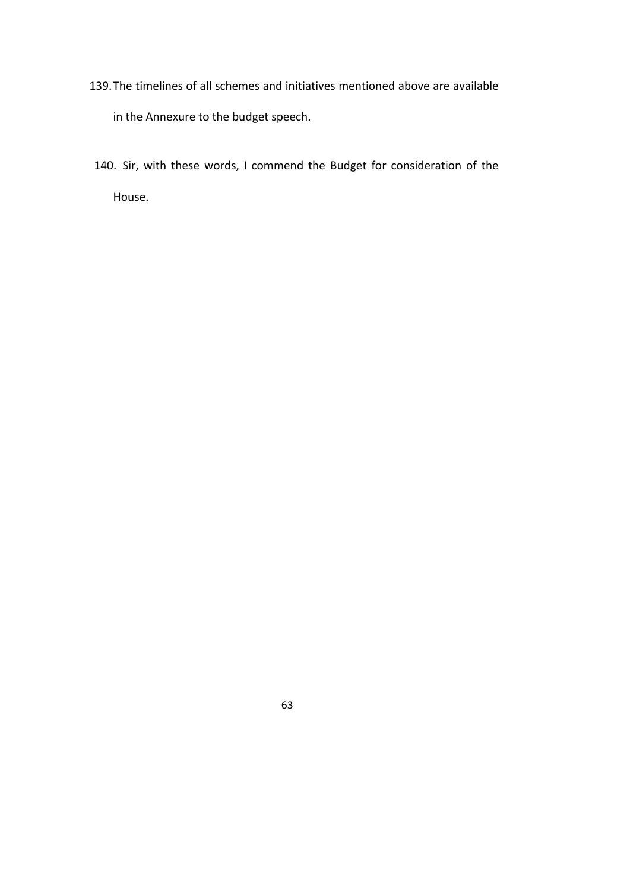139. The timelines of all schemes and initiatives mentioned above are available in the Annexure to the budget speech.

140. Sir, with these words, I commend the Budget for consideration of the House.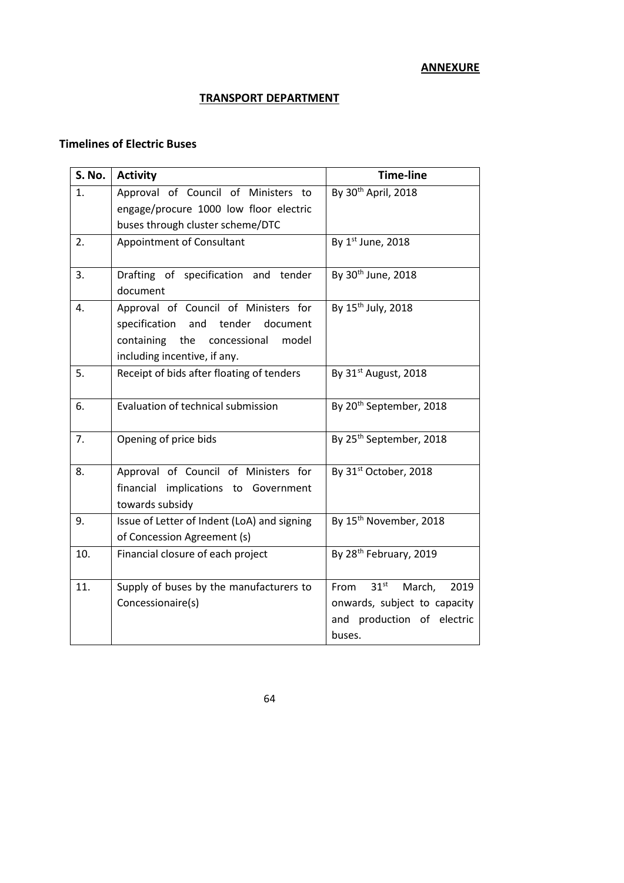**ANNEXURE**

**TRANSPORT DEPARTMENT**

**Timelines of Electric Buses**

| S. No. | Activity | Time-line |
|---|---|---|
| 1. | Approval of Council of Ministers to engage/procure 1000 low floor electric buses through cluster scheme/DTC | By 30th April, 2018 |
| 2. | Appointment of Consultant | By 1st June, 2018 |
| 3. | Drafting of specification and tender document | By 30th June, 2018 |
| 4. | Approval of Council of Ministers for specification and tender document containing the concessional model including incentive, if any. | By 15th July, 2018 |
| 5. | Receipt of bids after floating of tenders | By 31st August, 2018 |
| 6. | Evaluation of technical submission | By 20th September, 2018 |
| 7. | Opening of price bids | By 25th September, 2018 |
| 8. | Approval of Council of Ministers for financial implications to Government towards subsidy | By 31st October, 2018 |
| 9. | Issue of Letter of Indent (LoA) and signing of Concession Agreement (s) | By 15th November, 2018 |
| 10. | Financial closure of each project | By 28th February, 2019 |
| 11. | Supply of buses by the manufacturers to Concessionaire(s) | From 31st March, 2019 onwards, subject to capacity and production of electric buses. |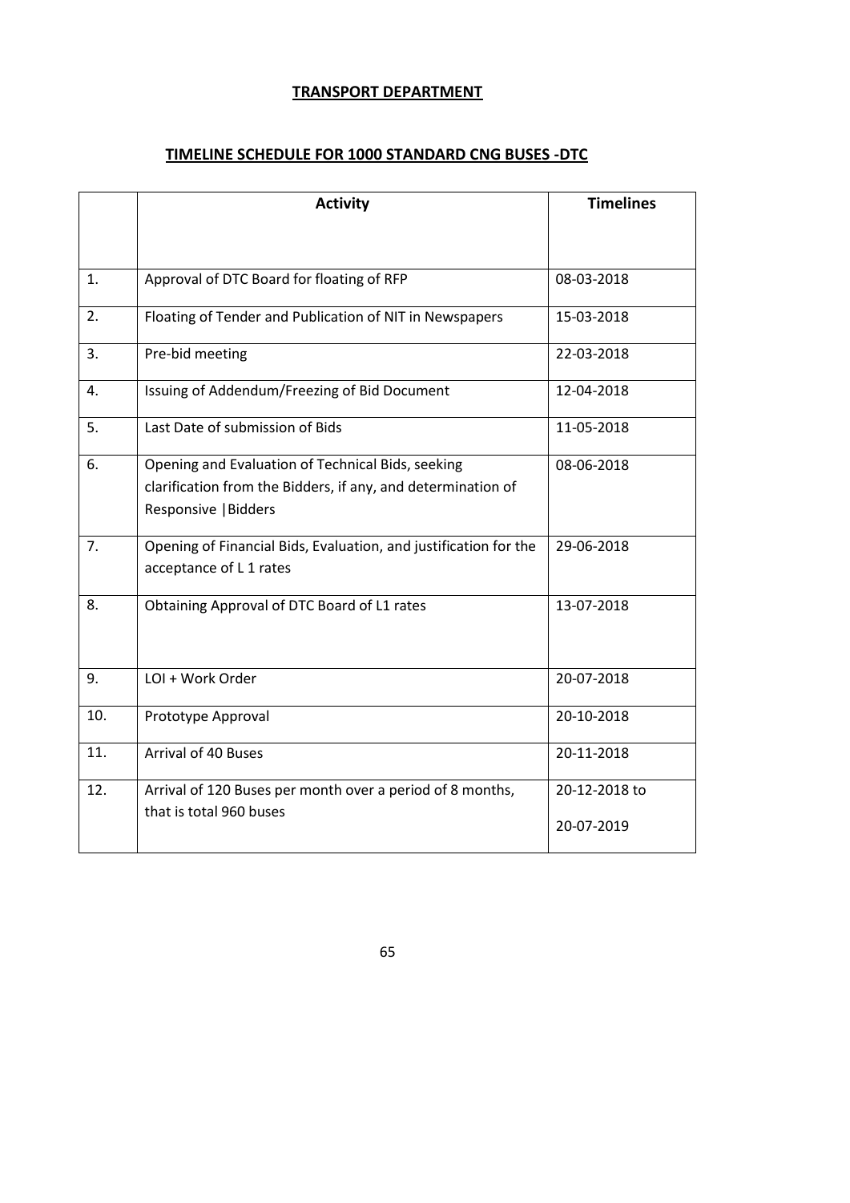## TRANSPORT DEPARTMENT

### TIMELINE SCHEDULE FOR 1000 STANDARD CNG BUSES -DTC

| | Activity | Timelines |
|---|---|---|
| 1. | Approval of DTC Board for floating of RFP | 08-03-2018 |
| 2. | Floating of Tender and Publication of NIT in Newspapers | 15-03-2018 |
| 3. | Pre-bid meeting | 22-03-2018 |
| 4. | Issuing of Addendum/Freezing of Bid Document | 12-04-2018 |
| 5. | Last Date of submission of Bids | 11-05-2018 |
| 6. | Opening and Evaluation of Technical Bids, seeking clarification from the Bidders, if any, and determination of Responsive \|Bidders | 08-06-2018 |
| 7. | Opening of Financial Bids, Evaluation, and justification for the acceptance of L 1 rates | 29-06-2018 |
| 8. | Obtaining Approval of DTC Board of L1 rates | 13-07-2018 |
| 9. | LOI + Work Order | 20-07-2018 |
| 10. | Prototype Approval | 20-10-2018 |
| 11. | Arrival of 40 Buses | 20-11-2018 |
| 12. | Arrival of 120 Buses per month over a period of 8 months, that is total 960 buses | 20-12-2018 to 20-07-2019 |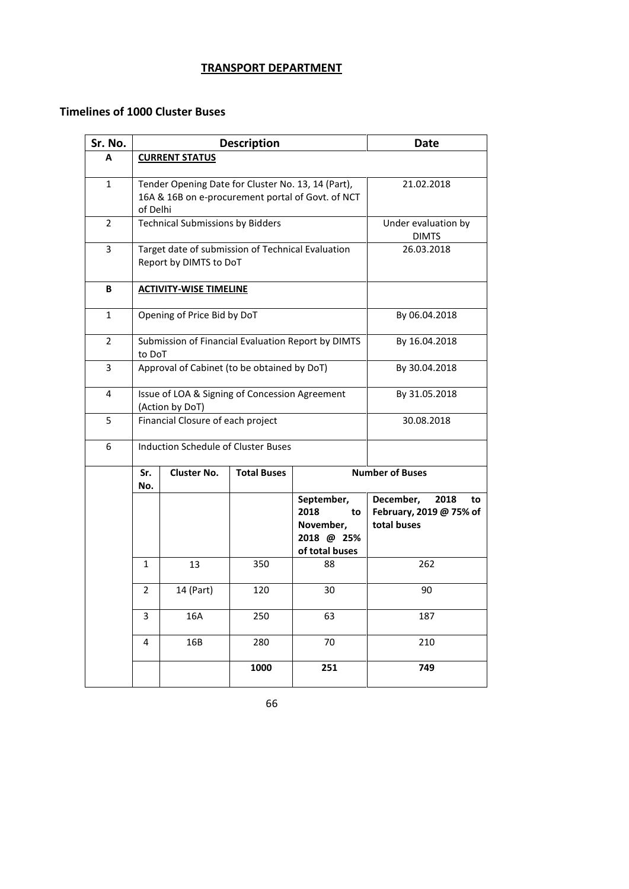# TRANSPORT DEPARTMENT

## Timelines of 1000 Cluster Buses

| Sr. No. | Description | | | | Date |
|---|---|---|---|---|---|
| **A** | **CURRENT STATUS** | | | | |
| 1 | Tender Opening Date for Cluster No. 13, 14 (Part), 16A & 16B on e-procurement portal of Govt. of NCT of Delhi | | | | 21.02.2018 |
| 2 | Technical Submissions by Bidders | | | | Under evaluation by DIMTS |
| 3 | Target date of submission of Technical Evaluation Report by DIMTS to DoT | | | | 26.03.2018 |
| **B** | **ACTIVITY-WISE TIMELINE** | | | | |
| 1 | Opening of Price Bid by DoT | | | | By 06.04.2018 |
| 2 | Submission of Financial Evaluation Report by DIMTS to DoT | | | | By 16.04.2018 |
| 3 | Approval of Cabinet (to be obtained by DoT) | | | | By 30.04.2018 |
| 4 | Issue of LOA & Signing of Concession Agreement (Action by DoT) | | | | By 31.05.2018 |
| 5 | Financial Closure of each project | | | | 30.08.2018 |
| 6 | Induction Schedule of Cluster Buses | | | | |
| | **Sr. No.** | **Cluster No.** | **Total Buses** | **Number of Buses** | |
| | | | | **September, 2018 to November, 2018 @ 25% of total buses** | **December, 2018 to February, 2019 @ 75% of total buses** |
| | 1 | 13 | 350 | 88 | 262 |
| | 2 | 14 (Part) | 120 | 30 | 90 |
| | 3 | 16A | 250 | 63 | 187 |
| | 4 | 16B | 280 | 70 | 210 |
| | | | **1000** | **251** | **749** |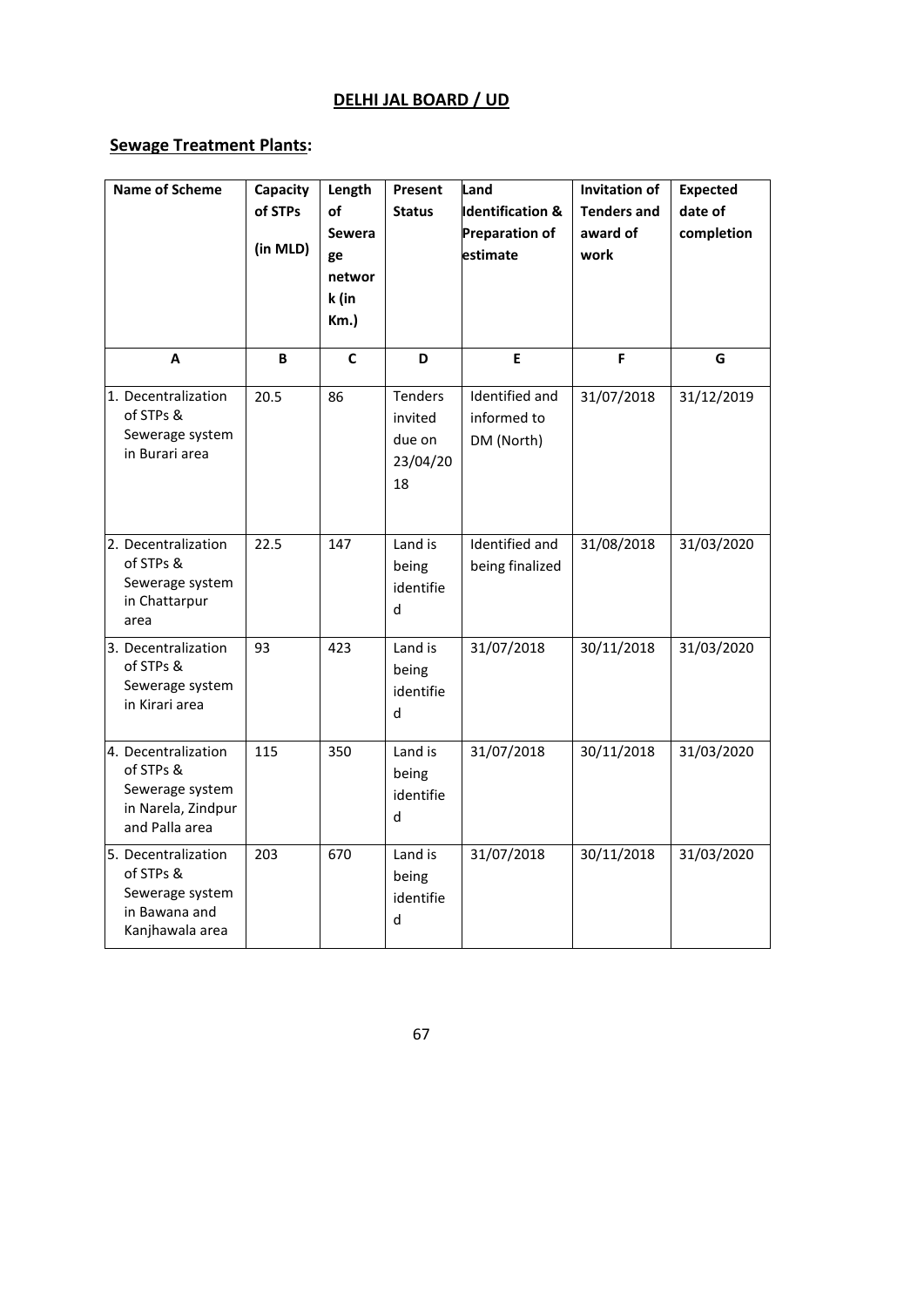## DELHI JAL BOARD / UD

### Sewage Treatment Plants:

| Name of Scheme | Capacity of STPs (in MLD) | Length of Sewerage network (in Km.) | Present Status | Land Identification & Preparation of estimate | Invitation of Tenders and award of work | Expected date of completion |
|---|---|---|---|---|---|---|
| A | B | C | D | E | F | G |
| 1. Decentralization of STPs & Sewerage system in Burari area | 20.5 | 86 | Tenders invited due on 23/04/2018 | Identified and informed to DM (North) | 31/07/2018 | 31/12/2019 |
| 2. Decentralization of STPs & Sewerage system in Chattarpur area | 22.5 | 147 | Land is being identified | Identified and being finalized | 31/08/2018 | 31/03/2020 |
| 3. Decentralization of STPs & Sewerage system in Kirari area | 93 | 423 | Land is being identified | 31/07/2018 | 30/11/2018 | 31/03/2020 |
| 4. Decentralization of STPs & Sewerage system in Narela, Zindpur and Palla area | 115 | 350 | Land is being identified | 31/07/2018 | 30/11/2018 | 31/03/2020 |
| 5. Decentralization of STPs & Sewerage system in Bawana and Kanjhawala area | 203 | 670 | Land is being identified | 31/07/2018 | 30/11/2018 | 31/03/2020 |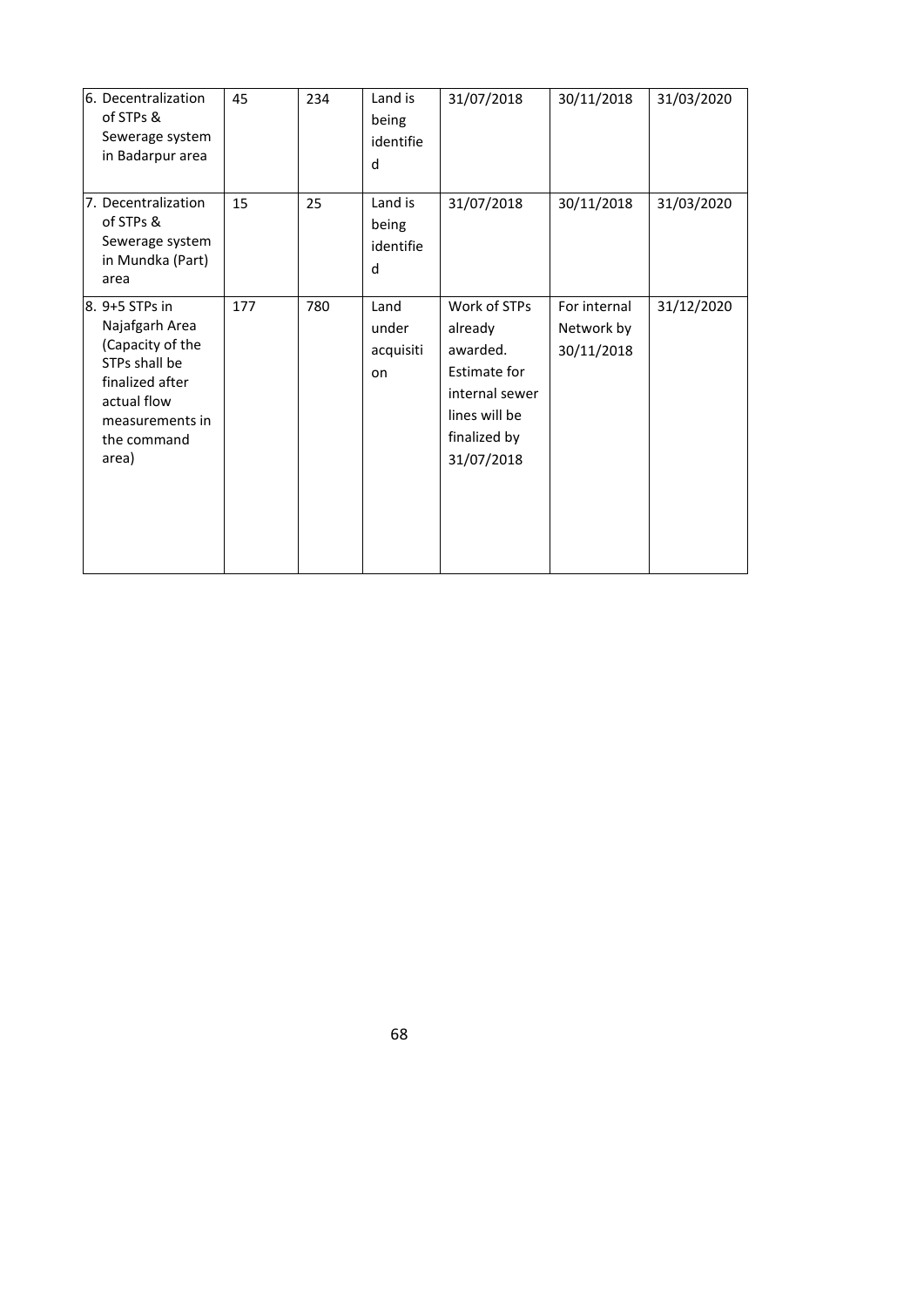| | | | | | | |
|---|---|---|---|---|---|---|
| 6. Decentralization of STPs & Sewerage system in Badarpur area | 45 | 234 | Land is being identified | 31/07/2018 | 30/11/2018 | 31/03/2020 |
| 7. Decentralization of STPs & Sewerage system in Mundka (Part) area | 15 | 25 | Land is being identified | 31/07/2018 | 30/11/2018 | 31/03/2020 |
| 8. 9+5 STPs in Najafgarh Area (Capacity of the STPs shall be finalized after actual flow measurements in the command area) | 177 | 780 | Land under acquisition | Work of STPs already awarded. Estimate for internal sewer lines will be finalized by 31/07/2018 | For internal Network by 30/11/2018 | 31/12/2020 |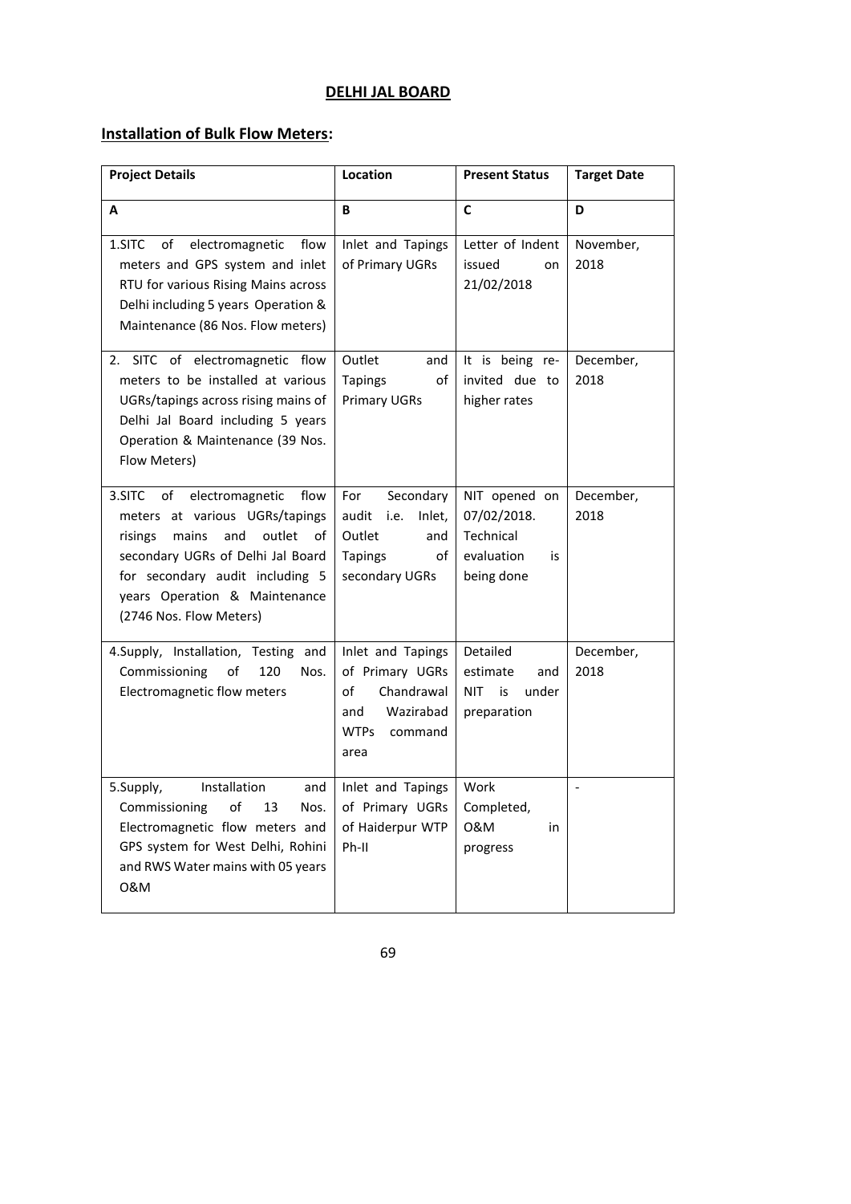# DELHI JAL BOARD

## Installation of Bulk Flow Meters:

| Project Details | Location | Present Status | Target Date |
|---|---|---|---|
| A | B | C | D |
| 1.SITC of electromagnetic flow meters and GPS system and inlet RTU for various Rising Mains across Delhi including 5 years Operation & Maintenance (86 Nos. Flow meters) | Inlet and Tapings of Primary UGRs | Letter of Indent issued on 21/02/2018 | November, 2018 |
| 2. SITC of electromagnetic flow meters to be installed at various UGRs/tapings across rising mains of Delhi Jal Board including 5 years Operation & Maintenance (39 Nos. Flow Meters) | Outlet and Tapings of Primary UGRs | It is being re-invited due to higher rates | December, 2018 |
| 3.SITC of electromagnetic flow meters at various UGRs/tapings risings mains and outlet of secondary UGRs of Delhi Jal Board for secondary audit including 5 years Operation & Maintenance (2746 Nos. Flow Meters) | For Secondary audit i.e. Inlet, Outlet and Tapings of secondary UGRs | NIT opened on 07/02/2018. Technical evaluation is being done | December, 2018 |
| 4.Supply, Installation, Testing and Commissioning of 120 Nos. Electromagnetic flow meters | Inlet and Tapings of Primary UGRs of Chandrawal and Wazirabad WTPs command area | Detailed estimate and NIT is under preparation | December, 2018 |
| 5.Supply, Installation and Commissioning of 13 Nos. Electromagnetic flow meters and GPS system for West Delhi, Rohini and RWS Water mains with 05 years O&M | Inlet and Tapings of Primary UGRs of Haiderpur WTP Ph-II | Work Completed, O&M in progress | - |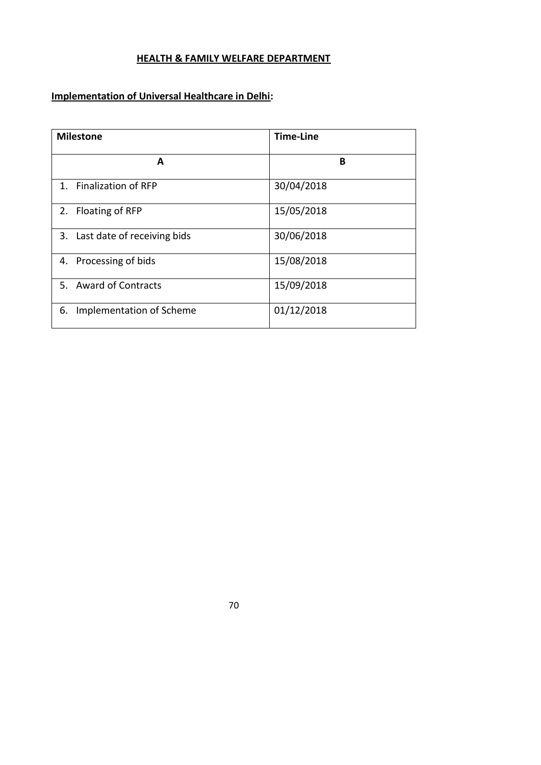## HEALTH & FAMILY WELFARE DEPARTMENT

### Implementation of Universal Healthcare in Delhi:

| Milestone | Time-Line |
|---|---|
| A | B |
| 1. Finalization of RFP | 30/04/2018 |
| 2. Floating of RFP | 15/05/2018 |
| 3. Last date of receiving bids | 30/06/2018 |
| 4. Processing of bids | 15/08/2018 |
| 5. Award of Contracts | 15/09/2018 |
| 6. Implementation of Scheme | 01/12/2018 |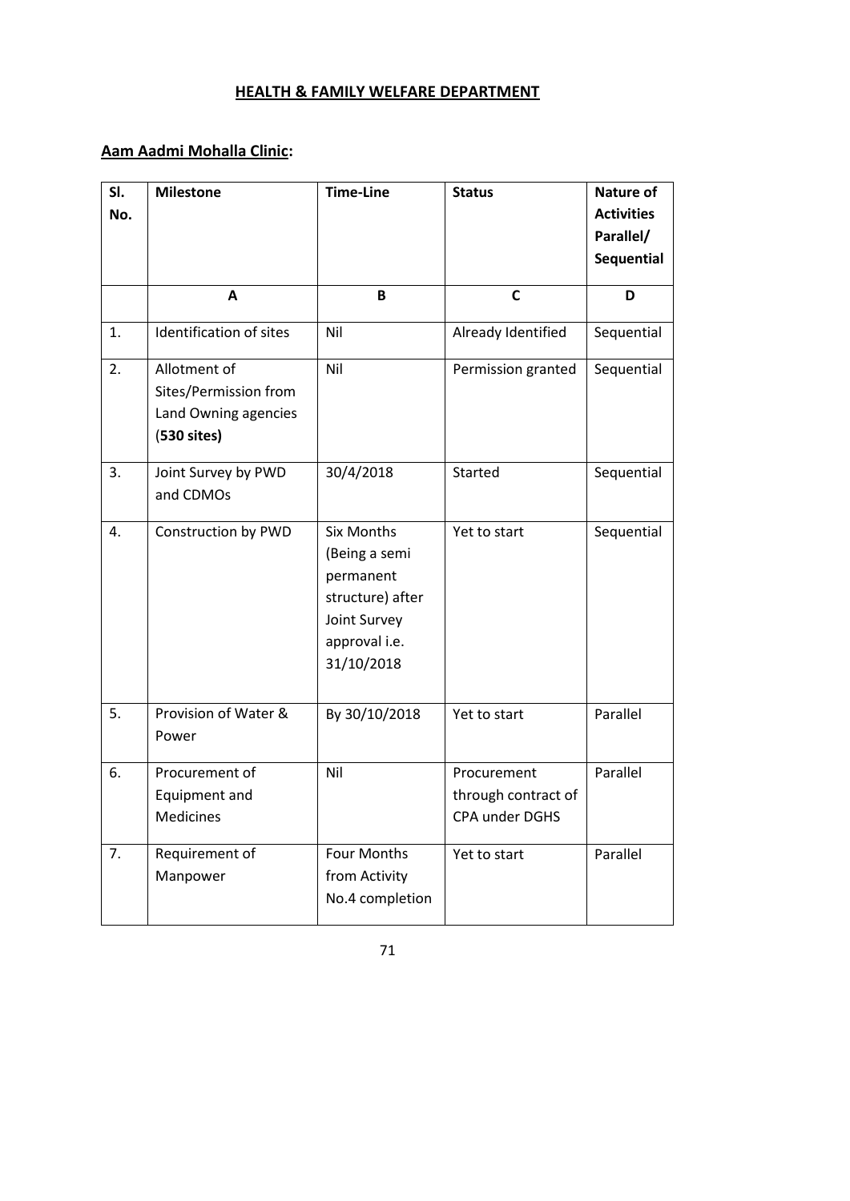## HEALTH & FAMILY WELFARE DEPARTMENT

### Aam Aadmi Mohalla Clinic:

| Sl. No. | Milestone | Time-Line | Status | Nature of Activities Parallel/ Sequential |
|---|---|---|---|---|
| | **A** | **B** | **C** | **D** |
| 1. | Identification of sites | Nil | Already Identified | Sequential |
| 2. | Allotment of Sites/Permission from Land Owning agencies (**530 sites**) | Nil | Permission granted | Sequential |
| 3. | Joint Survey by PWD and CDMOs | 30/4/2018 | Started | Sequential |
| 4. | Construction by PWD | Six Months (Being a semi permanent structure) after Joint Survey approval i.e. 31/10/2018 | Yet to start | Sequential |
| 5. | Provision of Water & Power | By 30/10/2018 | Yet to start | Parallel |
| 6. | Procurement of Equipment and Medicines | Nil | Procurement through contract of CPA under DGHS | Parallel |
| 7. | Requirement of Manpower | Four Months from Activity No.4 completion | Yet to start | Parallel |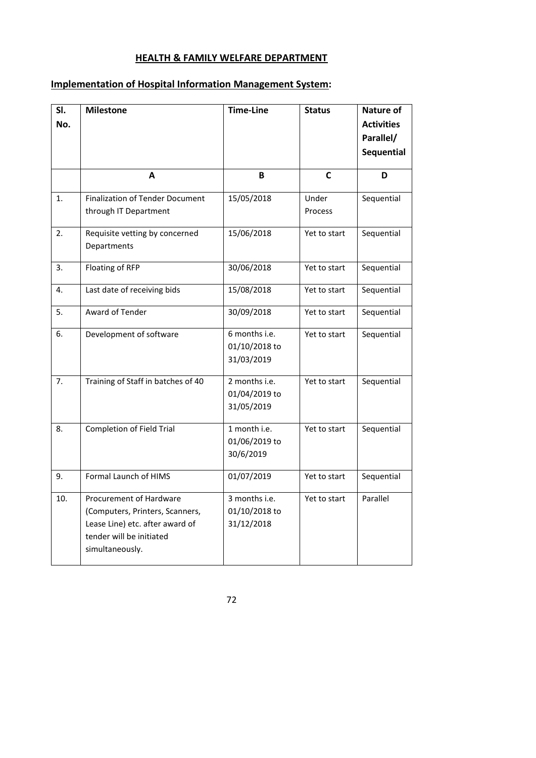## HEALTH & FAMILY WELFARE DEPARTMENT

### Implementation of Hospital Information Management System:

| Sl. No. | Milestone | Time-Line | Status | Nature of Activities Parallel/ Sequential |
|---|---|---|---|---|
| | A | B | C | D |
| 1. | Finalization of Tender Document through IT Department | 15/05/2018 | Under Process | Sequential |
| 2. | Requisite vetting by concerned Departments | 15/06/2018 | Yet to start | Sequential |
| 3. | Floating of RFP | 30/06/2018 | Yet to start | Sequential |
| 4. | Last date of receiving bids | 15/08/2018 | Yet to start | Sequential |
| 5. | Award of Tender | 30/09/2018 | Yet to start | Sequential |
| 6. | Development of software | 6 months i.e. 01/10/2018 to 31/03/2019 | Yet to start | Sequential |
| 7. | Training of Staff in batches of 40 | 2 months i.e. 01/04/2019 to 31/05/2019 | Yet to start | Sequential |
| 8. | Completion of Field Trial | 1 month i.e. 01/06/2019 to 30/6/2019 | Yet to start | Sequential |
| 9. | Formal Launch of HIMS | 01/07/2019 | Yet to start | Sequential |
| 10. | Procurement of Hardware (Computers, Printers, Scanners, Lease Line) etc. after award of tender will be initiated simultaneously. | 3 months i.e. 01/10/2018 to 31/12/2018 | Yet to start | Parallel |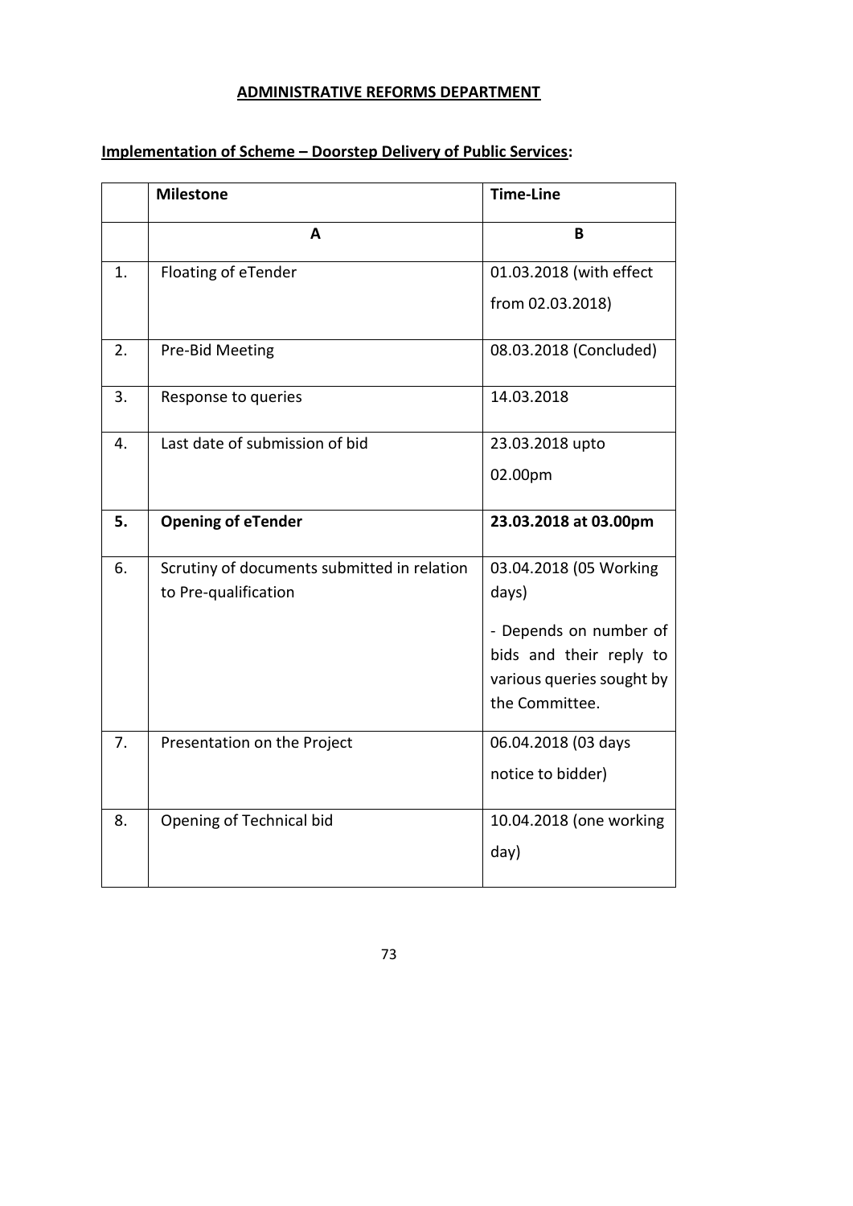## **ADMINISTRATIVE REFORMS DEPARTMENT**

### **Implementation of Scheme – Doorstep Delivery of Public Services:**

| | **Milestone** | **Time-Line** |
|---|---|---|
| | **A** | **B** |
| 1. | Floating of eTender | 01.03.2018 (with effect from 02.03.2018) |
| 2. | Pre-Bid Meeting | 08.03.2018 (Concluded) |
| 3. | Response to queries | 14.03.2018 |
| 4. | Last date of submission of bid | 23.03.2018 upto 02.00pm |
| **5.** | **Opening of eTender** | **23.03.2018 at 03.00pm** |
| 6. | Scrutiny of documents submitted in relation to Pre-qualification | 03.04.2018 (05 Working days)<br><br>- Depends on number of bids and their reply to various queries sought by the Committee. |
| 7. | Presentation on the Project | 06.04.2018 (03 days notice to bidder) |
| 8. | Opening of Technical bid | 10.04.2018 (one working day) |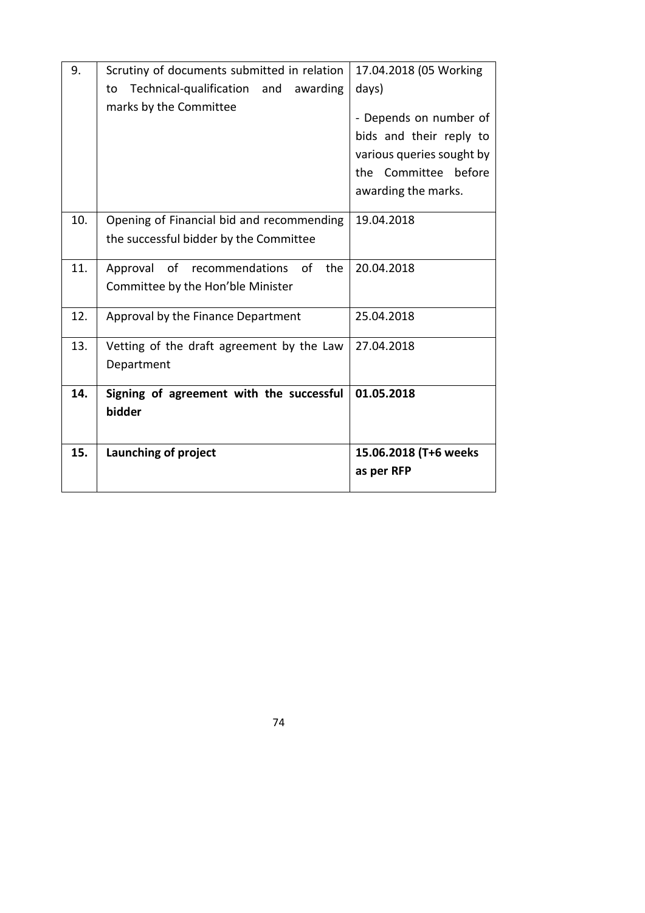| | | |
|---|---|---|
| 9. | Scrutiny of documents submitted in relation to Technical-qualification and awarding marks by the Committee | 17.04.2018 (05 Working days)<br><br>- Depends on number of bids and their reply to various queries sought by the Committee before awarding the marks. |
| 10. | Opening of Financial bid and recommending the successful bidder by the Committee | 19.04.2018 |
| 11. | Approval of recommendations of the Committee by the Hon'ble Minister | 20.04.2018 |
| 12. | Approval by the Finance Department | 25.04.2018 |
| 13. | Vetting of the draft agreement by the Law Department | 27.04.2018 |
| **14.** | **Signing of agreement with the successful bidder** | **01.05.2018** |
| **15.** | **Launching of project** | **15.06.2018 (T+6 weeks as per RFP** |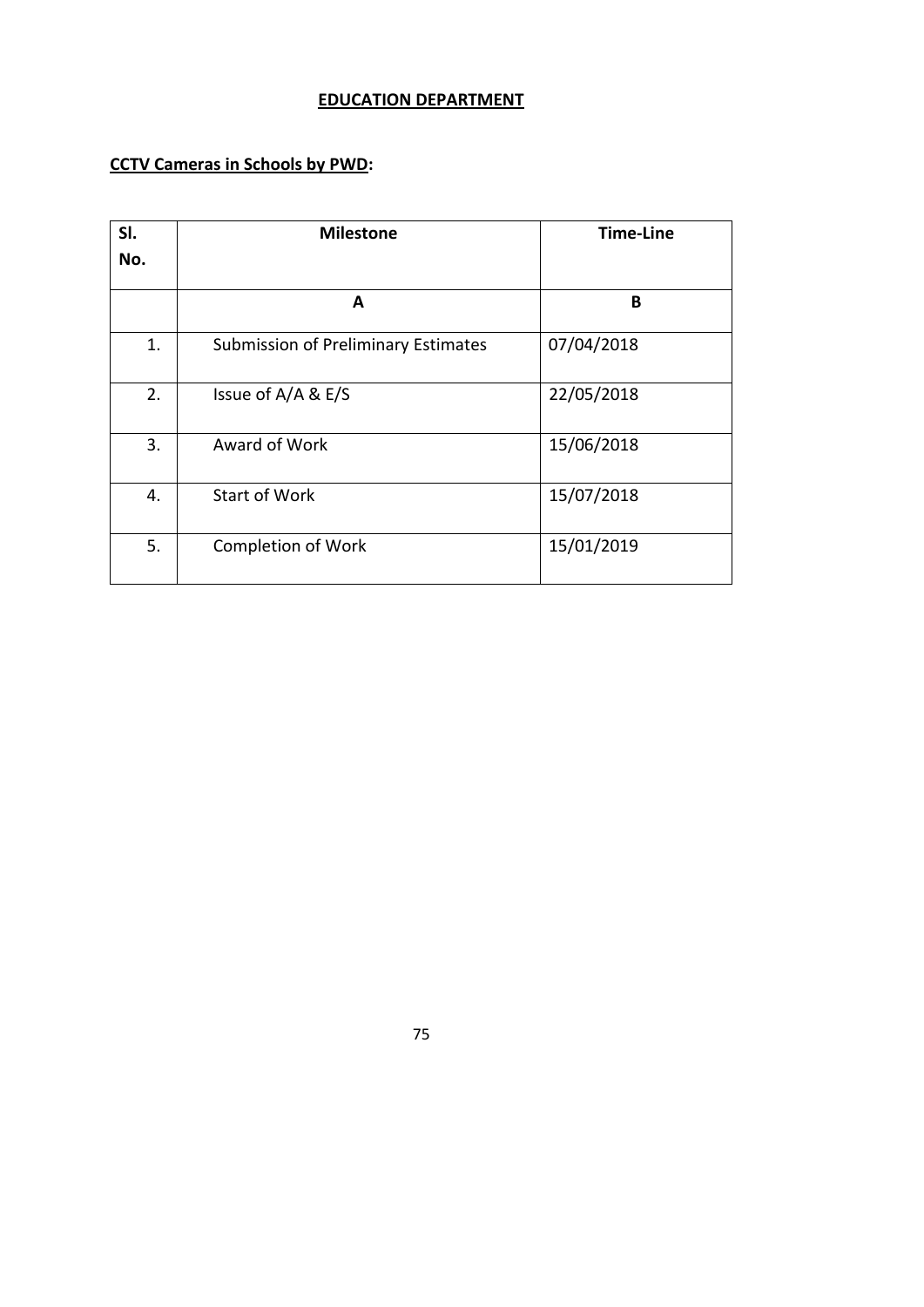## EDUCATION DEPARTMENT

### CCTV Cameras in Schools by PWD:

| Sl. No. | Milestone | Time-Line |
|---|---|---|
| | **A** | **B** |
| 1. | Submission of Preliminary Estimates | 07/04/2018 |
| 2. | Issue of A/A & E/S | 22/05/2018 |
| 3. | Award of Work | 15/06/2018 |
| 4. | Start of Work | 15/07/2018 |
| 5. | Completion of Work | 15/01/2019 |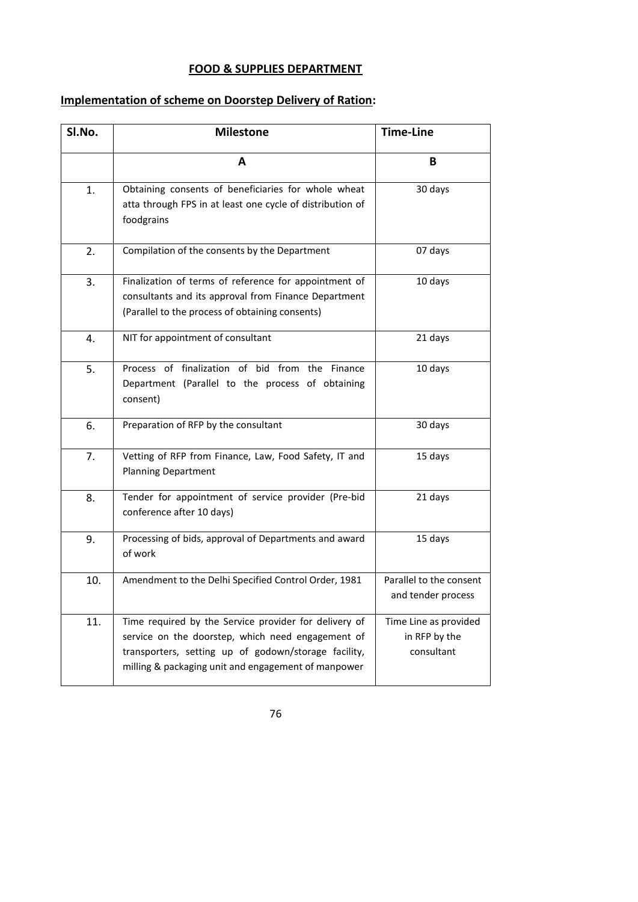## FOOD & SUPPLIES DEPARTMENT

### Implementation of scheme on Doorstep Delivery of Ration:

| Sl.No. | Milestone | Time-Line |
|---|---|---|
| | A | B |
| 1. | Obtaining consents of beneficiaries for whole wheat atta through FPS in at least one cycle of distribution of foodgrains | 30 days |
| 2. | Compilation of the consents by the Department | 07 days |
| 3. | Finalization of terms of reference for appointment of consultants and its approval from Finance Department (Parallel to the process of obtaining consents) | 10 days |
| 4. | NIT for appointment of consultant | 21 days |
| 5. | Process of finalization of bid from the Finance Department (Parallel to the process of obtaining consent) | 10 days |
| 6. | Preparation of RFP by the consultant | 30 days |
| 7. | Vetting of RFP from Finance, Law, Food Safety, IT and Planning Department | 15 days |
| 8. | Tender for appointment of service provider (Pre-bid conference after 10 days) | 21 days |
| 9. | Processing of bids, approval of Departments and award of work | 15 days |
| 10. | Amendment to the Delhi Specified Control Order, 1981 | Parallel to the consent and tender process |
| 11. | Time required by the Service provider for delivery of service on the doorstep, which need engagement of transporters, setting up of godown/storage facility, milling & packaging unit and engagement of manpower | Time Line as provided in RFP by the consultant |